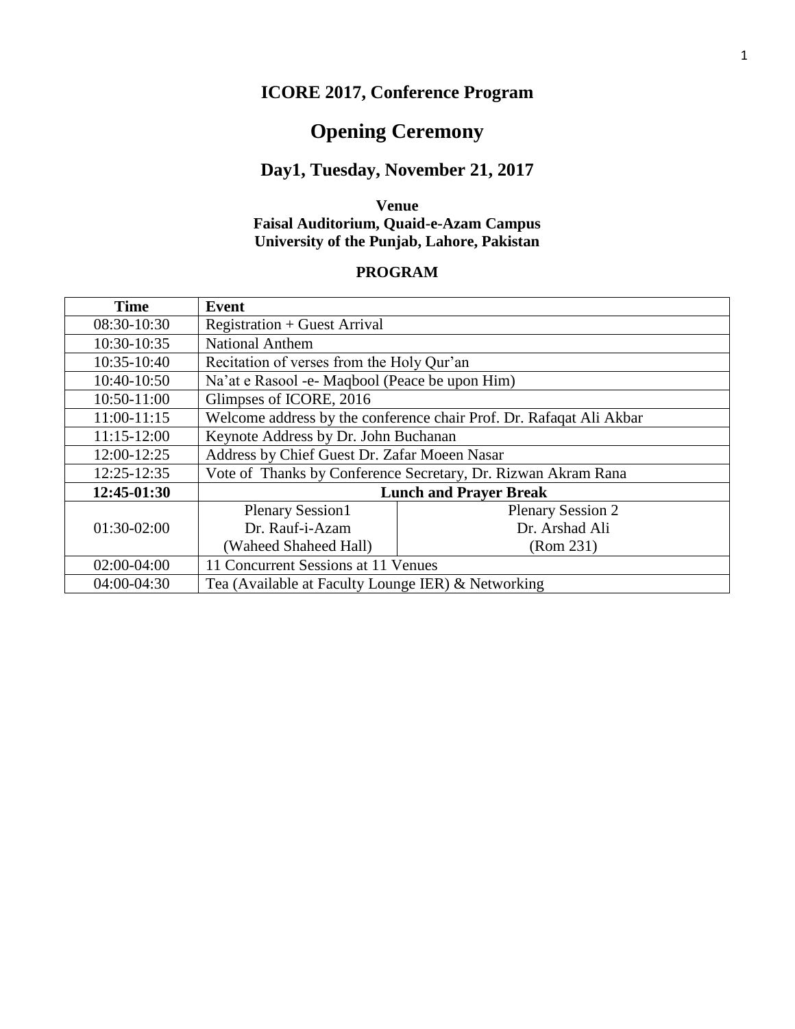# ICORE 2017, Conference Program

## Opening Ceremony

### Day1, Tuesday, November 21, 2017

**Venue**
**Faisal Auditorium, Quaid-e-Azam Campus**
**University of the Punjab, Lahore, Pakistan**

**PROGRAM**

| Time | Event | |
|---|---|---|
| 08:30-10:30 | Registration + Guest Arrival | |
| 10:30-10:35 | National Anthem | |
| 10:35-10:40 | Recitation of verses from the Holy Qur'an | |
| 10:40-10:50 | Na'at e Rasool -e- Maqbool (Peace be upon Him) | |
| 10:50-11:00 | Glimpses of ICORE, 2016 | |
| 11:00-11:15 | Welcome address by the conference chair Prof. Dr. Rafaqat Ali Akbar | |
| 11:15-12:00 | Keynote Address by Dr. John Buchanan | |
| 12:00-12:25 | Address by Chief Guest Dr. Zafar Moeen Nasar | |
| 12:25-12:35 | Vote of Thanks by Conference Secretary, Dr. Rizwan Akram Rana | |
| **12:45-01:30** | **Lunch and Prayer Break** | |
| 01:30-02:00 | Plenary Session1<br>Dr. Rauf-i-Azam<br>(Waheed Shaheed Hall) | Plenary Session 2<br>Dr. Arshad Ali<br>(Rom 231) |
| 02:00-04:00 | 11 Concurrent Sessions at 11 Venues | |
| 04:00-04:30 | Tea (Available at Faculty Lounge IER) & Networking | |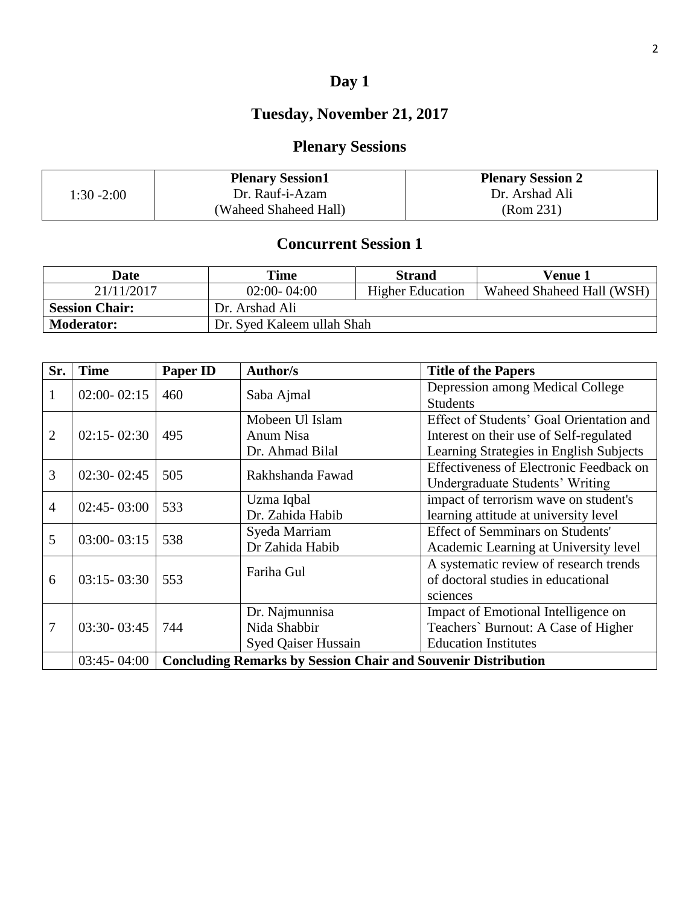# Day 1

## Tuesday, November 21, 2017

## Plenary Sessions

| 1:30 -2:00 | **Plenary Session1**<br>Dr. Rauf-i-Azam<br>(Waheed Shaheed Hall) | **Plenary Session 2**<br>Dr. Arshad Ali<br>(Rom 231) |
|---|---|---|

## Concurrent Session 1

| **Date** | **Time** | **Strand** | **Venue 1** |
|---|---|---|---|
| 21/11/2017 | 02:00- 04:00 | Higher Education | Waheed Shaheed Hall (WSH) |
| **Session Chair:** | Dr. Arshad Ali | | |
| **Moderator:** | Dr. Syed Kaleem ullah Shah | | |

| **Sr.** | **Time** | **Paper ID** | **Author/s** | **Title of the Papers** |
|---|---|---|---|---|
| 1 | 02:00- 02:15 | 460 | Saba Ajmal | Depression among Medical College Students |
| 2 | 02:15- 02:30 | 495 | Mobeen Ul Islam<br>Anum Nisa<br>Dr. Ahmad Bilal | Effect of Students' Goal Orientation and Interest on their use of Self-regulated Learning Strategies in English Subjects |
| 3 | 02:30- 02:45 | 505 | Rakhshanda Fawad | Effectiveness of Electronic Feedback on Undergraduate Students' Writing |
| 4 | 02:45- 03:00 | 533 | Uzma Iqbal<br>Dr. Zahida Habib | impact of terrorism wave on student's learning attitude at university level |
| 5 | 03:00- 03:15 | 538 | Syeda Marriam<br>Dr Zahida Habib | Effect of Semminars on Students' Academic Learning at University level |
| 6 | 03:15- 03:30 | 553 | Fariha Gul | A systematic review of research trends of doctoral studies in educational sciences |
| 7 | 03:30- 03:45 | 744 | Dr. Najmunnisa<br>Nida Shabbir<br>Syed Qaiser Hussain | Impact of Emotional Intelligence on Teachers` Burnout: A Case of Higher Education Institutes |
| | 03:45- 04:00 | **Concluding Remarks by Session Chair and Souvenir Distribution** | | |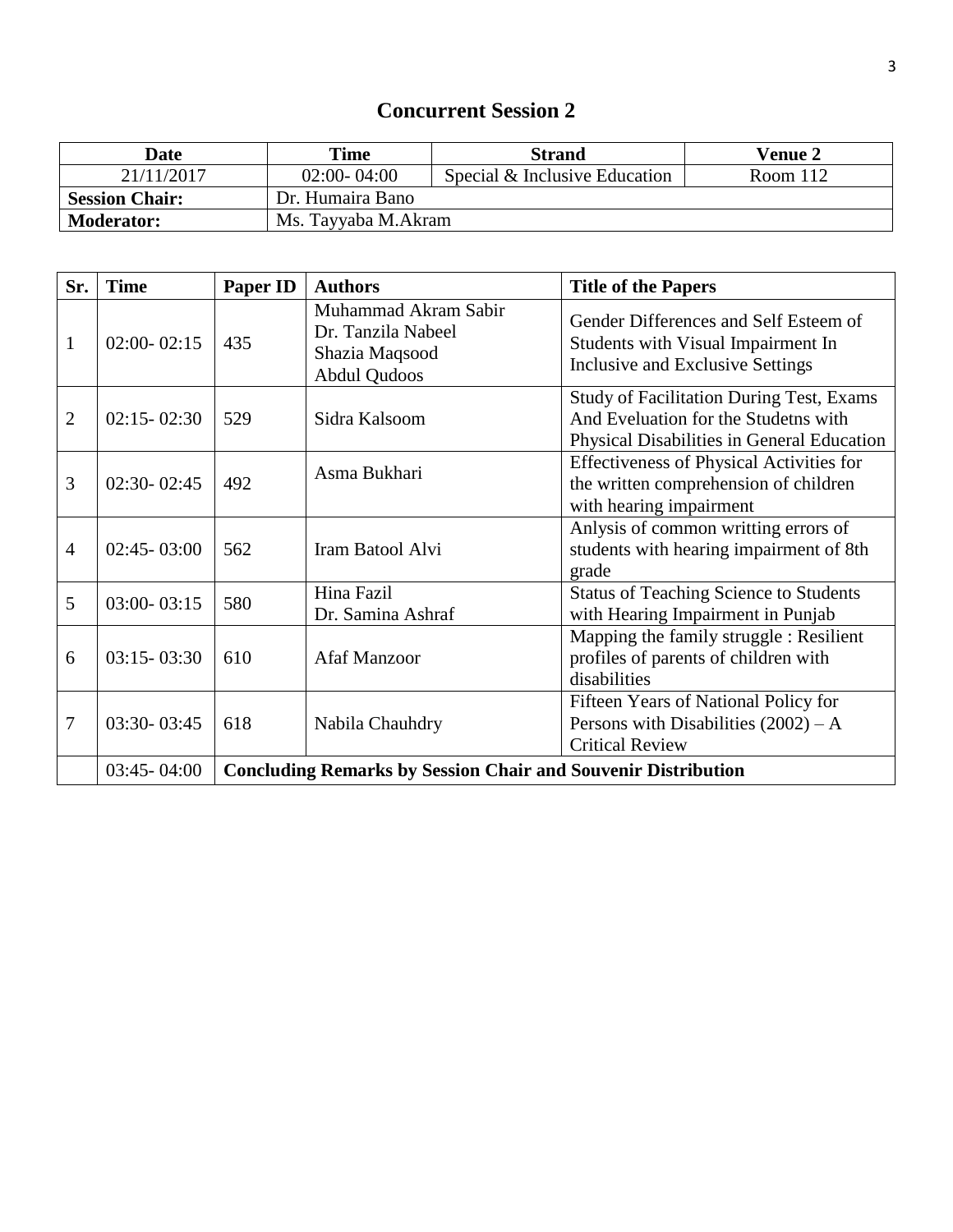## Concurrent Session 2

| Date | Time | Strand | Venue 2 |
|---|---|---|---|
| 21/11/2017 | 02:00- 04:00 | Special & Inclusive Education | Room 112 |
| **Session Chair:** | Dr. Humaira Bano | | |
| **Moderator:** | Ms. Tayyaba M.Akram | | |

| Sr. | Time | Paper ID | Authors | Title of the Papers |
|---|---|---|---|---|
| 1 | 02:00- 02:15 | 435 | Muhammad Akram Sabir<br>Dr. Tanzila Nabeel<br>Shazia Maqsood<br>Abdul Qudoos | Gender Differences and Self Esteem of Students with Visual Impairment In Inclusive and Exclusive Settings |
| 2 | 02:15- 02:30 | 529 | Sidra Kalsoom | Study of Facilitation During Test, Exams And Eveluation for the Studetns with Physical Disabilities in General Education |
| 3 | 02:30- 02:45 | 492 | Asma Bukhari | Effectiveness of Physical Activities for the written comprehension of children with hearing impairment |
| 4 | 02:45- 03:00 | 562 | Iram Batool Alvi | Anlysis of common writting errors of students with hearing impairment of 8th grade |
| 5 | 03:00- 03:15 | 580 | Hina Fazil<br>Dr. Samina Ashraf | Status of Teaching Science to Students with Hearing Impairment in Punjab |
| 6 | 03:15- 03:30 | 610 | Afaf Manzoor | Mapping the family struggle : Resilient profiles of parents of children with disabilities |
| 7 | 03:30- 03:45 | 618 | Nabila Chauhdry | Fifteen Years of National Policy for Persons with Disabilities (2002) – A Critical Review |
| | 03:45- 04:00 | **Concluding Remarks by Session Chair and Souvenir Distribution** | | |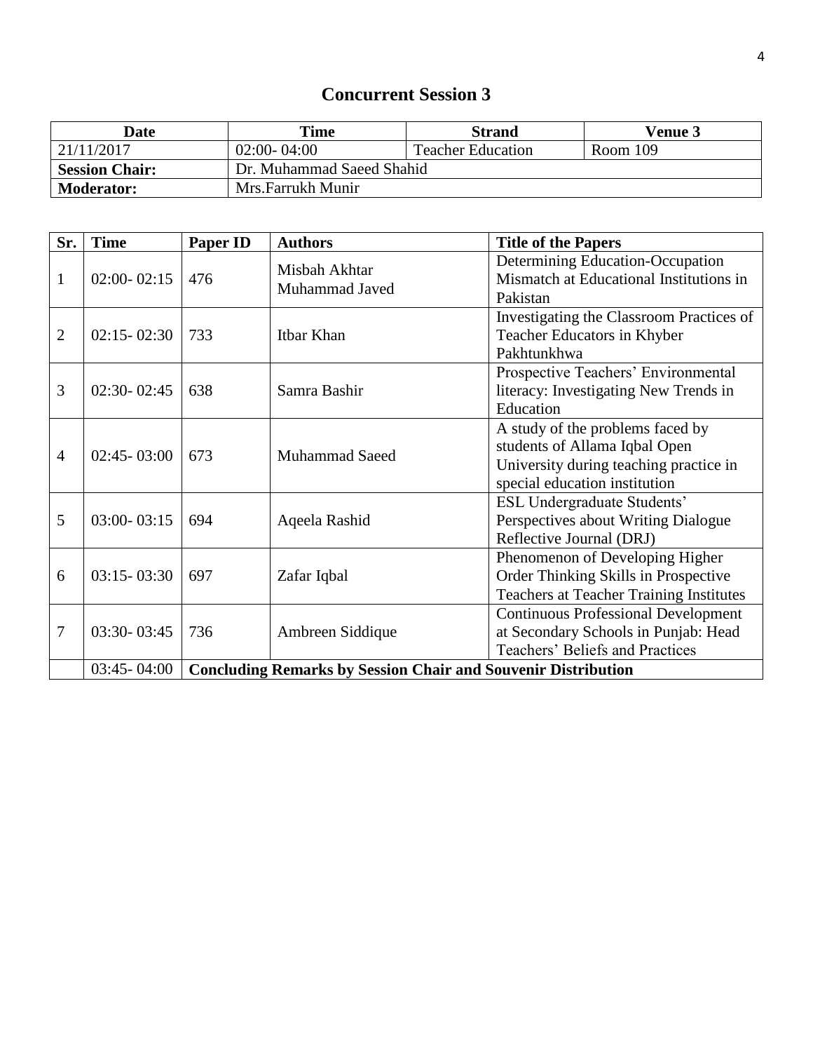## Concurrent Session 3

| Date | Time | Strand | Venue 3 |
|---|---|---|---|
| 21/11/2017 | 02:00- 04:00 | Teacher Education | Room 109 |
| **Session Chair:** | Dr. Muhammad Saeed Shahid | | |
| **Moderator:** | Mrs.Farrukh Munir | | |

| Sr. | Time | Paper ID | Authors | Title of the Papers |
|---|---|---|---|---|
| 1 | 02:00- 02:15 | 476 | Misbah Akhtar<br>Muhammad Javed | Determining Education-Occupation Mismatch at Educational Institutions in Pakistan |
| 2 | 02:15- 02:30 | 733 | Itbar Khan | Investigating the Classroom Practices of Teacher Educators in Khyber Pakhtunkhwa |
| 3 | 02:30- 02:45 | 638 | Samra Bashir | Prospective Teachers' Environmental literacy: Investigating New Trends in Education |
| 4 | 02:45- 03:00 | 673 | Muhammad Saeed | A study of the problems faced by students of Allama Iqbal Open University during teaching practice in special education institution |
| 5 | 03:00- 03:15 | 694 | Aqeela Rashid | ESL Undergraduate Students' Perspectives about Writing Dialogue Reflective Journal (DRJ) |
| 6 | 03:15- 03:30 | 697 | Zafar Iqbal | Phenomenon of Developing Higher Order Thinking Skills in Prospective Teachers at Teacher Training Institutes |
| 7 | 03:30- 03:45 | 736 | Ambreen Siddique | Continuous Professional Development at Secondary Schools in Punjab: Head Teachers' Beliefs and Practices |
| | 03:45- 04:00 | **Concluding Remarks by Session Chair and Souvenir Distribution** | | |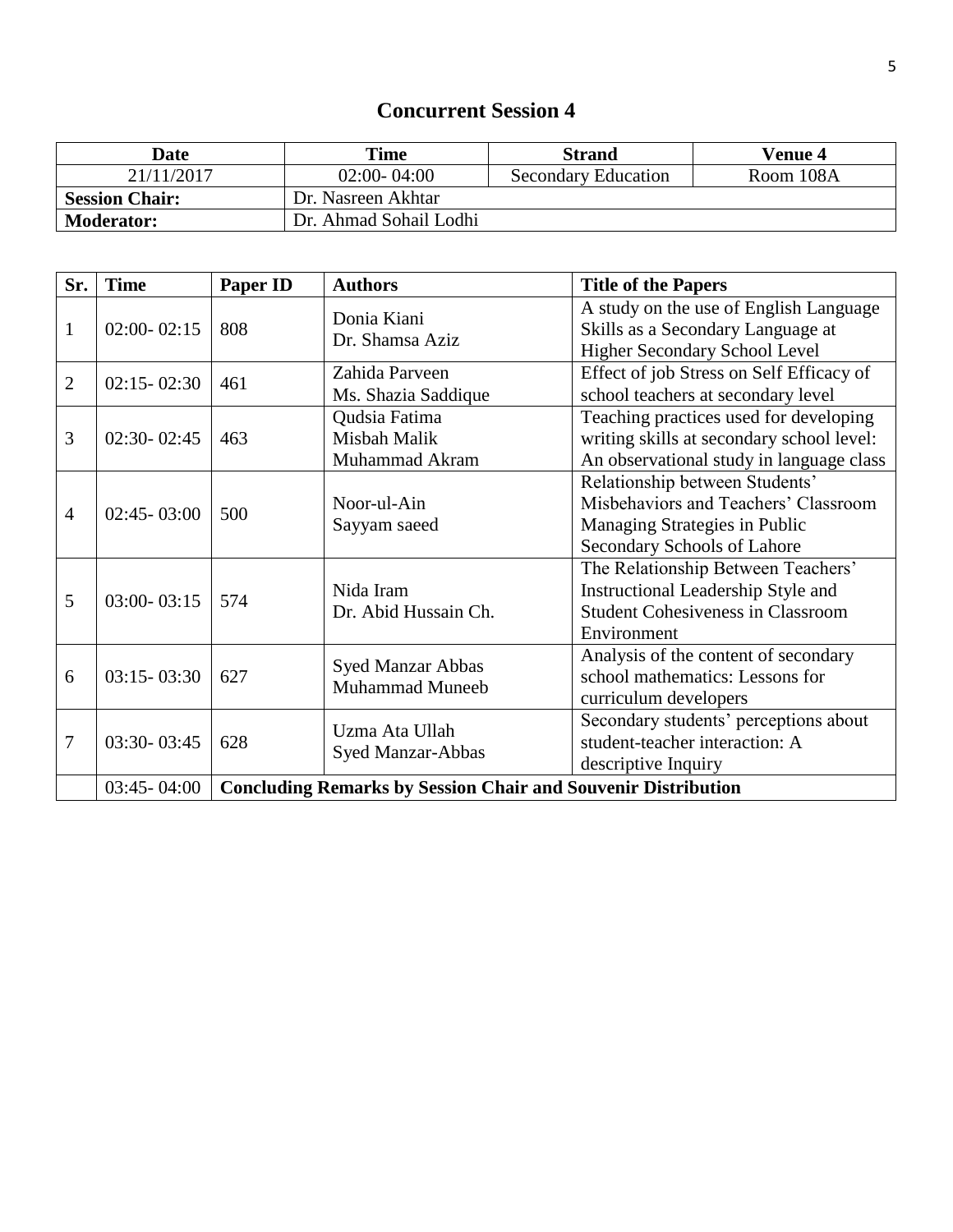# Concurrent Session 4

| Date | Time | Strand | Venue 4 |
|---|---|---|---|
| 21/11/2017 | 02:00- 04:00 | Secondary Education | Room 108A |
| **Session Chair:** | Dr. Nasreen Akhtar | | |
| **Moderator:** | Dr. Ahmad Sohail Lodhi | | |

| Sr. | Time | Paper ID | Authors | Title of the Papers |
|---|---|---|---|---|
| 1 | 02:00- 02:15 | 808 | Donia Kiani<br>Dr. Shamsa Aziz | A study on the use of English Language Skills as a Secondary Language at Higher Secondary School Level |
| 2 | 02:15- 02:30 | 461 | Zahida Parveen<br>Ms. Shazia Saddique | Effect of job Stress on Self Efficacy of school teachers at secondary level |
| 3 | 02:30- 02:45 | 463 | Qudsia Fatima<br>Misbah Malik<br>Muhammad Akram | Teaching practices used for developing writing skills at secondary school level: An observational study in language class |
| 4 | 02:45- 03:00 | 500 | Noor-ul-Ain<br>Sayyam saeed | Relationship between Students' Misbehaviors and Teachers' Classroom Managing Strategies in Public Secondary Schools of Lahore |
| 5 | 03:00- 03:15 | 574 | Nida Iram<br>Dr. Abid Hussain Ch. | The Relationship Between Teachers' Instructional Leadership Style and Student Cohesiveness in Classroom Environment |
| 6 | 03:15- 03:30 | 627 | Syed Manzar Abbas<br>Muhammad Muneeb | Analysis of the content of secondary school mathematics: Lessons for curriculum developers |
| 7 | 03:30- 03:45 | 628 | Uzma Ata Ullah<br>Syed Manzar-Abbas | Secondary students' perceptions about student-teacher interaction: A descriptive Inquiry |
| | 03:45- 04:00 | **Concluding Remarks by Session Chair and Souvenir Distribution** | | |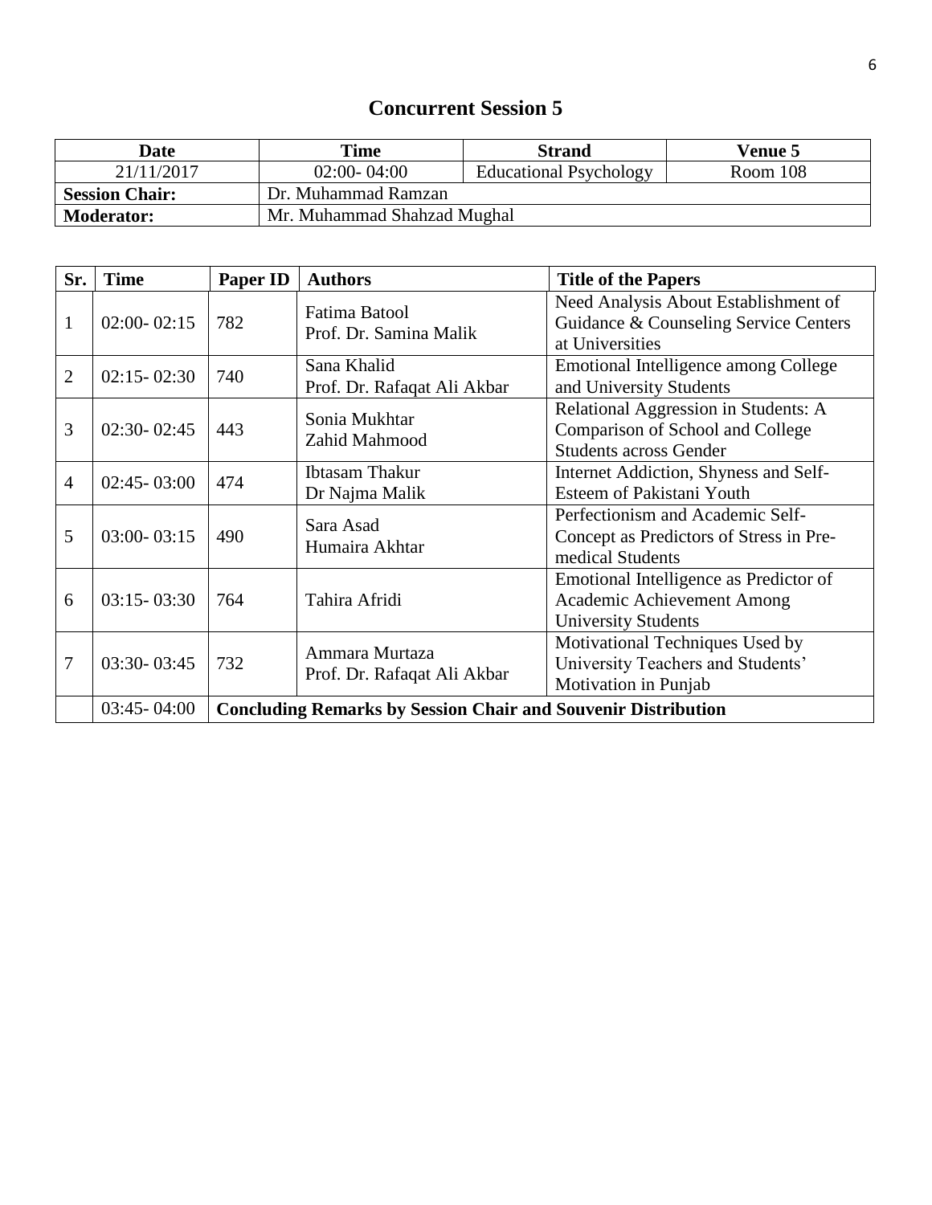# Concurrent Session 5

| Date | Time | Strand | Venue 5 |
|---|---|---|---|
| 21/11/2017 | 02:00- 04:00 | Educational Psychology | Room 108 |
| **Session Chair:** | Dr. Muhammad Ramzan | | |
| **Moderator:** | Mr. Muhammad Shahzad Mughal | | |

| Sr. | Time | Paper ID | Authors | Title of the Papers |
|---|---|---|---|---|
| 1 | 02:00- 02:15 | 782 | Fatima Batool<br>Prof. Dr. Samina Malik | Need Analysis About Establishment of Guidance & Counseling Service Centers at Universities |
| 2 | 02:15- 02:30 | 740 | Sana Khalid<br>Prof. Dr. Rafaqat Ali Akbar | Emotional Intelligence among College and University Students |
| 3 | 02:30- 02:45 | 443 | Sonia Mukhtar<br>Zahid Mahmood | Relational Aggression in Students: A Comparison of School and College Students across Gender |
| 4 | 02:45- 03:00 | 474 | Ibtasam Thakur<br>Dr Najma Malik | Internet Addiction, Shyness and Self-Esteem of Pakistani Youth |
| 5 | 03:00- 03:15 | 490 | Sara Asad<br>Humaira Akhtar | Perfectionism and Academic Self-Concept as Predictors of Stress in Pre-medical Students |
| 6 | 03:15- 03:30 | 764 | Tahira Afridi | Emotional Intelligence as Predictor of Academic Achievement Among University Students |
| 7 | 03:30- 03:45 | 732 | Ammara Murtaza<br>Prof. Dr. Rafaqat Ali Akbar | Motivational Techniques Used by University Teachers and Students' Motivation in Punjab |
| | 03:45- 04:00 | **Concluding Remarks by Session Chair and Souvenir Distribution** | | |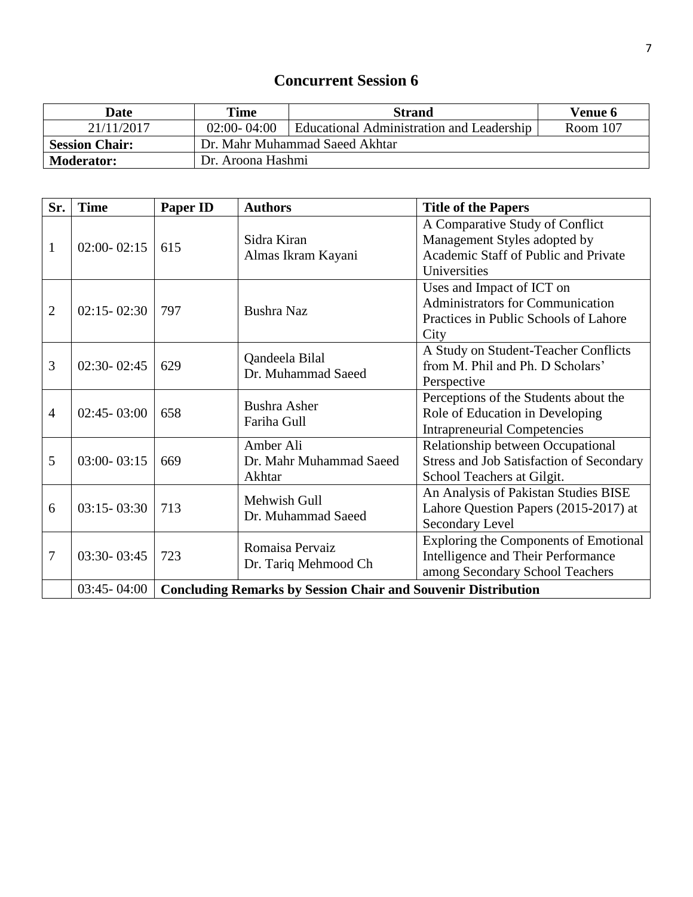# Concurrent Session 6

| Date | Time | Strand | Venue 6 |
|---|---|---|---|
| 21/11/2017 | 02:00- 04:00 | Educational Administration and Leadership | Room 107 |
| **Session Chair:** | Dr. Mahr Muhammad Saeed Akhtar | | |
| **Moderator:** | Dr. Aroona Hashmi | | |

| Sr. | Time | Paper ID | Authors | Title of the Papers |
|---|---|---|---|---|
| 1 | 02:00- 02:15 | 615 | Sidra Kiran<br>Almas Ikram Kayani | A Comparative Study of Conflict Management Styles adopted by Academic Staff of Public and Private Universities |
| 2 | 02:15- 02:30 | 797 | Bushra Naz | Uses and Impact of ICT on Administrators for Communication Practices in Public Schools of Lahore City |
| 3 | 02:30- 02:45 | 629 | Qandeela Bilal<br>Dr. Muhammad Saeed | A Study on Student-Teacher Conflicts from M. Phil and Ph. D Scholars' Perspective |
| 4 | 02:45- 03:00 | 658 | Bushra Asher<br>Fariha Gull | Perceptions of the Students about the Role of Education in Developing Intrapreneurial Competencies |
| 5 | 03:00- 03:15 | 669 | Amber Ali<br>Dr. Mahr Muhammad Saeed Akhtar | Relationship between Occupational Stress and Job Satisfaction of Secondary School Teachers at Gilgit. |
| 6 | 03:15- 03:30 | 713 | Mehwish Gull<br>Dr. Muhammad Saeed | An Analysis of Pakistan Studies BISE Lahore Question Papers (2015-2017) at Secondary Level |
| 7 | 03:30- 03:45 | 723 | Romaisa Pervaiz<br>Dr. Tariq Mehmood Ch | Exploring the Components of Emotional Intelligence and Their Performance among Secondary School Teachers |
| | 03:45- 04:00 | **Concluding Remarks by Session Chair and Souvenir Distribution** | | |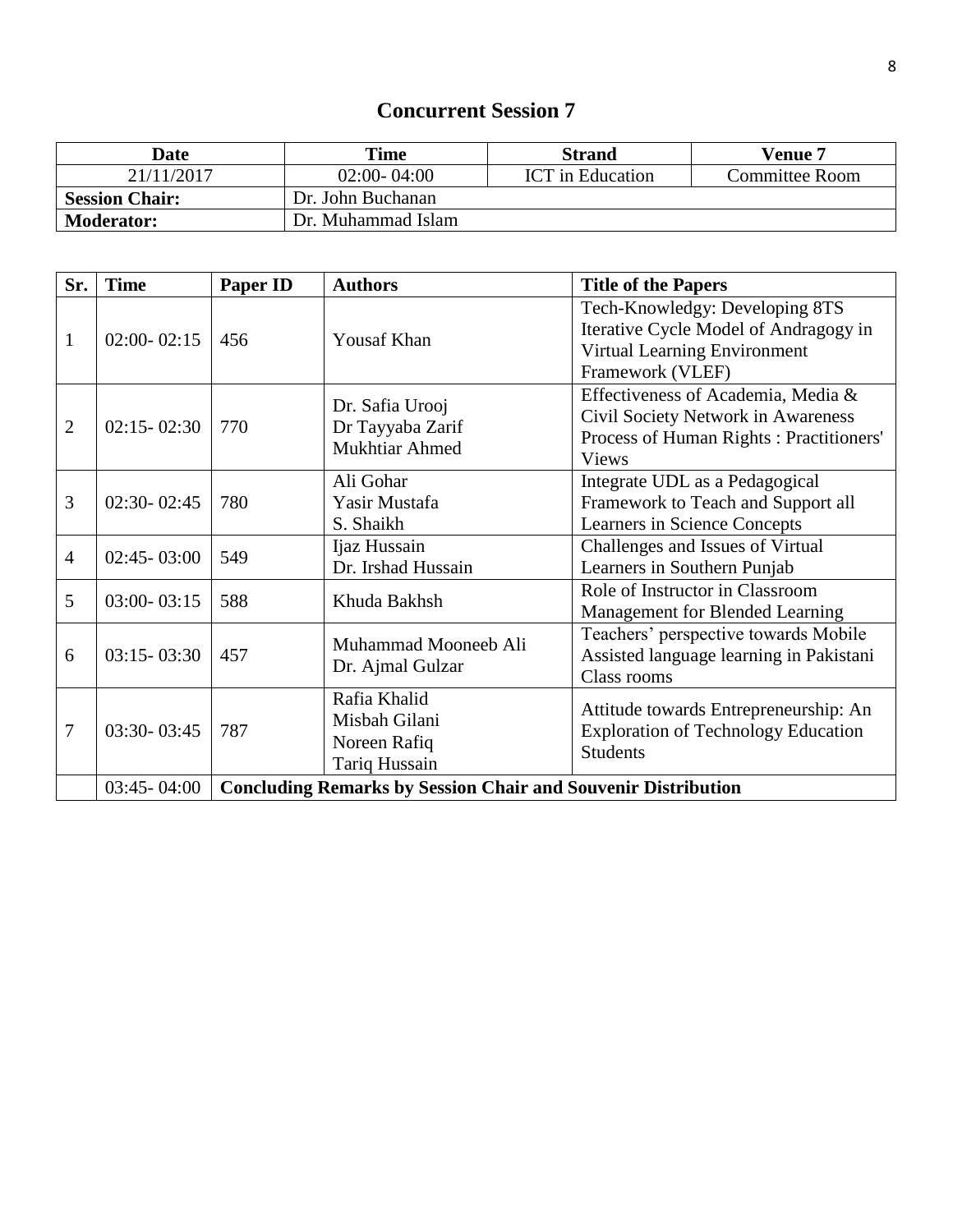# Concurrent Session 7

| Date | Time | Strand | Venue 7 |
|---|---|---|---|
| 21/11/2017 | 02:00- 04:00 | ICT in Education | Committee Room |
| **Session Chair:** | Dr. John Buchanan | | |
| **Moderator:** | Dr. Muhammad Islam | | |

| Sr. | Time | Paper ID | Authors | Title of the Papers |
|---|---|---|---|---|
| 1 | 02:00- 02:15 | 456 | Yousaf Khan | Tech-Knowledgy: Developing 8TS Iterative Cycle Model of Andragogy in Virtual Learning Environment Framework (VLEF) |
| 2 | 02:15- 02:30 | 770 | Dr. Safia Urooj<br>Dr Tayyaba Zarif<br>Mukhtiar Ahmed | Effectiveness of Academia, Media & Civil Society Network in Awareness Process of Human Rights : Practitioners' Views |
| 3 | 02:30- 02:45 | 780 | Ali Gohar<br>Yasir Mustafa<br>S. Shaikh | Integrate UDL as a Pedagogical Framework to Teach and Support all Learners in Science Concepts |
| 4 | 02:45- 03:00 | 549 | Ijaz Hussain<br>Dr. Irshad Hussain | Challenges and Issues of Virtual Learners in Southern Punjab |
| 5 | 03:00- 03:15 | 588 | Khuda Bakhsh | Role of Instructor in Classroom Management for Blended Learning |
| 6 | 03:15- 03:30 | 457 | Muhammad Mooneeb Ali<br>Dr. Ajmal Gulzar | Teachers' perspective towards Mobile Assisted language learning in Pakistani Class rooms |
| 7 | 03:30- 03:45 | 787 | Rafia Khalid<br>Misbah Gilani<br>Noreen Rafiq<br>Tariq Hussain | Attitude towards Entrepreneurship: An Exploration of Technology Education Students |
| | 03:45- 04:00 | **Concluding Remarks by Session Chair and Souvenir Distribution** | | |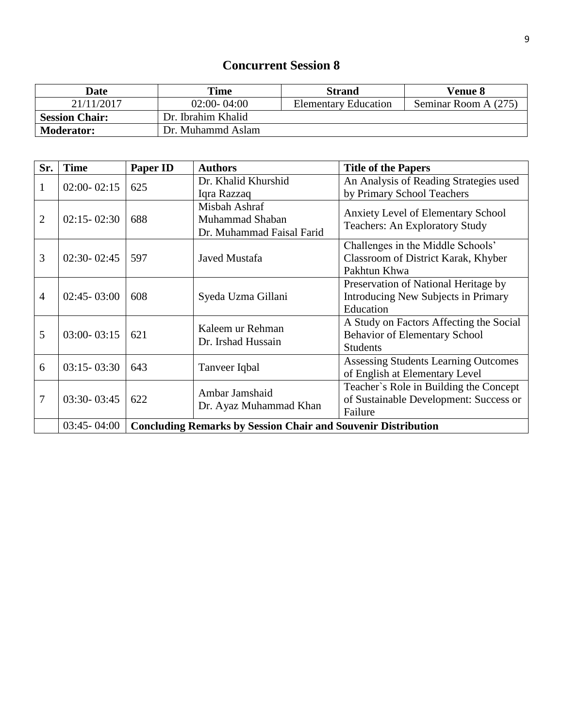# Concurrent Session 8

| Date | Time | Strand | Venue 8 |
|---|---|---|---|
| 21/11/2017 | 02:00- 04:00 | Elementary Education | Seminar Room A (275) |
| **Session Chair:** | Dr. Ibrahim Khalid | | |
| **Moderator:** | Dr. Muhammd Aslam | | |

| Sr. | Time | Paper ID | Authors | Title of the Papers |
|---|---|---|---|---|
| 1 | 02:00- 02:15 | 625 | Dr. Khalid Khurshid<br>Iqra Razzaq | An Analysis of Reading Strategies used by Primary School Teachers |
| 2 | 02:15- 02:30 | 688 | Misbah Ashraf<br>Muhammad Shaban<br>Dr. Muhammad Faisal Farid | Anxiety Level of Elementary School Teachers: An Exploratory Study |
| 3 | 02:30- 02:45 | 597 | Javed Mustafa | Challenges in the Middle Schools' Classroom of District Karak, Khyber Pakhtun Khwa |
| 4 | 02:45- 03:00 | 608 | Syeda Uzma Gillani | Preservation of National Heritage by Introducing New Subjects in Primary Education |
| 5 | 03:00- 03:15 | 621 | Kaleem ur Rehman<br>Dr. Irshad Hussain | A Study on Factors Affecting the Social Behavior of Elementary School Students |
| 6 | 03:15- 03:30 | 643 | Tanveer Iqbal | Assessing Students Learning Outcomes of English at Elementary Level |
| 7 | 03:30- 03:45 | 622 | Ambar Jamshaid<br>Dr. Ayaz Muhammad Khan | Teacher`s Role in Building the Concept of Sustainable Development: Success or Failure |
| | 03:45- 04:00 | **Concluding Remarks by Session Chair and Souvenir Distribution** | | |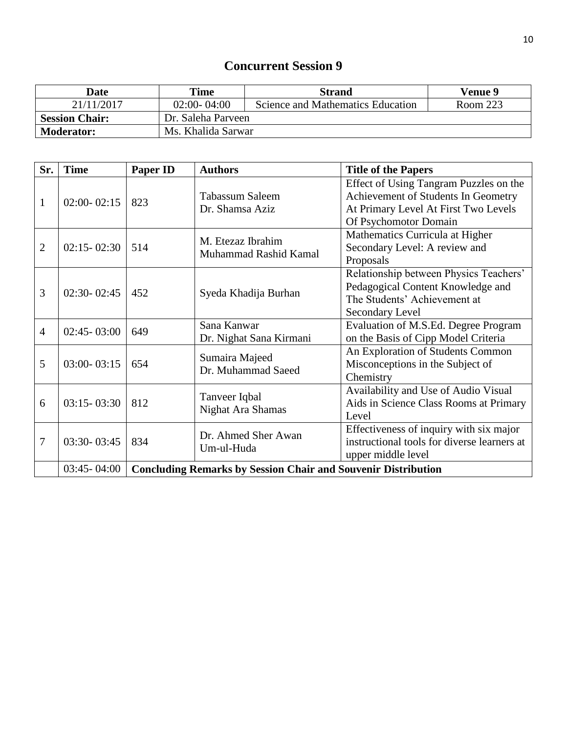## Concurrent Session 9

| Date | Time | Strand | Venue 9 |
|---|---|---|---|
| 21/11/2017 | 02:00- 04:00 | Science and Mathematics Education | Room 223 |
| **Session Chair:** | Dr. Saleha Parveen | | |
| **Moderator:** | Ms. Khalida Sarwar | | |

| Sr. | Time | Paper ID | Authors | Title of the Papers |
|---|---|---|---|---|
| 1 | 02:00- 02:15 | 823 | Tabassum Saleem<br>Dr. Shamsa Aziz | Effect of Using Tangram Puzzles on the Achievement of Students In Geometry At Primary Level At First Two Levels Of Psychomotor Domain |
| 2 | 02:15- 02:30 | 514 | M. Etezaz Ibrahim<br>Muhammad Rashid Kamal | Mathematics Curricula at Higher Secondary Level: A review and Proposals |
| 3 | 02:30- 02:45 | 452 | Syeda Khadija Burhan | Relationship between Physics Teachers' Pedagogical Content Knowledge and The Students' Achievement at Secondary Level |
| 4 | 02:45- 03:00 | 649 | Sana Kanwar<br>Dr. Nighat Sana Kirmani | Evaluation of M.S.Ed. Degree Program on the Basis of Cipp Model Criteria |
| 5 | 03:00- 03:15 | 654 | Sumaira Majeed<br>Dr. Muhammad Saeed | An Exploration of Students Common Misconceptions in the Subject of Chemistry |
| 6 | 03:15- 03:30 | 812 | Tanveer Iqbal<br>Nighat Ara Shamas | Availability and Use of Audio Visual Aids in Science Class Rooms at Primary Level |
| 7 | 03:30- 03:45 | 834 | Dr. Ahmed Sher Awan<br>Um-ul-Huda | Effectiveness of inquiry with six major instructional tools for diverse learners at upper middle level |
| | 03:45- 04:00 | **Concluding Remarks by Session Chair and Souvenir Distribution** | | |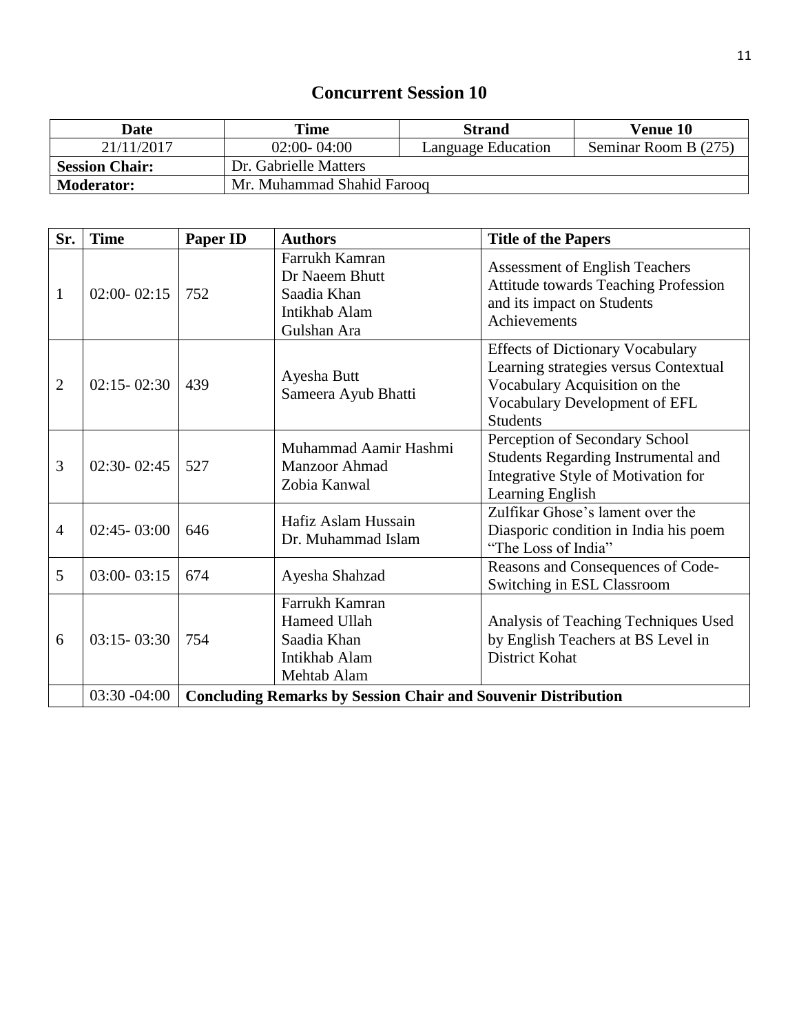# Concurrent Session 10

| Date | Time | Strand | Venue 10 |
|---|---|---|---|
| 21/11/2017 | 02:00- 04:00 | Language Education | Seminar Room B (275) |
| **Session Chair:** | Dr. Gabrielle Matters | | |
| **Moderator:** | Mr. Muhammad Shahid Farooq | | |

| Sr. | Time | Paper ID | Authors | Title of the Papers |
|---|---|---|---|---|
| 1 | 02:00- 02:15 | 752 | Farrukh Kamran<br>Dr Naeem Bhutt<br>Saadia Khan<br>Intikhab Alam<br>Gulshan Ara | Assessment of English Teachers Attitude towards Teaching Profession and its impact on Students Achievements |
| 2 | 02:15- 02:30 | 439 | Ayesha Butt<br>Sameera Ayub Bhatti | Effects of Dictionary Vocabulary Learning strategies versus Contextual Vocabulary Acquisition on the Vocabulary Development of EFL Students |
| 3 | 02:30- 02:45 | 527 | Muhammad Aamir Hashmi<br>Manzoor Ahmad<br>Zobia Kanwal | Perception of Secondary School Students Regarding Instrumental and Integrative Style of Motivation for Learning English |
| 4 | 02:45- 03:00 | 646 | Hafiz Aslam Hussain<br>Dr. Muhammad Islam | Zulfikar Ghose's lament over the Diasporic condition in India his poem "The Loss of India" |
| 5 | 03:00- 03:15 | 674 | Ayesha Shahzad | Reasons and Consequences of Code-Switching in ESL Classroom |
| 6 | 03:15- 03:30 | 754 | Farrukh Kamran<br>Hameed Ullah<br>Saadia Khan<br>Intikhab Alam<br>Mehtab Alam | Analysis of Teaching Techniques Used by English Teachers at BS Level in District Kohat |
| | 03:30 -04:00 | **Concluding Remarks by Session Chair and Souvenir Distribution** | | |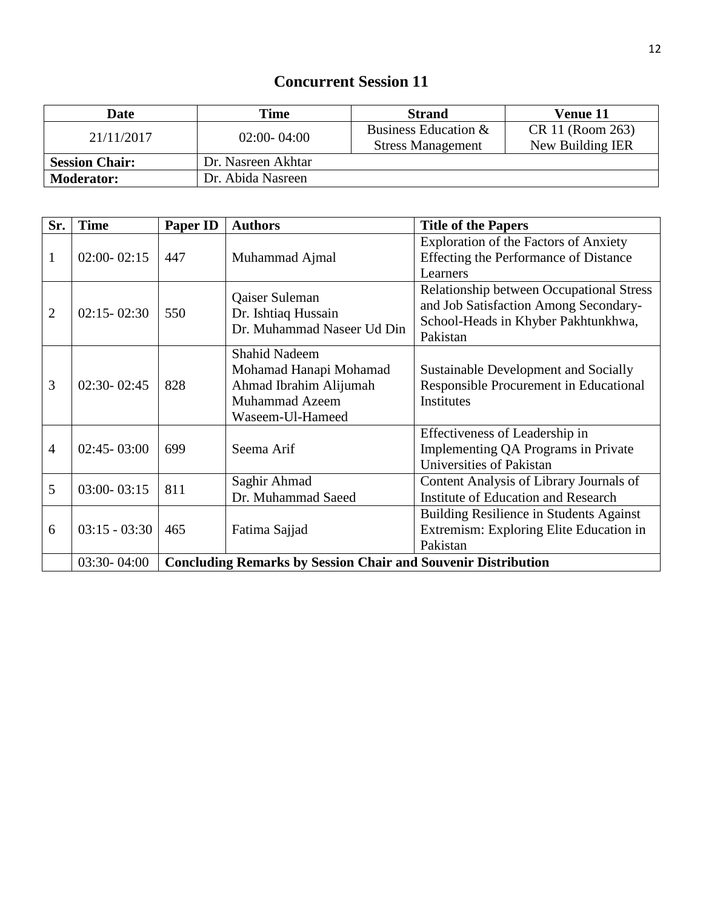# Concurrent Session 11

| Date | Time | Strand | Venue 11 |
|---|---|---|---|
| 21/11/2017 | 02:00- 04:00 | Business Education & Stress Management | CR 11 (Room 263) New Building IER |
| **Session Chair:** | Dr. Nasreen Akhtar | | |
| **Moderator:** | Dr. Abida Nasreen | | |

| Sr. | Time | Paper ID | Authors | Title of the Papers |
|---|---|---|---|---|
| 1 | 02:00- 02:15 | 447 | Muhammad Ajmal | Exploration of the Factors of Anxiety Effecting the Performance of Distance Learners |
| 2 | 02:15- 02:30 | 550 | Qaiser Suleman<br>Dr. Ishtiaq Hussain<br>Dr. Muhammad Naseer Ud Din | Relationship between Occupational Stress and Job Satisfaction Among Secondary-School-Heads in Khyber Pakhtunkhwa, Pakistan |
| 3 | 02:30- 02:45 | 828 | Shahid Nadeem<br>Mohamad Hanapi Mohamad<br>Ahmad Ibrahim Alijumah<br>Muhammad Azeem<br>Waseem-Ul-Hameed | Sustainable Development and Socially Responsible Procurement in Educational Institutes |
| 4 | 02:45- 03:00 | 699 | Seema Arif | Effectiveness of Leadership in Implementing QA Programs in Private Universities of Pakistan |
| 5 | 03:00- 03:15 | 811 | Saghir Ahmad<br>Dr. Muhammad Saeed | Content Analysis of Library Journals of Institute of Education and Research |
| 6 | 03:15 - 03:30 | 465 | Fatima Sajjad | Building Resilience in Students Against Extremism: Exploring Elite Education in Pakistan |
| | 03:30- 04:00 | **Concluding Remarks by Session Chair and Souvenir Distribution** | | |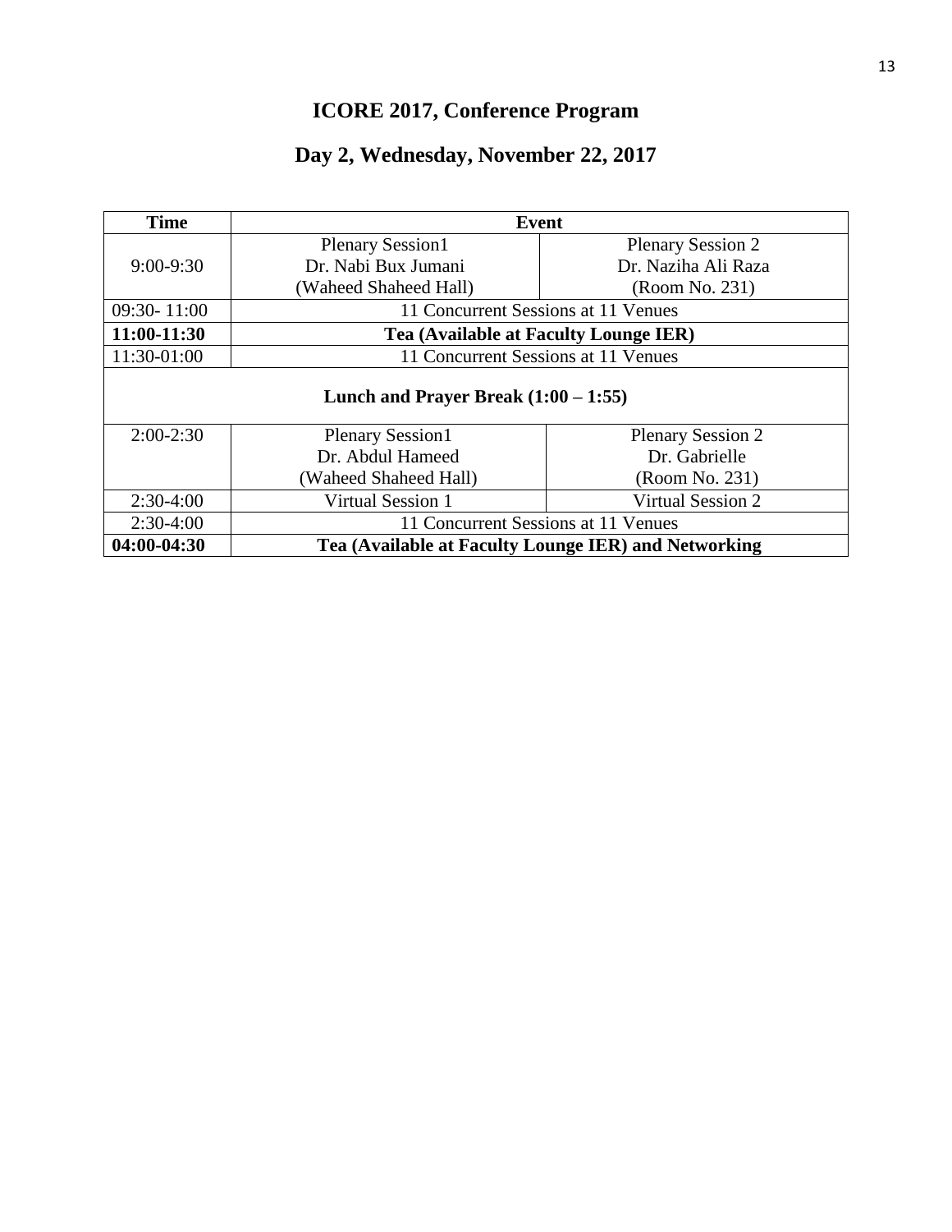# ICORE 2017, Conference Program

## Day 2, Wednesday, November 22, 2017

| Time | Event | |
|---|---|---|
| 9:00-9:30 | Plenary Session1<br>Dr. Nabi Bux Jumani<br>(Waheed Shaheed Hall) | Plenary Session 2<br>Dr. Naziha Ali Raza<br>(Room No. 231) |
| 09:30- 11:00 | 11 Concurrent Sessions at 11 Venues | |
| **11:00-11:30** | **Tea (Available at Faculty Lounge IER)** | |
| 11:30-01:00 | 11 Concurrent Sessions at 11 Venues | |
| **Lunch and Prayer Break (1:00 – 1:55)** | | |
| 2:00-2:30 | Plenary Session1<br>Dr. Abdul Hameed<br>(Waheed Shaheed Hall) | Plenary Session 2<br>Dr. Gabrielle<br>(Room No. 231) |
| 2:30-4:00 | Virtual Session 1 | Virtual Session 2 |
| 2:30-4:00 | 11 Concurrent Sessions at 11 Venues | |
| **04:00-04:30** | **Tea (Available at Faculty Lounge IER) and Networking** | |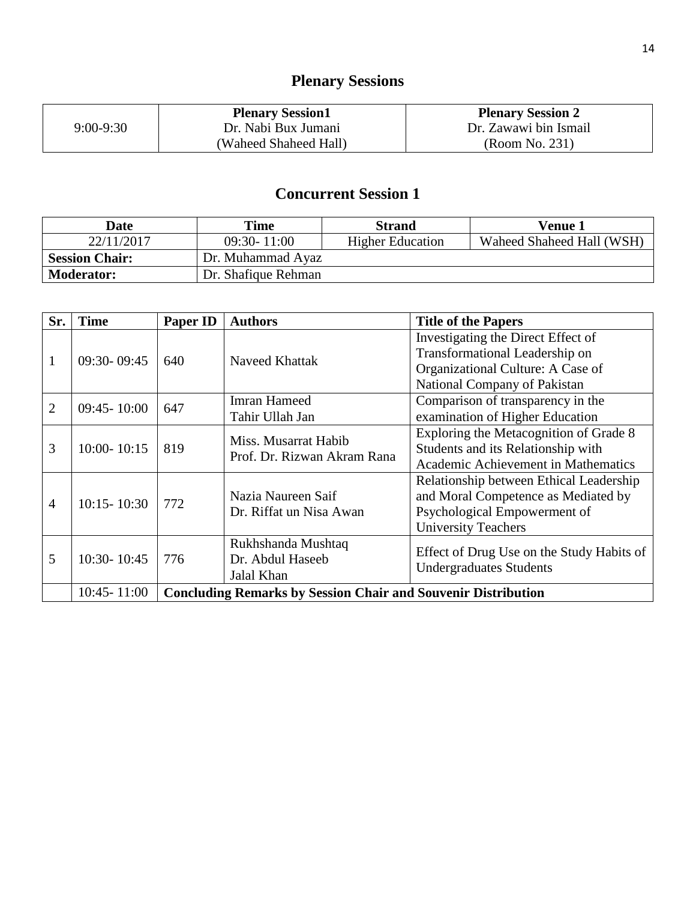## Plenary Sessions

| 9:00-9:30 | **Plenary Session1**<br>Dr. Nabi Bux Jumani<br>(Waheed Shaheed Hall) | **Plenary Session 2**<br>Dr. Zawawi bin Ismail<br>(Room No. 231) |
|---|---|---|

## Concurrent Session 1

| Date | Time | Strand | Venue 1 |
|---|---|---|---|
| 22/11/2017 | 09:30- 11:00 | Higher Education | Waheed Shaheed Hall (WSH) |
| **Session Chair:** | Dr. Muhammad Ayaz | | |
| **Moderator:** | Dr. Shafique Rehman | | |

| Sr. | Time | Paper ID | Authors | Title of the Papers |
|---|---|---|---|---|
| 1 | 09:30- 09:45 | 640 | Naveed Khattak | Investigating the Direct Effect of Transformational Leadership on Organizational Culture: A Case of National Company of Pakistan |
| 2 | 09:45- 10:00 | 647 | Imran Hameed<br>Tahir Ullah Jan | Comparison of transparency in the examination of Higher Education |
| 3 | 10:00- 10:15 | 819 | Miss. Musarrat Habib<br>Prof. Dr. Rizwan Akram Rana | Exploring the Metacognition of Grade 8 Students and its Relationship with Academic Achievement in Mathematics |
| 4 | 10:15- 10:30 | 772 | Nazia Naureen Saif<br>Dr. Riffat un Nisa Awan | Relationship between Ethical Leadership and Moral Competence as Mediated by Psychological Empowerment of University Teachers |
| 5 | 10:30- 10:45 | 776 | Rukhshanda Mushtaq<br>Dr. Abdul Haseeb<br>Jalal Khan | Effect of Drug Use on the Study Habits of Undergraduates Students |
| | 10:45- 11:00 | **Concluding Remarks by Session Chair and Souvenir Distribution** | | |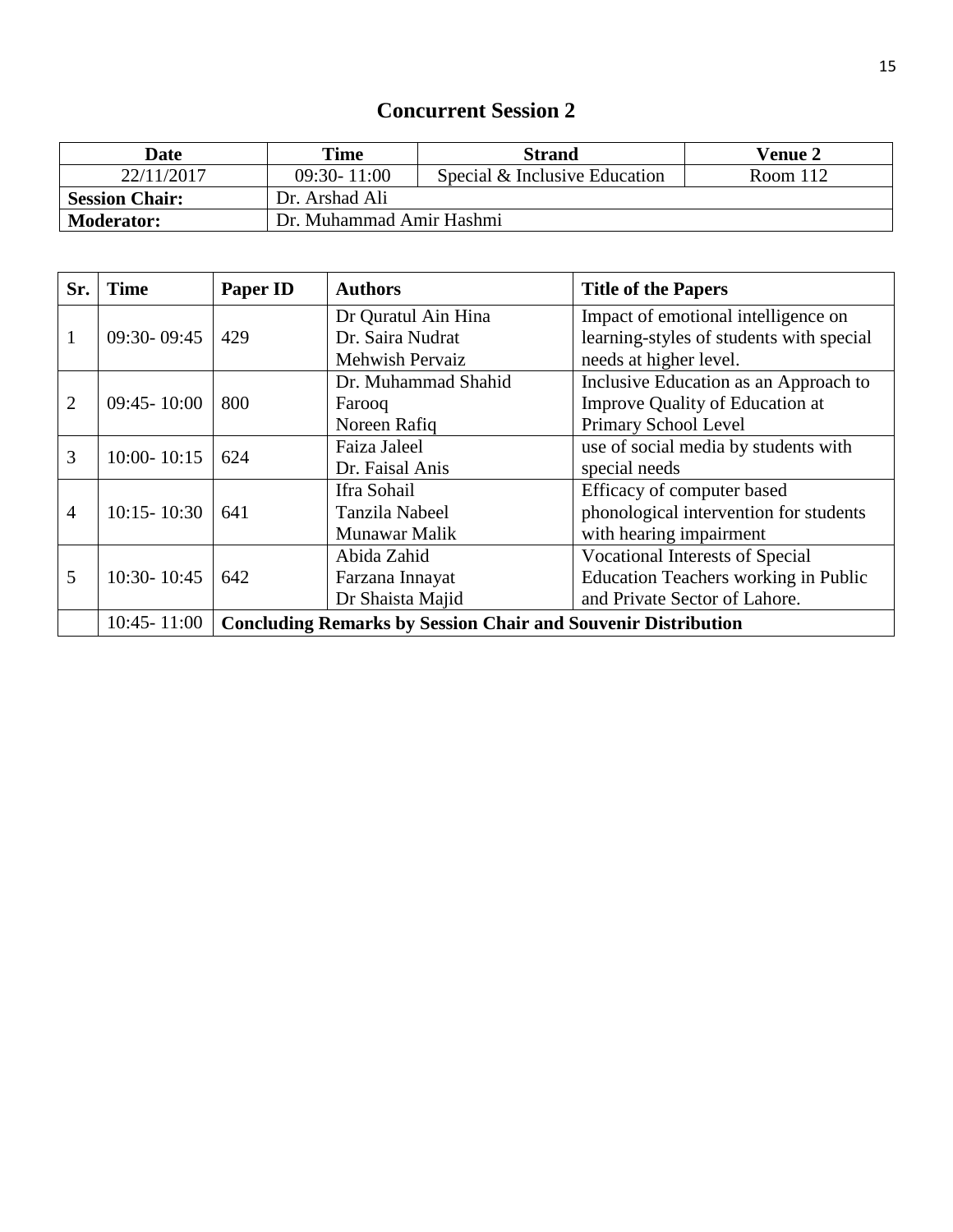## Concurrent Session 2

| Date | Time | Strand | Venue 2 |
|---|---|---|---|
| 22/11/2017 | 09:30- 11:00 | Special & Inclusive Education | Room 112 |
| **Session Chair:** | Dr. Arshad Ali | | |
| **Moderator:** | Dr. Muhammad Amir Hashmi | | |

| Sr. | Time | Paper ID | Authors | Title of the Papers |
|---|---|---|---|---|
| 1 | 09:30- 09:45 | 429 | Dr Quratul Ain Hina<br>Dr. Saira Nudrat<br>Mehwish Pervaiz | Impact of emotional intelligence on learning-styles of students with special needs at higher level. |
| 2 | 09:45- 10:00 | 800 | Dr. Muhammad Shahid Farooq<br>Noreen Rafiq | Inclusive Education as an Approach to Improve Quality of Education at Primary School Level |
| 3 | 10:00- 10:15 | 624 | Faiza Jaleel<br>Dr. Faisal Anis | use of social media by students with special needs |
| 4 | 10:15- 10:30 | 641 | Ifra Sohail<br>Tanzila Nabeel<br>Munawar Malik | Efficacy of computer based phonological intervention for students with hearing impairment |
| 5 | 10:30- 10:45 | 642 | Abida Zahid<br>Farzana Innayat<br>Dr Shaista Majid | Vocational Interests of Special Education Teachers working in Public and Private Sector of Lahore. |
| | 10:45- 11:00 | **Concluding Remarks by Session Chair and Souvenir Distribution** | | |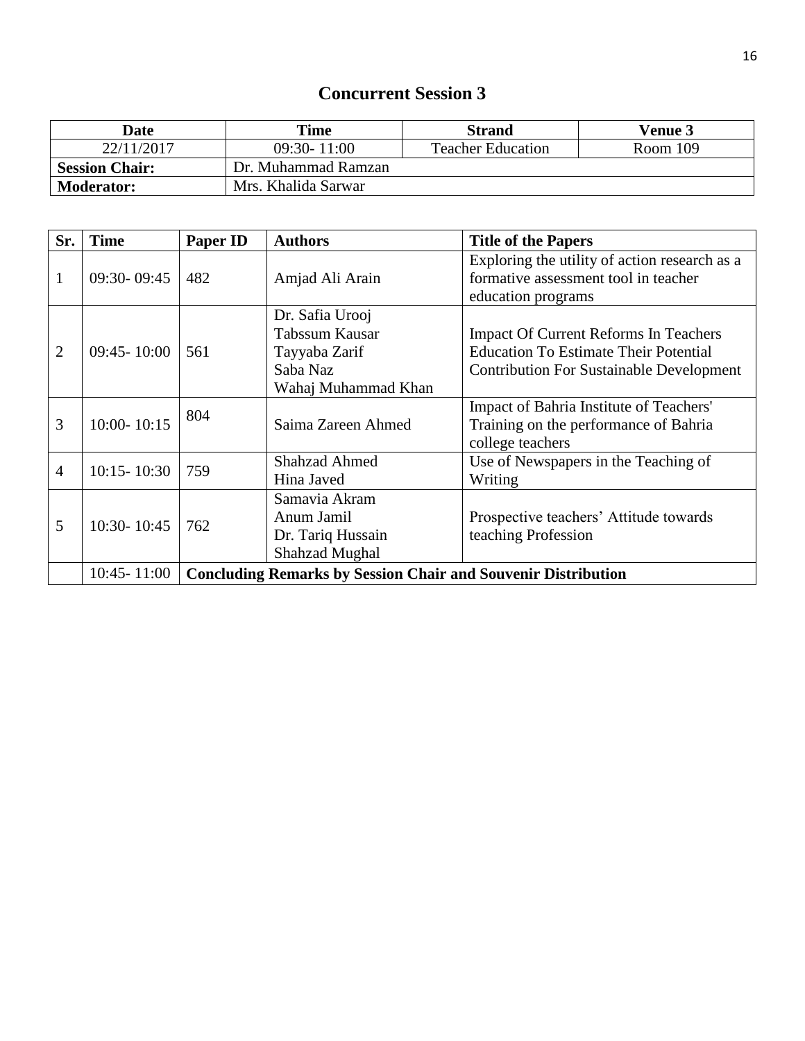# Concurrent Session 3

| Date | Time | Strand | Venue 3 |
|---|---|---|---|
| 22/11/2017 | 09:30- 11:00 | Teacher Education | Room 109 |
| **Session Chair:** | Dr. Muhammad Ramzan | | |
| **Moderator:** | Mrs. Khalida Sarwar | | |

| Sr. | Time | Paper ID | Authors | Title of the Papers |
|---|---|---|---|---|
| 1 | 09:30- 09:45 | 482 | Amjad Ali Arain | Exploring the utility of action research as a formative assessment tool in teacher education programs |
| 2 | 09:45- 10:00 | 561 | Dr. Safia Urooj<br>Tabssum Kausar<br>Tayyaba Zarif<br>Saba Naz<br>Wahaj Muhammad Khan | Impact Of Current Reforms In Teachers Education To Estimate Their Potential Contribution For Sustainable Development |
| 3 | 10:00- 10:15 | 804 | Saima Zareen Ahmed | Impact of Bahria Institute of Teachers' Training on the performance of Bahria college teachers |
| 4 | 10:15- 10:30 | 759 | Shahzad Ahmed<br>Hina Javed | Use of Newspapers in the Teaching of Writing |
| 5 | 10:30- 10:45 | 762 | Samavia Akram<br>Anum Jamil<br>Dr. Tariq Hussain<br>Shahzad Mughal | Prospective teachers' Attitude towards teaching Profession |
| | 10:45- 11:00 | **Concluding Remarks by Session Chair and Souvenir Distribution** | | |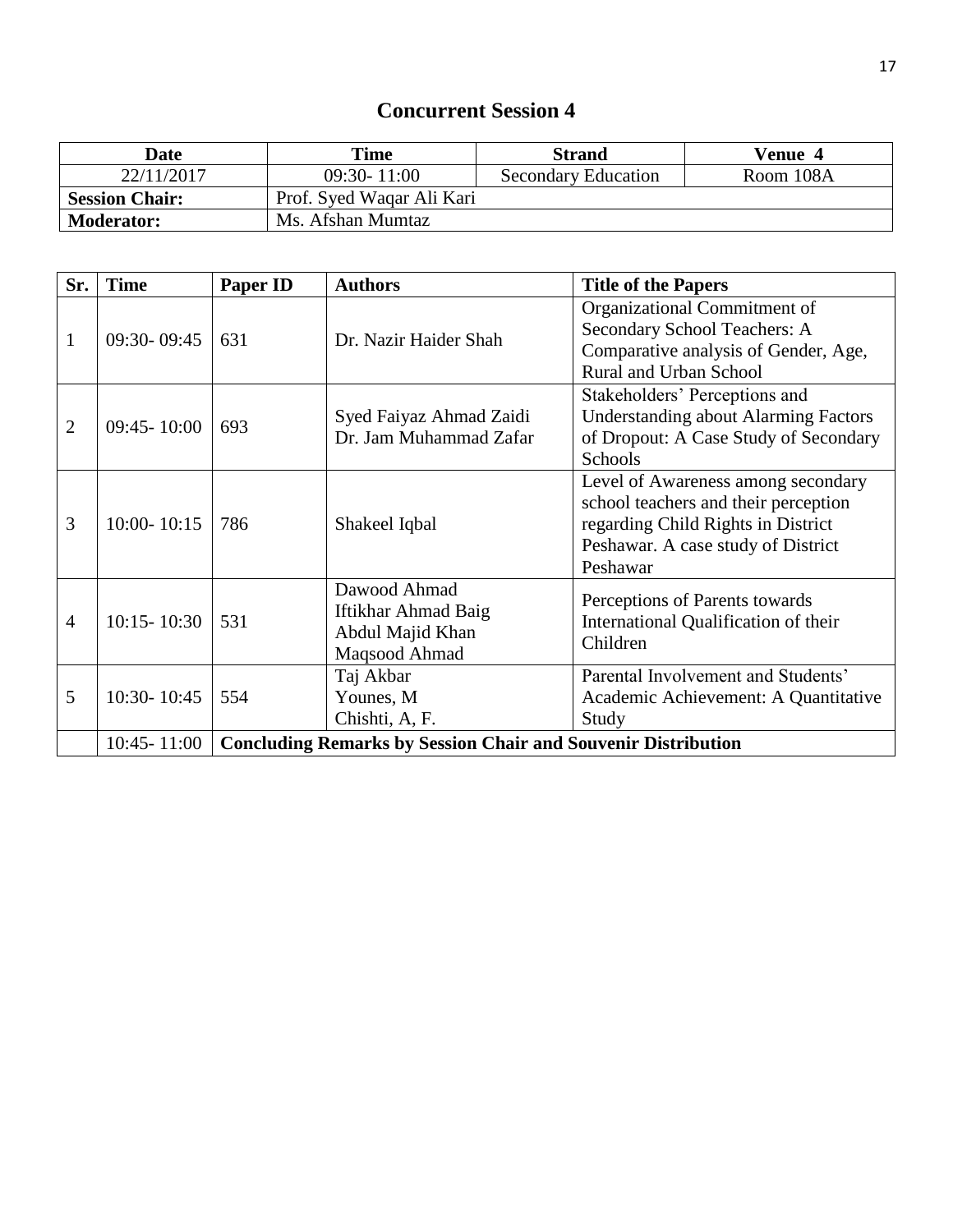## Concurrent Session 4

| Date | Time | Strand | Venue 4 |
|---|---|---|---|
| 22/11/2017 | 09:30- 11:00 | Secondary Education | Room 108A |
| **Session Chair:** | Prof. Syed Waqar Ali Kari | | |
| **Moderator:** | Ms. Afshan Mumtaz | | |

| Sr. | Time | Paper ID | Authors | Title of the Papers |
|---|---|---|---|---|
| 1 | 09:30- 09:45 | 631 | Dr. Nazir Haider Shah | Organizational Commitment of Secondary School Teachers: A Comparative analysis of Gender, Age, Rural and Urban School |
| 2 | 09:45- 10:00 | 693 | Syed Faiyaz Ahmad Zaidi<br>Dr. Jam Muhammad Zafar | Stakeholders' Perceptions and Understanding about Alarming Factors of Dropout: A Case Study of Secondary Schools |
| 3 | 10:00- 10:15 | 786 | Shakeel Iqbal | Level of Awareness among secondary school teachers and their perception regarding Child Rights in District Peshawar. A case study of District Peshawar |
| 4 | 10:15- 10:30 | 531 | Dawood Ahmad<br>Iftikhar Ahmad Baig<br>Abdul Majid Khan<br>Maqsood Ahmad | Perceptions of Parents towards International Qualification of their Children |
| 5 | 10:30- 10:45 | 554 | Taj Akbar<br>Younes, M<br>Chishti, A, F. | Parental Involvement and Students' Academic Achievement: A Quantitative Study |
| | 10:45- 11:00 | **Concluding Remarks by Session Chair and Souvenir Distribution** | | |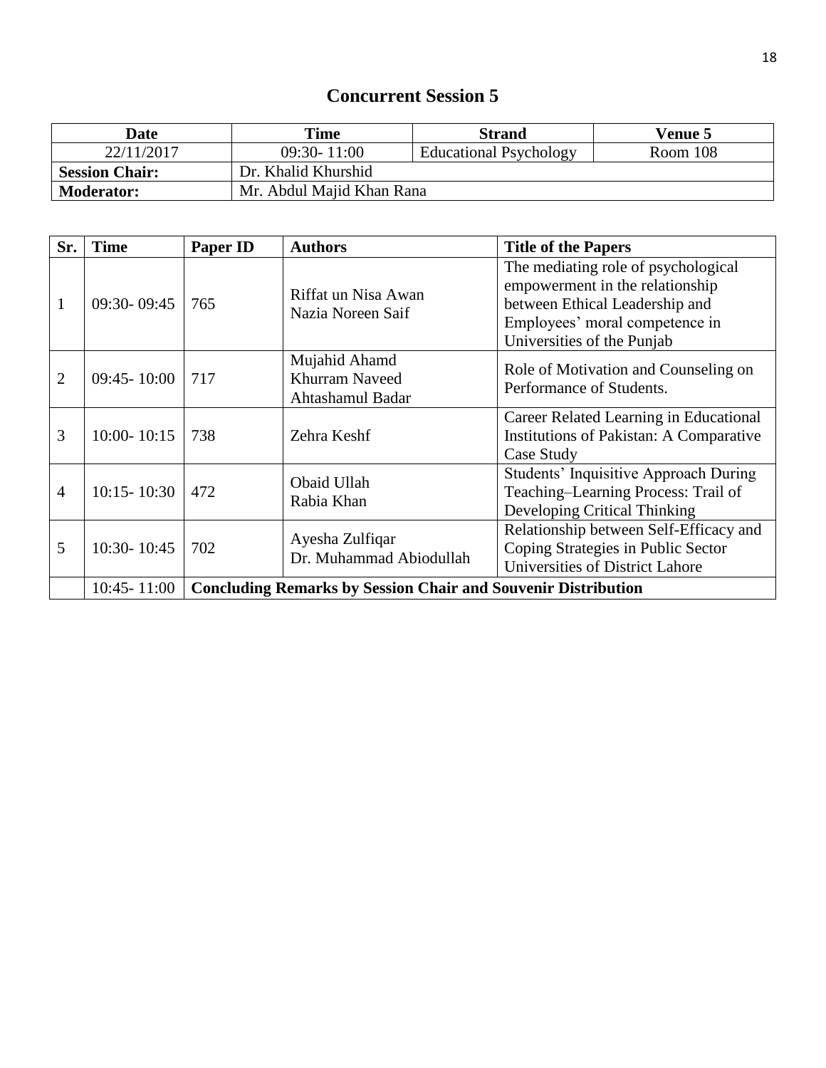# Concurrent Session 5

| Date | Time | Strand | Venue 5 |
|---|---|---|---|
| 22/11/2017 | 09:30- 11:00 | Educational Psychology | Room 108 |
| **Session Chair:** | Dr. Khalid Khurshid | | |
| **Moderator:** | Mr. Abdul Majid Khan Rana | | |

| Sr. | Time | Paper ID | Authors | Title of the Papers |
|---|---|---|---|---|
| 1 | 09:30- 09:45 | 765 | Riffat un Nisa Awan<br>Nazia Noreen Saif | The mediating role of psychological empowerment in the relationship between Ethical Leadership and Employees' moral competence in Universities of the Punjab |
| 2 | 09:45- 10:00 | 717 | Mujahid Ahamd<br>Khurram Naveed<br>Ahtashamul Badar | Role of Motivation and Counseling on Performance of Students. |
| 3 | 10:00- 10:15 | 738 | Zehra Keshf | Career Related Learning in Educational Institutions of Pakistan: A Comparative Case Study |
| 4 | 10:15- 10:30 | 472 | Obaid Ullah<br>Rabia Khan | Students' Inquisitive Approach During Teaching–Learning Process: Trail of Developing Critical Thinking |
| 5 | 10:30- 10:45 | 702 | Ayesha Zulfiqar<br>Dr. Muhammad Abiodullah | Relationship between Self-Efficacy and Coping Strategies in Public Sector Universities of District Lahore |
| | 10:45- 11:00 | **Concluding Remarks by Session Chair and Souvenir Distribution** | | |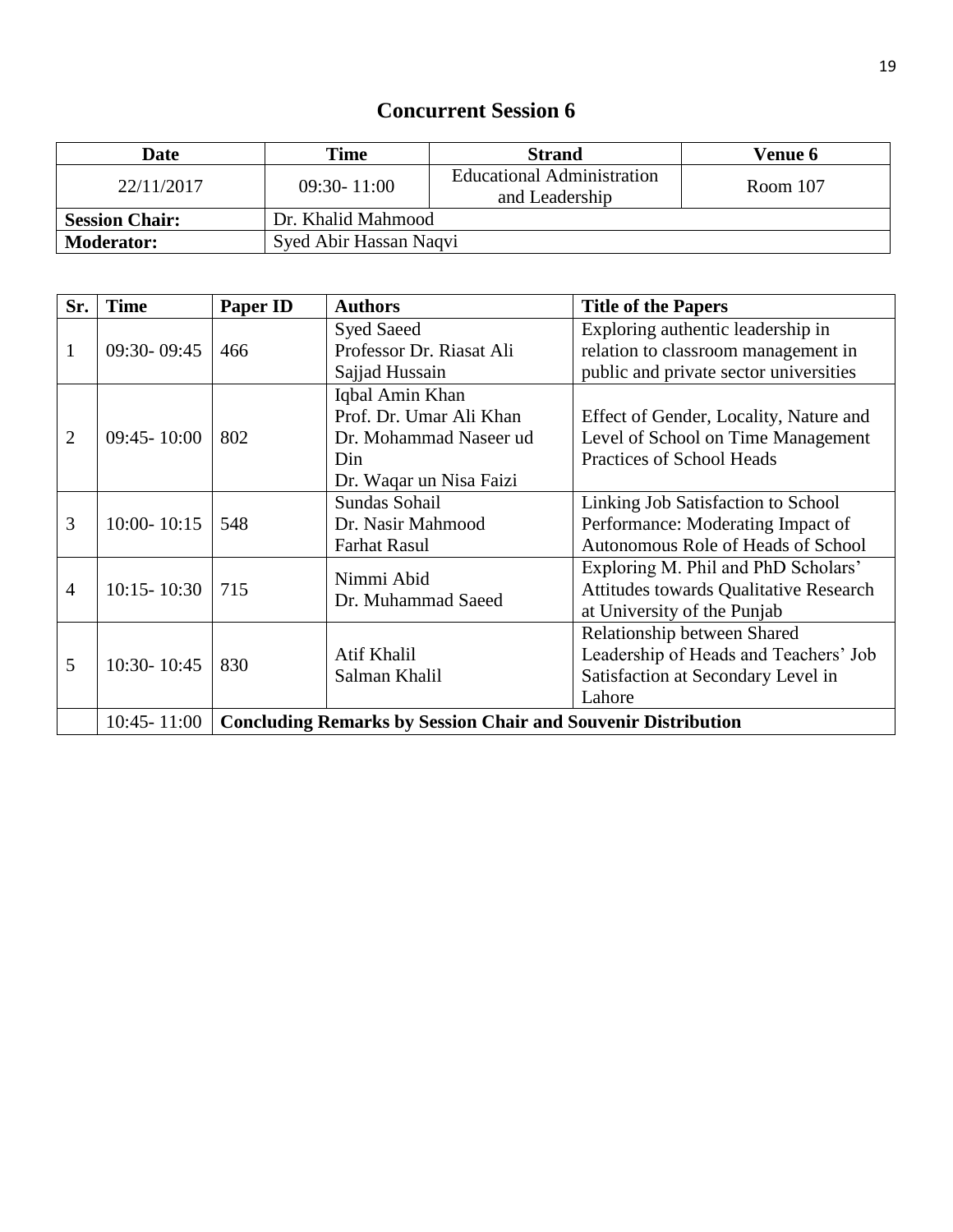## Concurrent Session 6

| Date | Time | Strand | Venue 6 |
|---|---|---|---|
| 22/11/2017 | 09:30- 11:00 | Educational Administration and Leadership | Room 107 |
| **Session Chair:** | Dr. Khalid Mahmood | | |
| **Moderator:** | Syed Abir Hassan Naqvi | | |

| Sr. | Time | Paper ID | Authors | Title of the Papers |
|---|---|---|---|---|
| 1 | 09:30- 09:45 | 466 | Syed Saeed<br>Professor Dr. Riasat Ali<br>Sajjad Hussain | Exploring authentic leadership in relation to classroom management in public and private sector universities |
| 2 | 09:45- 10:00 | 802 | Iqbal Amin Khan<br>Prof. Dr. Umar Ali Khan<br>Dr. Mohammad Naseer ud Din<br>Dr. Waqar un Nisa Faizi | Effect of Gender, Locality, Nature and Level of School on Time Management Practices of School Heads |
| 3 | 10:00- 10:15 | 548 | Sundas Sohail<br>Dr. Nasir Mahmood<br>Farhat Rasul | Linking Job Satisfaction to School Performance: Moderating Impact of Autonomous Role of Heads of School |
| 4 | 10:15- 10:30 | 715 | Nimmi Abid<br>Dr. Muhammad Saeed | Exploring M. Phil and PhD Scholars' Attitudes towards Qualitative Research at University of the Punjab |
| 5 | 10:30- 10:45 | 830 | Atif Khalil<br>Salman Khalil | Relationship between Shared Leadership of Heads and Teachers' Job Satisfaction at Secondary Level in Lahore |
| | 10:45- 11:00 | **Concluding Remarks by Session Chair and Souvenir Distribution** | | |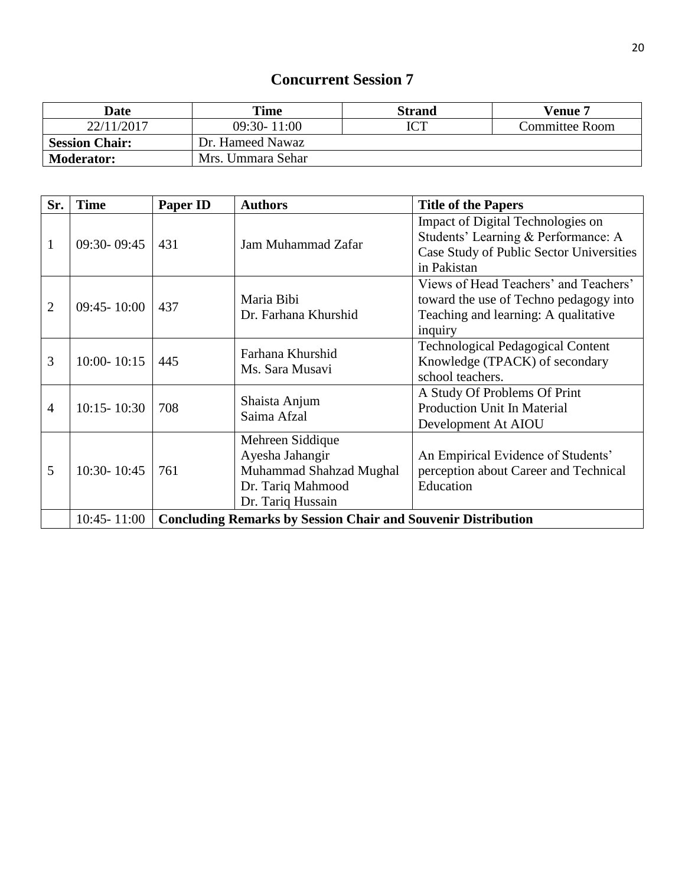# Concurrent Session 7

| Date | Time | Strand | Venue 7 |
|---|---|---|---|
| 22/11/2017 | 09:30- 11:00 | ICT | Committee Room |
| **Session Chair:** | Dr. Hameed Nawaz | | |
| **Moderator:** | Mrs. Ummara Sehar | | |

| Sr. | Time | Paper ID | Authors | Title of the Papers |
|---|---|---|---|---|
| 1 | 09:30- 09:45 | 431 | Jam Muhammad Zafar | Impact of Digital Technologies on Students' Learning & Performance: A Case Study of Public Sector Universities in Pakistan |
| 2 | 09:45- 10:00 | 437 | Maria Bibi<br>Dr. Farhana Khurshid | Views of Head Teachers' and Teachers' toward the use of Techno pedagogy into Teaching and learning: A qualitative inquiry |
| 3 | 10:00- 10:15 | 445 | Farhana Khurshid<br>Ms. Sara Musavi | Technological Pedagogical Content Knowledge (TPACK) of secondary school teachers. |
| 4 | 10:15- 10:30 | 708 | Shaista Anjum<br>Saima Afzal | A Study Of Problems Of Print Production Unit In Material Development At AIOU |
| 5 | 10:30- 10:45 | 761 | Mehreen Siddique<br>Ayesha Jahangir<br>Muhammad Shahzad Mughal<br>Dr. Tariq Mahmood<br>Dr. Tariq Hussain | An Empirical Evidence of Students' perception about Career and Technical Education |
| | 10:45- 11:00 | **Concluding Remarks by Session Chair and Souvenir Distribution** | | |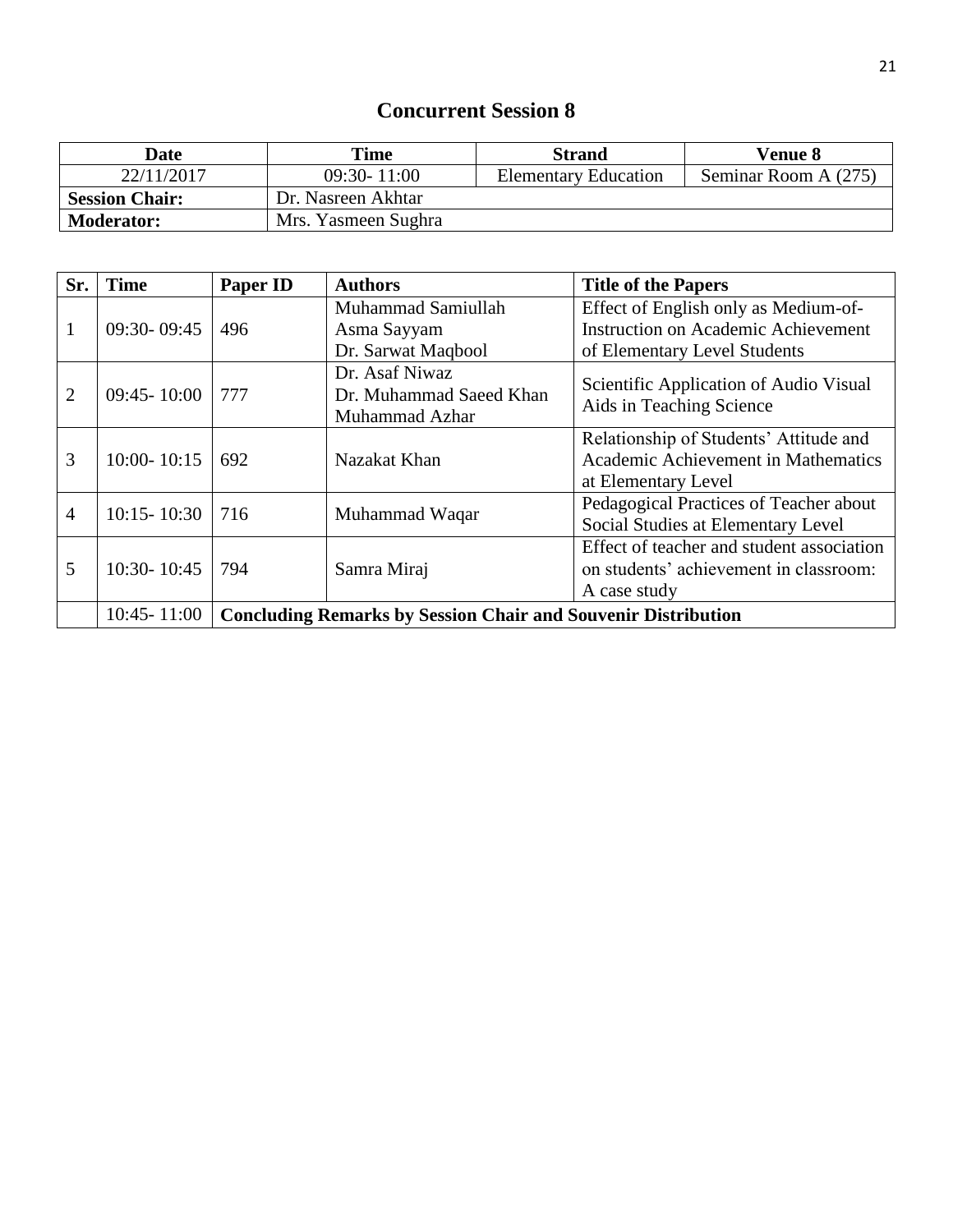## Concurrent Session 8

| Date | Time | Strand | Venue 8 |
|---|---|---|---|
| 22/11/2017 | 09:30- 11:00 | Elementary Education | Seminar Room A (275) |
| **Session Chair:** | Dr. Nasreen Akhtar | | |
| **Moderator:** | Mrs. Yasmeen Sughra | | |

| Sr. | Time | Paper ID | Authors | Title of the Papers |
|---|---|---|---|---|
| 1 | 09:30- 09:45 | 496 | Muhammad Samiullah<br>Asma Sayyam<br>Dr. Sarwat Maqbool | Effect of English only as Medium-of-Instruction on Academic Achievement of Elementary Level Students |
| 2 | 09:45- 10:00 | 777 | Dr. Asaf Niwaz<br>Dr. Muhammad Saeed Khan<br>Muhammad Azhar | Scientific Application of Audio Visual Aids in Teaching Science |
| 3 | 10:00- 10:15 | 692 | Nazakat Khan | Relationship of Students' Attitude and Academic Achievement in Mathematics at Elementary Level |
| 4 | 10:15- 10:30 | 716 | Muhammad Waqar | Pedagogical Practices of Teacher about Social Studies at Elementary Level |
| 5 | 10:30- 10:45 | 794 | Samra Miraj | Effect of teacher and student association on students' achievement in classroom: A case study |
| | 10:45- 11:00 | **Concluding Remarks by Session Chair and Souvenir Distribution** | | |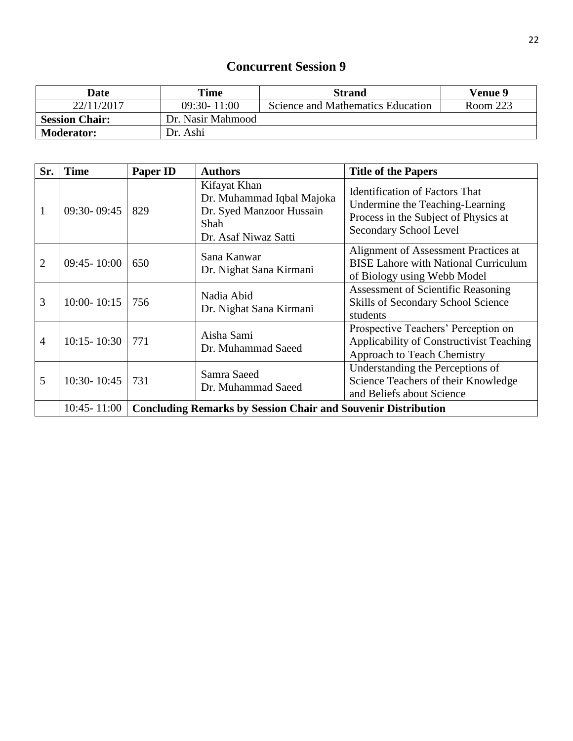# Concurrent Session 9

| Date | Time | Strand | Venue 9 |
|---|---|---|---|
| 22/11/2017 | 09:30- 11:00 | Science and Mathematics Education | Room 223 |
| **Session Chair:** | Dr. Nasir Mahmood | | |
| **Moderator:** | Dr. Ashi | | |

| Sr. | Time | Paper ID | Authors | Title of the Papers |
|---|---|---|---|---|
| 1 | 09:30- 09:45 | 829 | Kifayat Khan<br>Dr. Muhammad Iqbal Majoka<br>Dr. Syed Manzoor Hussain Shah<br>Dr. Asaf Niwaz Satti | Identification of Factors That Undermine the Teaching-Learning Process in the Subject of Physics at Secondary School Level |
| 2 | 09:45- 10:00 | 650 | Sana Kanwar<br>Dr. Nighat Sana Kirmani | Alignment of Assessment Practices at BISE Lahore with National Curriculum of Biology using Webb Model |
| 3 | 10:00- 10:15 | 756 | Nadia Abid<br>Dr. Nighat Sana Kirmani | Assessment of Scientific Reasoning Skills of Secondary School Science students |
| 4 | 10:15- 10:30 | 771 | Aisha Sami<br>Dr. Muhammad Saeed | Prospective Teachers' Perception on Applicability of Constructivist Teaching Approach to Teach Chemistry |
| 5 | 10:30- 10:45 | 731 | Samra Saeed<br>Dr. Muhammad Saeed | Understanding the Perceptions of Science Teachers of their Knowledge and Beliefs about Science |
| | 10:45- 11:00 | **Concluding Remarks by Session Chair and Souvenir Distribution** | | |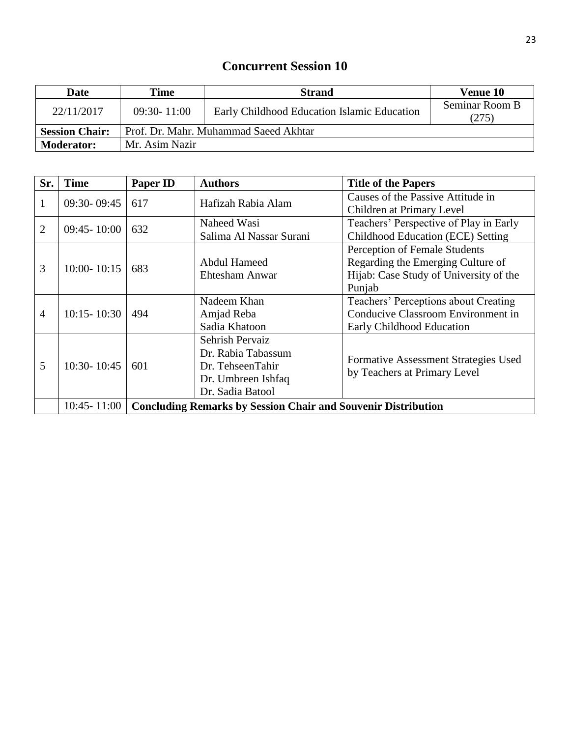# Concurrent Session 10

| Date | Time | Strand | Venue 10 |
|---|---|---|---|
| 22/11/2017 | 09:30- 11:00 | Early Childhood Education Islamic Education | Seminar Room B (275) |
| **Session Chair:** | Prof. Dr. Mahr. Muhammad Saeed Akhtar | | |
| **Moderator:** | Mr. Asim Nazir | | |

| Sr. | Time | Paper ID | Authors | Title of the Papers |
|---|---|---|---|---|
| 1 | 09:30- 09:45 | 617 | Hafizah Rabia Alam | Causes of the Passive Attitude in Children at Primary Level |
| 2 | 09:45- 10:00 | 632 | Naheed Wasi<br>Salima Al Nassar Surani | Teachers' Perspective of Play in Early Childhood Education (ECE) Setting |
| 3 | 10:00- 10:15 | 683 | Abdul Hameed<br>Ehtesham Anwar | Perception of Female Students Regarding the Emerging Culture of Hijab: Case Study of University of the Punjab |
| 4 | 10:15- 10:30 | 494 | Nadeem Khan<br>Amjad Reba<br>Sadia Khatoon | Teachers' Perceptions about Creating Conducive Classroom Environment in Early Childhood Education |
| 5 | 10:30- 10:45 | 601 | Sehrish Pervaiz<br>Dr. Rabia Tabassum<br>Dr. TehseenTahir<br>Dr. Umbreen Ishfaq<br>Dr. Sadia Batool | Formative Assessment Strategies Used by Teachers at Primary Level |
| | 10:45- 11:00 | **Concluding Remarks by Session Chair and Souvenir Distribution** | | |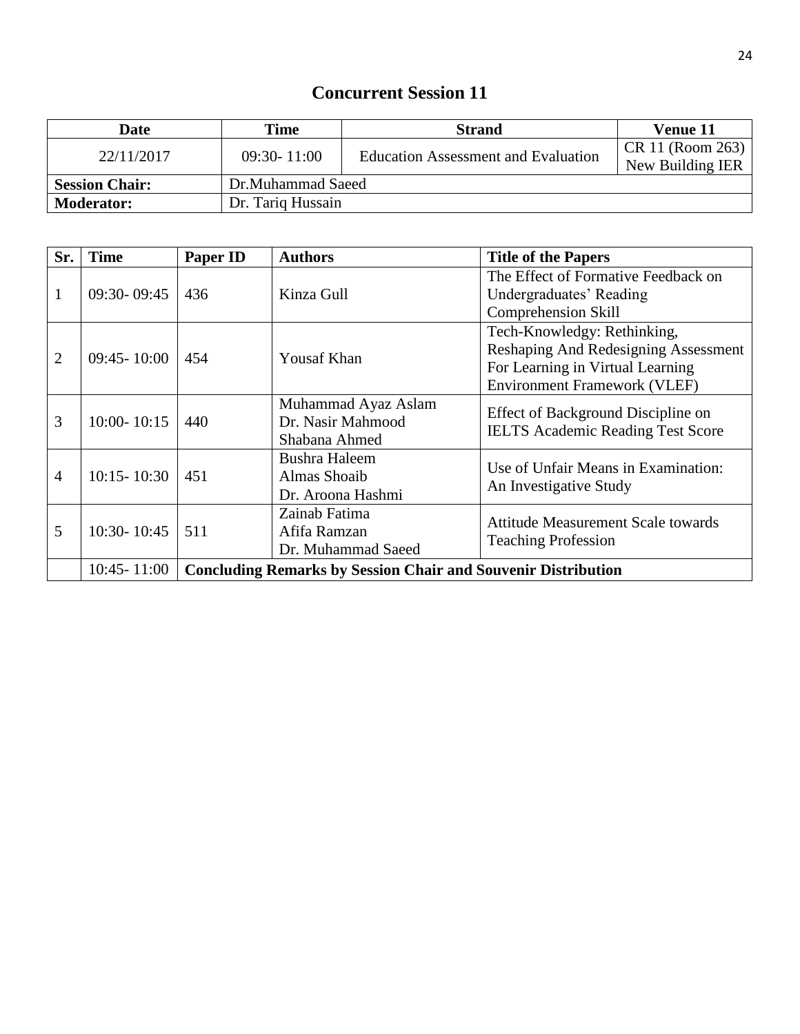## Concurrent Session 11

| Date | Time | Strand | Venue 11 |
|---|---|---|---|
| 22/11/2017 | 09:30- 11:00 | Education Assessment and Evaluation | CR 11 (Room 263) New Building IER |
| **Session Chair:** | Dr.Muhammad Saeed | | |
| **Moderator:** | Dr. Tariq Hussain | | |

| Sr. | Time | Paper ID | Authors | Title of the Papers |
|---|---|---|---|---|
| 1 | 09:30- 09:45 | 436 | Kinza Gull | The Effect of Formative Feedback on Undergraduates' Reading Comprehension Skill |
| 2 | 09:45- 10:00 | 454 | Yousaf Khan | Tech-Knowledgy: Rethinking, Reshaping And Redesigning Assessment For Learning in Virtual Learning Environment Framework (VLEF) |
| 3 | 10:00- 10:15 | 440 | Muhammad Ayaz Aslam<br>Dr. Nasir Mahmood<br>Shabana Ahmed | Effect of Background Discipline on IELTS Academic Reading Test Score |
| 4 | 10:15- 10:30 | 451 | Bushra Haleem<br>Almas Shoaib<br>Dr. Aroona Hashmi | Use of Unfair Means in Examination: An Investigative Study |
| 5 | 10:30- 10:45 | 511 | Zainab Fatima<br>Afifa Ramzan<br>Dr. Muhammad Saeed | Attitude Measurement Scale towards Teaching Profession |
| | 10:45- 11:00 | **Concluding Remarks by Session Chair and Souvenir Distribution** | | |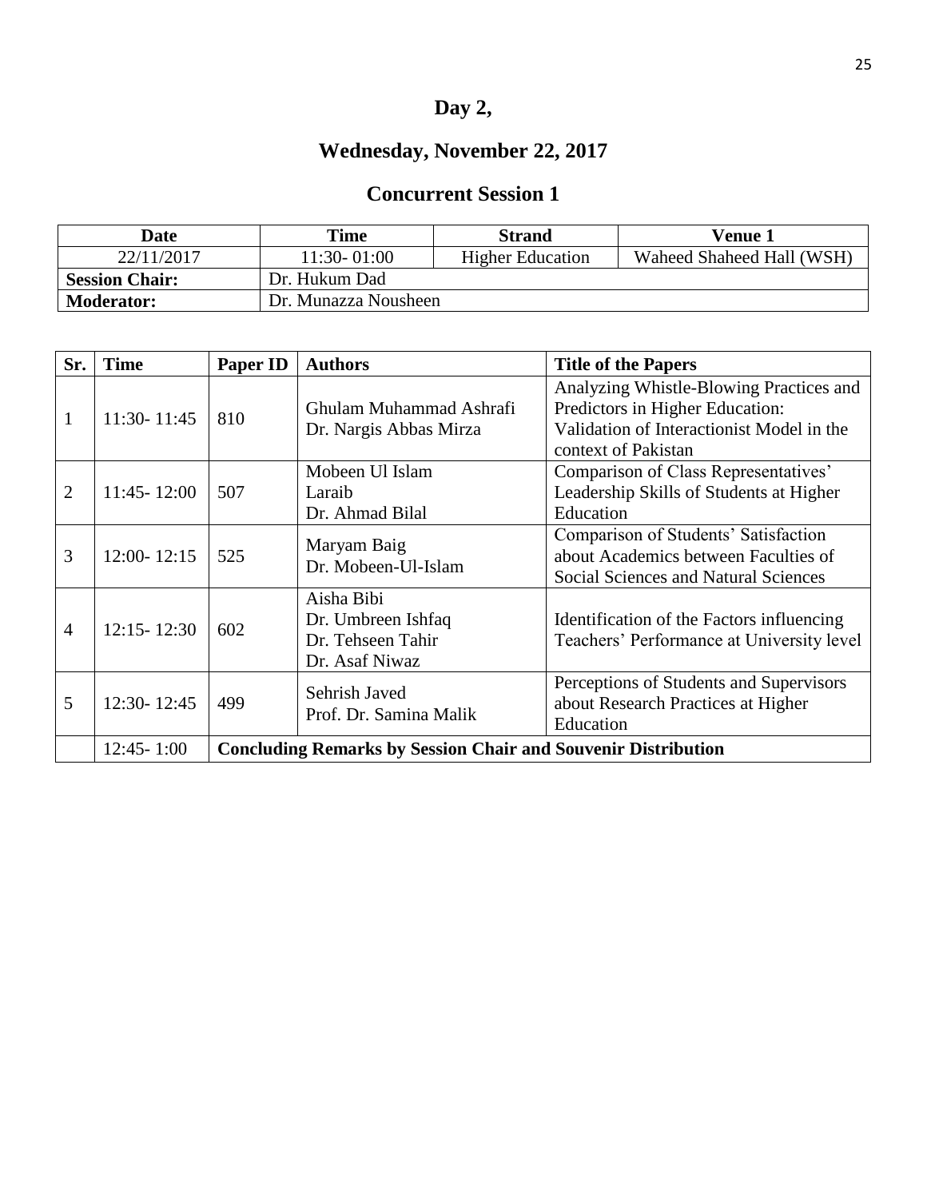# Day 2,

## Wednesday, November 22, 2017

### Concurrent Session 1

| Date | Time | Strand | Venue 1 |
|---|---|---|---|
| 22/11/2017 | 11:30- 01:00 | Higher Education | Waheed Shaheed Hall (WSH) |
| **Session Chair:** | Dr. Hukum Dad | | |
| **Moderator:** | Dr. Munazza Nousheen | | |

| Sr. | Time | Paper ID | Authors | Title of the Papers |
|---|---|---|---|---|
| 1 | 11:30- 11:45 | 810 | Ghulam Muhammad Ashrafi<br>Dr. Nargis Abbas Mirza | Analyzing Whistle-Blowing Practices and Predictors in Higher Education: Validation of Interactionist Model in the context of Pakistan |
| 2 | 11:45- 12:00 | 507 | Mobeen Ul Islam<br>Laraib<br>Dr. Ahmad Bilal | Comparison of Class Representatives' Leadership Skills of Students at Higher Education |
| 3 | 12:00- 12:15 | 525 | Maryam Baig<br>Dr. Mobeen-Ul-Islam | Comparison of Students' Satisfaction about Academics between Faculties of Social Sciences and Natural Sciences |
| 4 | 12:15- 12:30 | 602 | Aisha Bibi<br>Dr. Umbreen Ishfaq<br>Dr. Tehseen Tahir<br>Dr. Asaf Niwaz | Identification of the Factors influencing Teachers' Performance at University level |
| 5 | 12:30- 12:45 | 499 | Sehrish Javed<br>Prof. Dr. Samina Malik | Perceptions of Students and Supervisors about Research Practices at Higher Education |
| | 12:45- 1:00 | **Concluding Remarks by Session Chair and Souvenir Distribution** | | |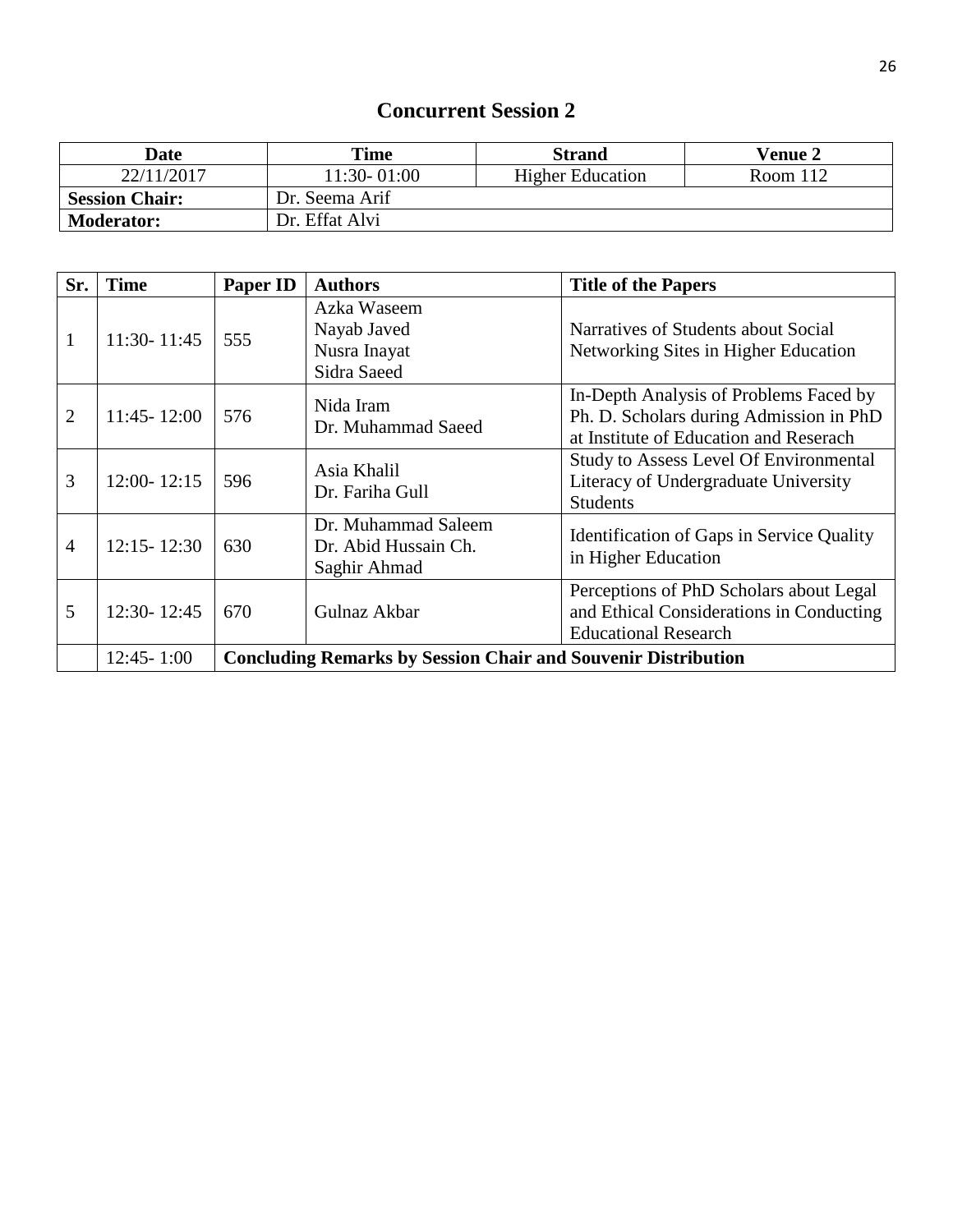## Concurrent Session 2

| Date | Time | Strand | Venue 2 |
|---|---|---|---|
| 22/11/2017 | 11:30- 01:00 | Higher Education | Room 112 |
| **Session Chair:** | Dr. Seema Arif | | |
| **Moderator:** | Dr. Effat Alvi | | |

| Sr. | Time | Paper ID | Authors | Title of the Papers |
|---|---|---|---|---|
| 1 | 11:30- 11:45 | 555 | Azka Waseem<br>Nayab Javed<br>Nusra Inayat<br>Sidra Saeed | Narratives of Students about Social Networking Sites in Higher Education |
| 2 | 11:45- 12:00 | 576 | Nida Iram<br>Dr. Muhammad Saeed | In-Depth Analysis of Problems Faced by Ph. D. Scholars during Admission in PhD at Institute of Education and Reserach |
| 3 | 12:00- 12:15 | 596 | Asia Khalil<br>Dr. Fariha Gull | Study to Assess Level Of Environmental Literacy of Undergraduate University Students |
| 4 | 12:15- 12:30 | 630 | Dr. Muhammad Saleem<br>Dr. Abid Hussain Ch.<br>Saghir Ahmad | Identification of Gaps in Service Quality in Higher Education |
| 5 | 12:30- 12:45 | 670 | Gulnaz Akbar | Perceptions of PhD Scholars about Legal and Ethical Considerations in Conducting Educational Research |
| | 12:45- 1:00 | **Concluding Remarks by Session Chair and Souvenir Distribution** | | |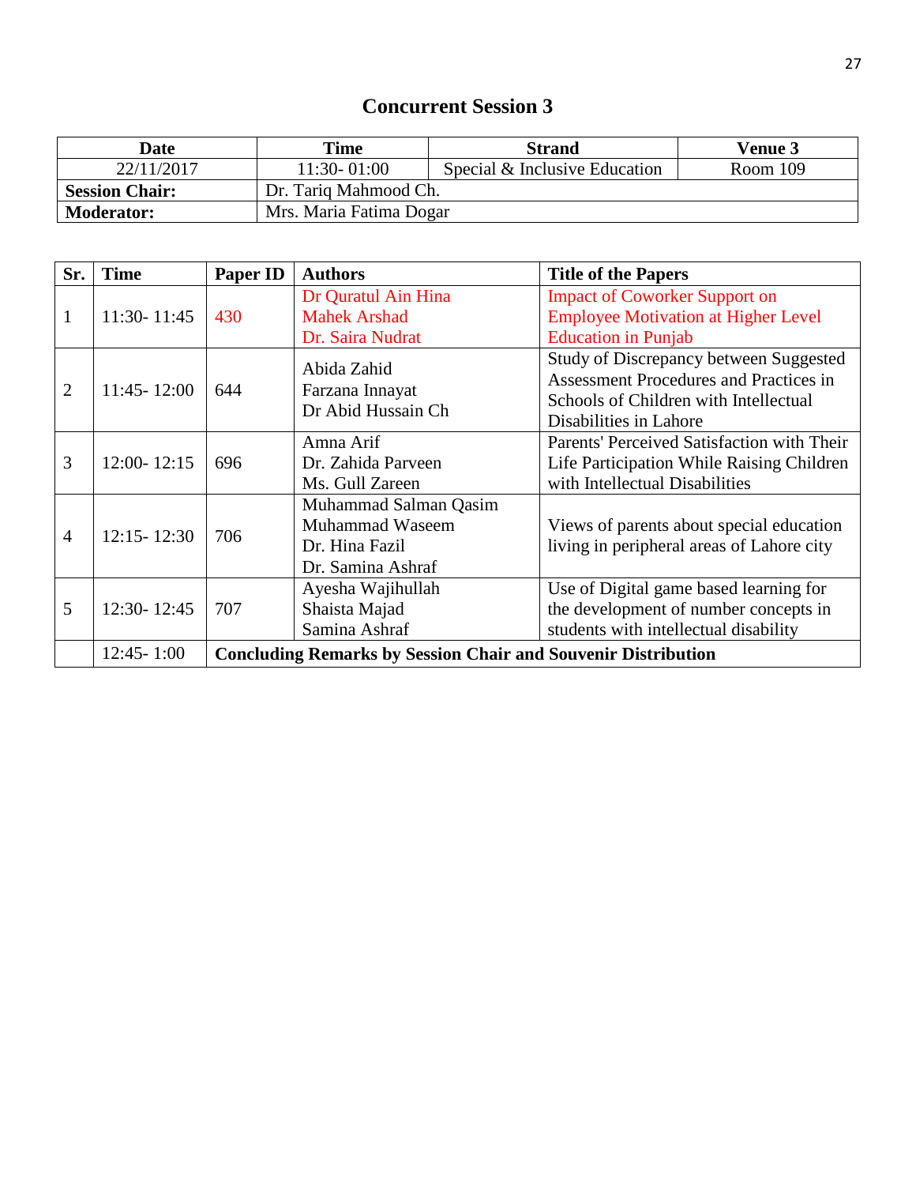## Concurrent Session 3

| Date | Time | Strand | Venue 3 |
|---|---|---|---|
| 22/11/2017 | 11:30- 01:00 | Special & Inclusive Education | Room 109 |
| **Session Chair:** | Dr. Tariq Mahmood Ch. | | |
| **Moderator:** | Mrs. Maria Fatima Dogar | | |

| Sr. | Time | Paper ID | Authors | Title of the Papers |
|---|---|---|---|---|
| 1 | 11:30- 11:45 | 430 | Dr Quratul Ain Hina<br>Mahek Arshad<br>Dr. Saira Nudrat | Impact of Coworker Support on Employee Motivation at Higher Level Education in Punjab |
| 2 | 11:45- 12:00 | 644 | Abida Zahid<br>Farzana Innayat<br>Dr Abid Hussain Ch | Study of Discrepancy between Suggested Assessment Procedures and Practices in Schools of Children with Intellectual Disabilities in Lahore |
| 3 | 12:00- 12:15 | 696 | Amna Arif<br>Dr. Zahida Parveen<br>Ms. Gull Zareen | Parents' Perceived Satisfaction with Their Life Participation While Raising Children with Intellectual Disabilities |
| 4 | 12:15- 12:30 | 706 | Muhammad Salman Qasim<br>Muhammad Waseem<br>Dr. Hina Fazil<br>Dr. Samina Ashraf | Views of parents about special education living in peripheral areas of Lahore city |
| 5 | 12:30- 12:45 | 707 | Ayesha Wajihullah<br>Shaista Majad<br>Samina Ashraf | Use of Digital game based learning for the development of number concepts in students with intellectual disability |
| | 12:45- 1:00 | **Concluding Remarks by Session Chair and Souvenir Distribution** | | |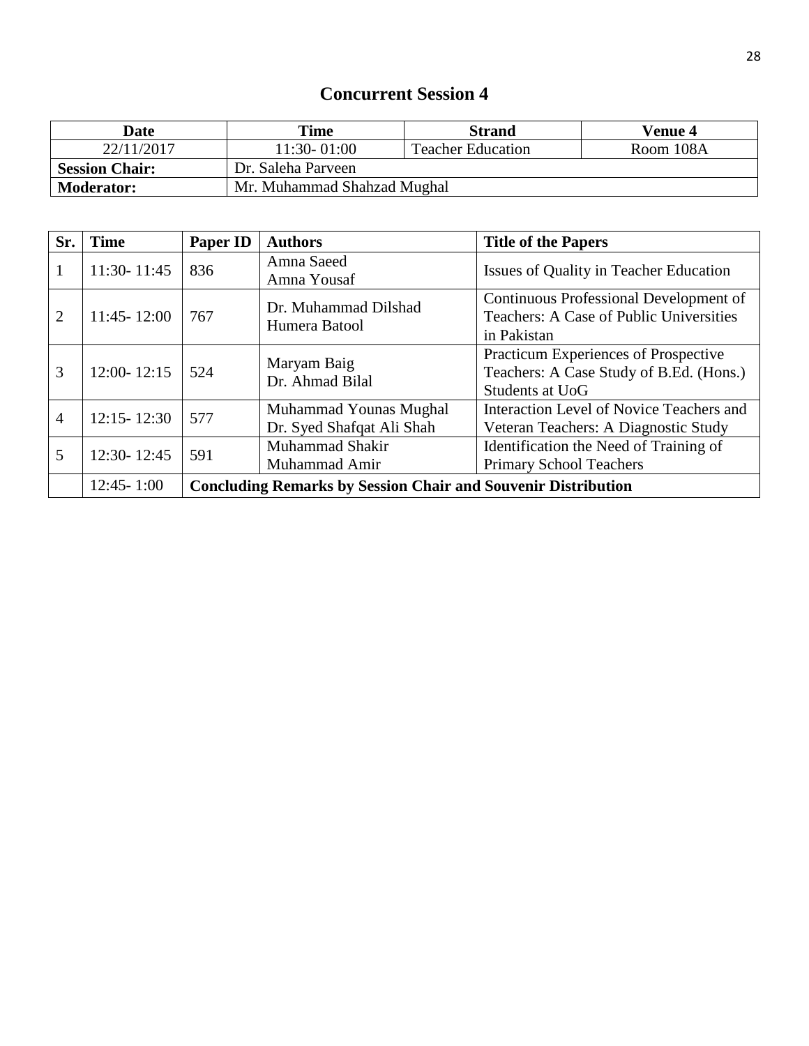## Concurrent Session 4

| Date | Time | Strand | Venue 4 |
|---|---|---|---|
| 22/11/2017 | 11:30- 01:00 | Teacher Education | Room 108A |
| **Session Chair:** | Dr. Saleha Parveen | | |
| **Moderator:** | Mr. Muhammad Shahzad Mughal | | |

| Sr. | Time | Paper ID | Authors | Title of the Papers |
|---|---|---|---|---|
| 1 | 11:30- 11:45 | 836 | Amna Saeed<br>Amna Yousaf | Issues of Quality in Teacher Education |
| 2 | 11:45- 12:00 | 767 | Dr. Muhammad Dilshad<br>Humera Batool | Continuous Professional Development of Teachers: A Case of Public Universities in Pakistan |
| 3 | 12:00- 12:15 | 524 | Maryam Baig<br>Dr. Ahmad Bilal | Practicum Experiences of Prospective Teachers: A Case Study of B.Ed. (Hons.) Students at UoG |
| 4 | 12:15- 12:30 | 577 | Muhammad Younas Mughal<br>Dr. Syed Shafqat Ali Shah | Interaction Level of Novice Teachers and Veteran Teachers: A Diagnostic Study |
| 5 | 12:30- 12:45 | 591 | Muhammad Shakir<br>Muhammad Amir | Identification the Need of Training of Primary School Teachers |
| | 12:45- 1:00 | **Concluding Remarks by Session Chair and Souvenir Distribution** | | |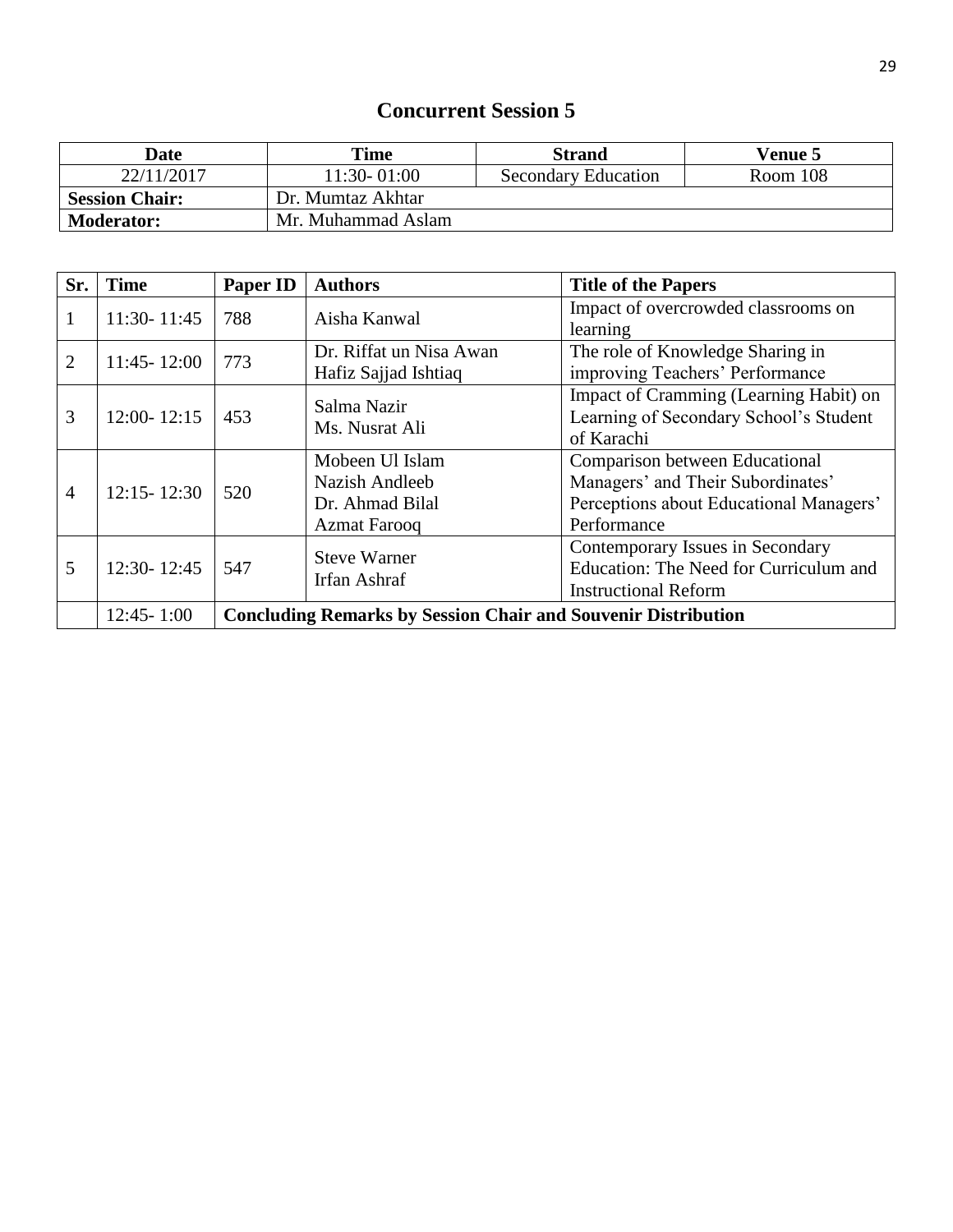# Concurrent Session 5

| Date | Time | Strand | Venue 5 |
|---|---|---|---|
| 22/11/2017 | 11:30- 01:00 | Secondary Education | Room 108 |
| **Session Chair:** | Dr. Mumtaz Akhtar | | |
| **Moderator:** | Mr. Muhammad Aslam | | |

| Sr. | Time | Paper ID | Authors | Title of the Papers |
|---|---|---|---|---|
| 1 | 11:30- 11:45 | 788 | Aisha Kanwal | Impact of overcrowded classrooms on learning |
| 2 | 11:45- 12:00 | 773 | Dr. Riffat un Nisa Awan<br>Hafiz Sajjad Ishtiaq | The role of Knowledge Sharing in improving Teachers' Performance |
| 3 | 12:00- 12:15 | 453 | Salma Nazir<br>Ms. Nusrat Ali | Impact of Cramming (Learning Habit) on Learning of Secondary School's Student of Karachi |
| 4 | 12:15- 12:30 | 520 | Mobeen Ul Islam<br>Nazish Andleeb<br>Dr. Ahmad Bilal<br>Azmat Farooq | Comparison between Educational Managers' and Their Subordinates' Perceptions about Educational Managers' Performance |
| 5 | 12:30- 12:45 | 547 | Steve Warner<br>Irfan Ashraf | Contemporary Issues in Secondary Education: The Need for Curriculum and Instructional Reform |
| | 12:45- 1:00 | **Concluding Remarks by Session Chair and Souvenir Distribution** | | |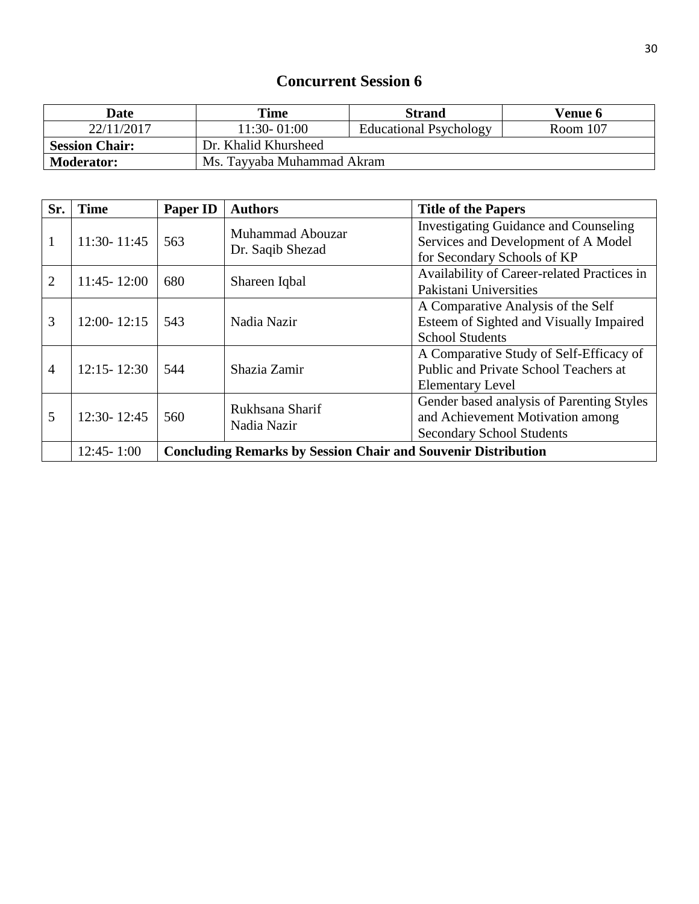## Concurrent Session 6

| Date | Time | Strand | Venue 6 |
|---|---|---|---|
| 22/11/2017 | 11:30- 01:00 | Educational Psychology | Room 107 |
| **Session Chair:** | Dr. Khalid Khursheed | | |
| **Moderator:** | Ms. Tayyaba Muhammad Akram | | |

| Sr. | Time | Paper ID | Authors | Title of the Papers |
|---|---|---|---|---|
| 1 | 11:30- 11:45 | 563 | Muhammad Abouzar<br>Dr. Saqib Shezad | Investigating Guidance and Counseling Services and Development of A Model for Secondary Schools of KP |
| 2 | 11:45- 12:00 | 680 | Shareen Iqbal | Availability of Career-related Practices in Pakistani Universities |
| 3 | 12:00- 12:15 | 543 | Nadia Nazir | A Comparative Analysis of the Self Esteem of Sighted and Visually Impaired School Students |
| 4 | 12:15- 12:30 | 544 | Shazia Zamir | A Comparative Study of Self-Efficacy of Public and Private School Teachers at Elementary Level |
| 5 | 12:30- 12:45 | 560 | Rukhsana Sharif<br>Nadia Nazir | Gender based analysis of Parenting Styles and Achievement Motivation among Secondary School Students |
| | 12:45- 1:00 | **Concluding Remarks by Session Chair and Souvenir Distribution** | | |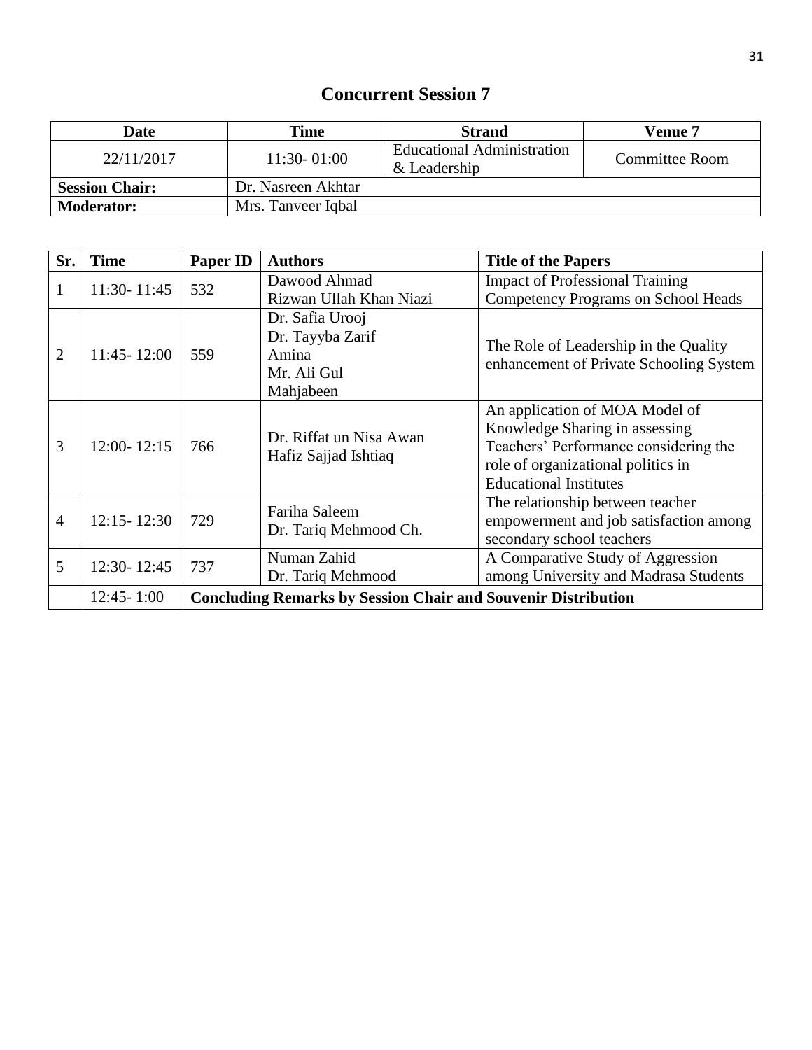## Concurrent Session 7

| Date | Time | Strand | Venue 7 |
|---|---|---|---|
| 22/11/2017 | 11:30- 01:00 | Educational Administration & Leadership | Committee Room |
| **Session Chair:** | Dr. Nasreen Akhtar | | |
| **Moderator:** | Mrs. Tanveer Iqbal | | |

| Sr. | Time | Paper ID | Authors | Title of the Papers |
|---|---|---|---|---|
| 1 | 11:30- 11:45 | 532 | Dawood Ahmad<br>Rizwan Ullah Khan Niazi | Impact of Professional Training Competency Programs on School Heads |
| 2 | 11:45- 12:00 | 559 | Dr. Safia Urooj<br>Dr. Tayyba Zarif<br>Amina<br>Mr. Ali Gul<br>Mahjabeen | The Role of Leadership in the Quality enhancement of Private Schooling System |
| 3 | 12:00- 12:15 | 766 | Dr. Riffat un Nisa Awan<br>Hafiz Sajjad Ishtiaq | An application of MOA Model of Knowledge Sharing in assessing Teachers' Performance considering the role of organizational politics in Educational Institutes |
| 4 | 12:15- 12:30 | 729 | Fariha Saleem<br>Dr. Tariq Mehmood Ch. | The relationship between teacher empowerment and job satisfaction among secondary school teachers |
| 5 | 12:30- 12:45 | 737 | Numan Zahid<br>Dr. Tariq Mehmood | A Comparative Study of Aggression among University and Madrasa Students |
| | 12:45- 1:00 | **Concluding Remarks by Session Chair and Souvenir Distribution** | | |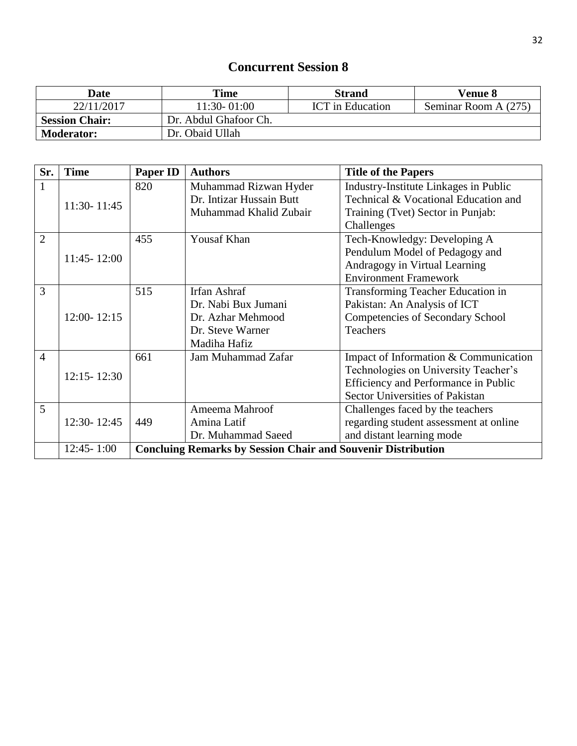## Concurrent Session 8

| Date | Time | Strand | Venue 8 |
|---|---|---|---|
| 22/11/2017 | 11:30- 01:00 | ICT in Education | Seminar Room A (275) |
| **Session Chair:** | Dr. Abdul Ghafoor Ch. | | |
| **Moderator:** | Dr. Obaid Ullah | | |

| Sr. | Time | Paper ID | Authors | Title of the Papers |
|---|---|---|---|---|
| 1 | 11:30- 11:45 | 820 | Muhammad Rizwan Hyder<br>Dr. Intizar Hussain Butt<br>Muhammad Khalid Zubair | Industry-Institute Linkages in Public Technical & Vocational Education and Training (Tvet) Sector in Punjab: Challenges |
| 2 | 11:45- 12:00 | 455 | Yousaf Khan | Tech-Knowledgy: Developing A Pendulum Model of Pedagogy and Andragogy in Virtual Learning Environment Framework |
| 3 | 12:00- 12:15 | 515 | Irfan Ashraf<br>Dr. Nabi Bux Jumani<br>Dr. Azhar Mehmood<br>Dr. Steve Warner<br>Madiha Hafiz | Transforming Teacher Education in Pakistan: An Analysis of ICT Competencies of Secondary School Teachers |
| 4 | 12:15- 12:30 | 661 | Jam Muhammad Zafar | Impact of Information & Communication Technologies on University Teacher's Efficiency and Performance in Public Sector Universities of Pakistan |
| 5 | 12:30- 12:45 | 449 | Ameema Mahroof<br>Amina Latif<br>Dr. Muhammad Saeed | Challenges faced by the teachers regarding student assessment at online and distant learning mode |
| | 12:45- 1:00 | **Concluing Remarks by Session Chair and Souvenir Distribution** | | |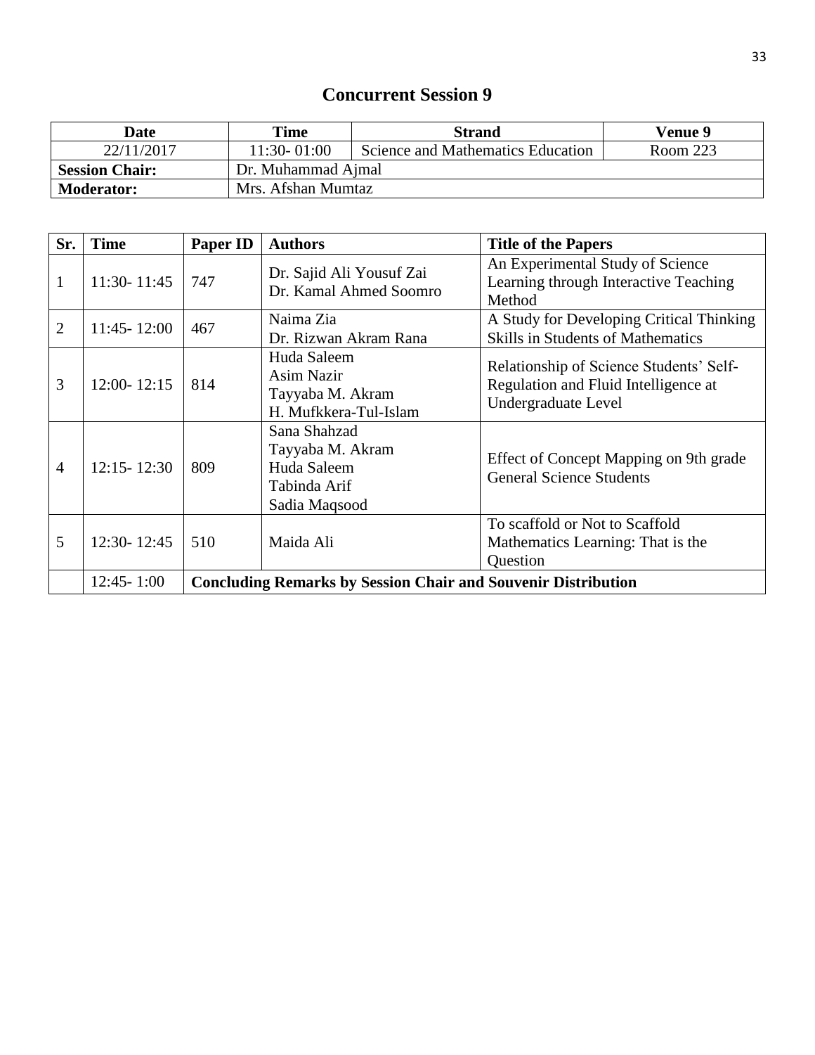## Concurrent Session 9

| Date | Time | Strand | Venue 9 |
|---|---|---|---|
| 22/11/2017 | 11:30- 01:00 | Science and Mathematics Education | Room 223 |
| **Session Chair:** | Dr. Muhammad Ajmal | | |
| **Moderator:** | Mrs. Afshan Mumtaz | | |

| Sr. | Time | Paper ID | Authors | Title of the Papers |
|---|---|---|---|---|
| 1 | 11:30- 11:45 | 747 | Dr. Sajid Ali Yousuf Zai<br>Dr. Kamal Ahmed Soomro | An Experimental Study of Science Learning through Interactive Teaching Method |
| 2 | 11:45- 12:00 | 467 | Naima Zia<br>Dr. Rizwan Akram Rana | A Study for Developing Critical Thinking Skills in Students of Mathematics |
| 3 | 12:00- 12:15 | 814 | Huda Saleem<br>Asim Nazir<br>Tayyaba M. Akram<br>H. Mufkkera-Tul-Islam | Relationship of Science Students' Self-Regulation and Fluid Intelligence at Undergraduate Level |
| 4 | 12:15- 12:30 | 809 | Sana Shahzad<br>Tayyaba M. Akram<br>Huda Saleem<br>Tabinda Arif<br>Sadia Maqsood | Effect of Concept Mapping on 9th grade General Science Students |
| 5 | 12:30- 12:45 | 510 | Maida Ali | To scaffold or Not to Scaffold Mathematics Learning: That is the Question |
| | 12:45- 1:00 | **Concluding Remarks by Session Chair and Souvenir Distribution** | | |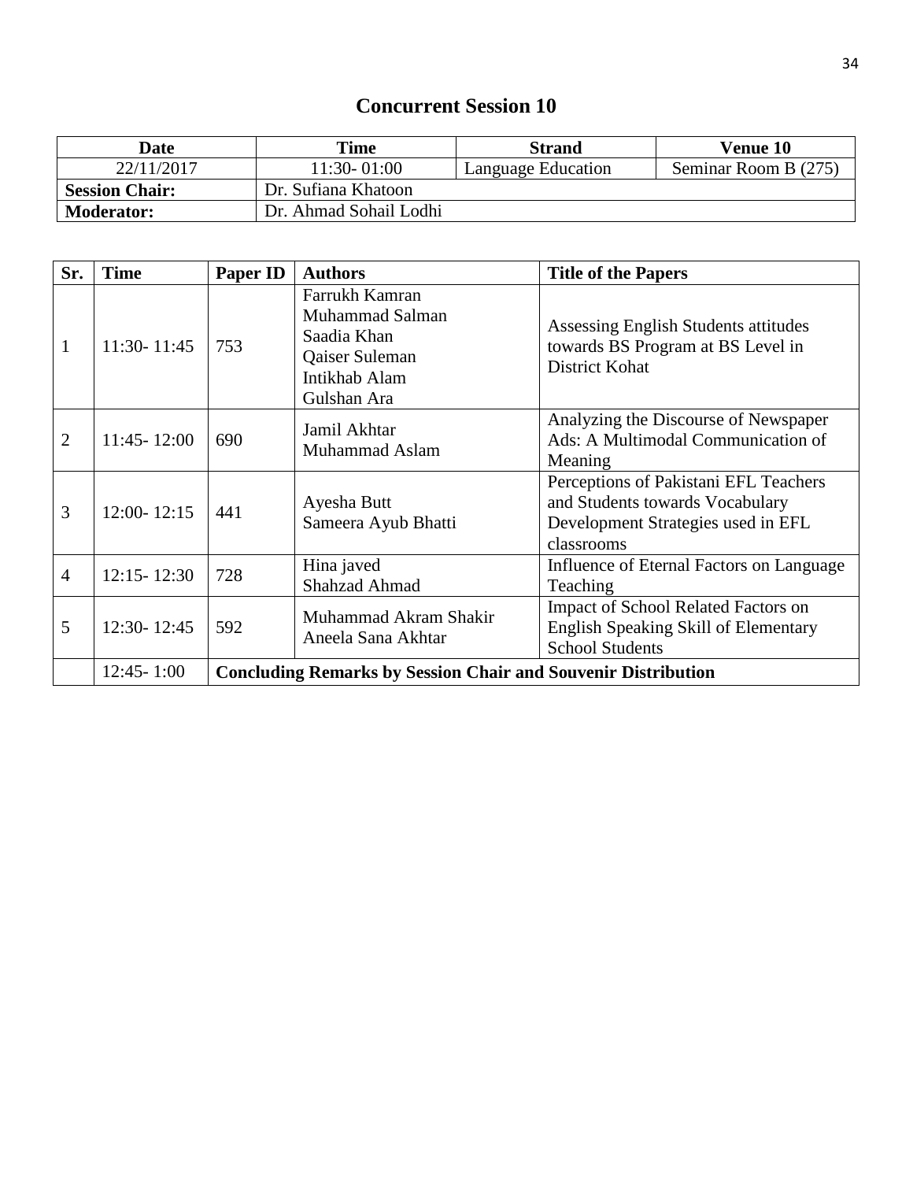# Concurrent Session 10

| Date | Time | Strand | Venue 10 |
|---|---|---|---|
| 22/11/2017 | 11:30- 01:00 | Language Education | Seminar Room B (275) |
| **Session Chair:** | Dr. Sufiana Khatoon | | |
| **Moderator:** | Dr. Ahmad Sohail Lodhi | | |

| Sr. | Time | Paper ID | Authors | Title of the Papers |
|---|---|---|---|---|
| 1 | 11:30- 11:45 | 753 | Farrukh Kamran<br>Muhammad Salman<br>Saadia Khan<br>Qaiser Suleman<br>Intikhab Alam<br>Gulshan Ara | Assessing English Students attitudes towards BS Program at BS Level in District Kohat |
| 2 | 11:45- 12:00 | 690 | Jamil Akhtar<br>Muhammad Aslam | Analyzing the Discourse of Newspaper Ads: A Multimodal Communication of Meaning |
| 3 | 12:00- 12:15 | 441 | Ayesha Butt<br>Sameera Ayub Bhatti | Perceptions of Pakistani EFL Teachers and Students towards Vocabulary Development Strategies used in EFL classrooms |
| 4 | 12:15- 12:30 | 728 | Hina javed<br>Shahzad Ahmad | Influence of Eternal Factors on Language Teaching |
| 5 | 12:30- 12:45 | 592 | Muhammad Akram Shakir<br>Aneela Sana Akhtar | Impact of School Related Factors on English Speaking Skill of Elementary School Students |
| | 12:45- 1:00 | **Concluding Remarks by Session Chair and Souvenir Distribution** | | |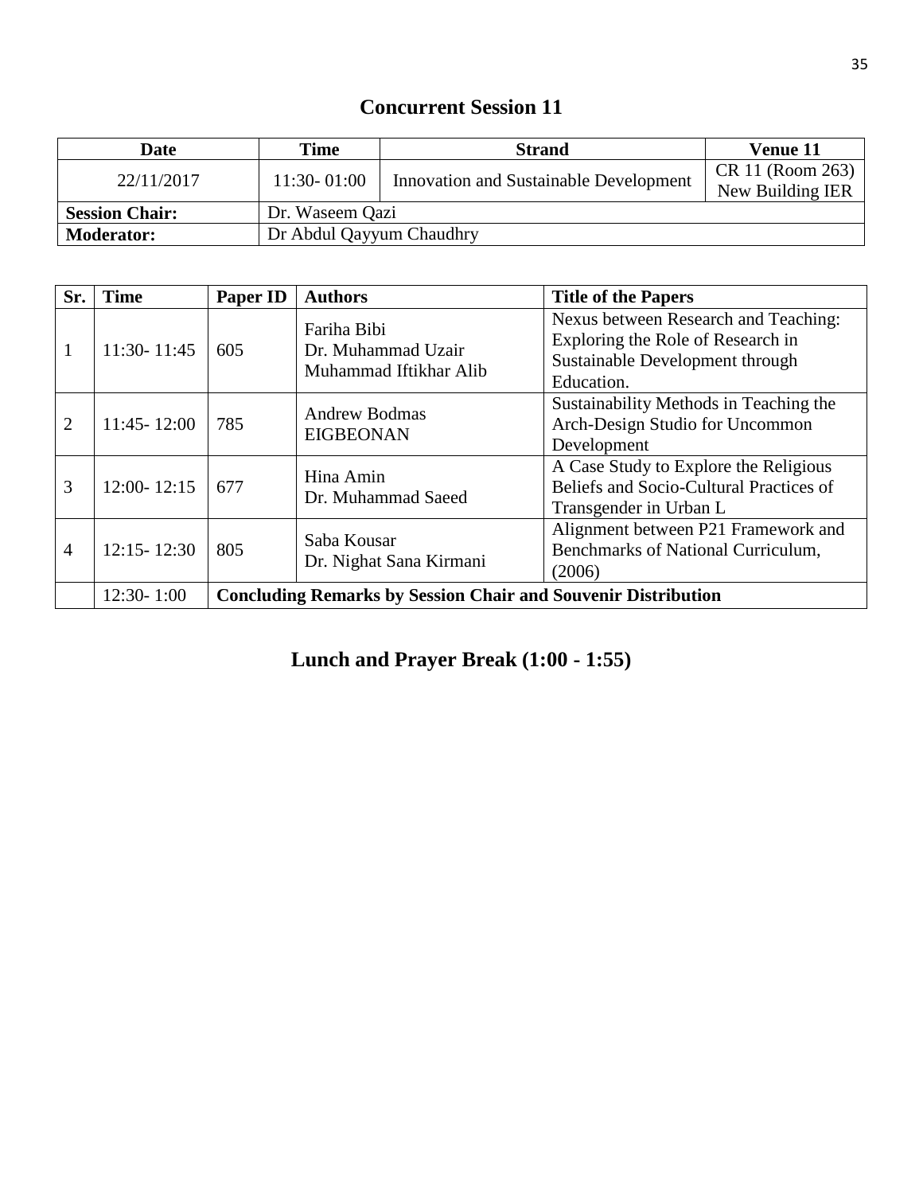## Concurrent Session 11

| Date | Time | Strand | Venue 11 |
|---|---|---|---|
| 22/11/2017 | 11:30- 01:00 | Innovation and Sustainable Development | CR 11 (Room 263) New Building IER |
| **Session Chair:** | Dr. Waseem Qazi | | |
| **Moderator:** | Dr Abdul Qayyum Chaudhry | | |

| Sr. | Time | Paper ID | Authors | Title of the Papers |
|---|---|---|---|---|
| 1 | 11:30- 11:45 | 605 | Fariha Bibi<br>Dr. Muhammad Uzair<br>Muhammad Iftikhar Alib | Nexus between Research and Teaching: Exploring the Role of Research in Sustainable Development through Education. |
| 2 | 11:45- 12:00 | 785 | Andrew Bodmas EIGBEONAN | Sustainability Methods in Teaching the Arch-Design Studio for Uncommon Development |
| 3 | 12:00- 12:15 | 677 | Hina Amin<br>Dr. Muhammad Saeed | A Case Study to Explore the Religious Beliefs and Socio-Cultural Practices of Transgender in Urban L |
| 4 | 12:15- 12:30 | 805 | Saba Kousar<br>Dr. Nighat Sana Kirmani | Alignment between P21 Framework and Benchmarks of National Curriculum, (2006) |
| | 12:30- 1:00 | **Concluding Remarks by Session Chair and Souvenir Distribution** | | |

## Lunch and Prayer Break (1:00 - 1:55)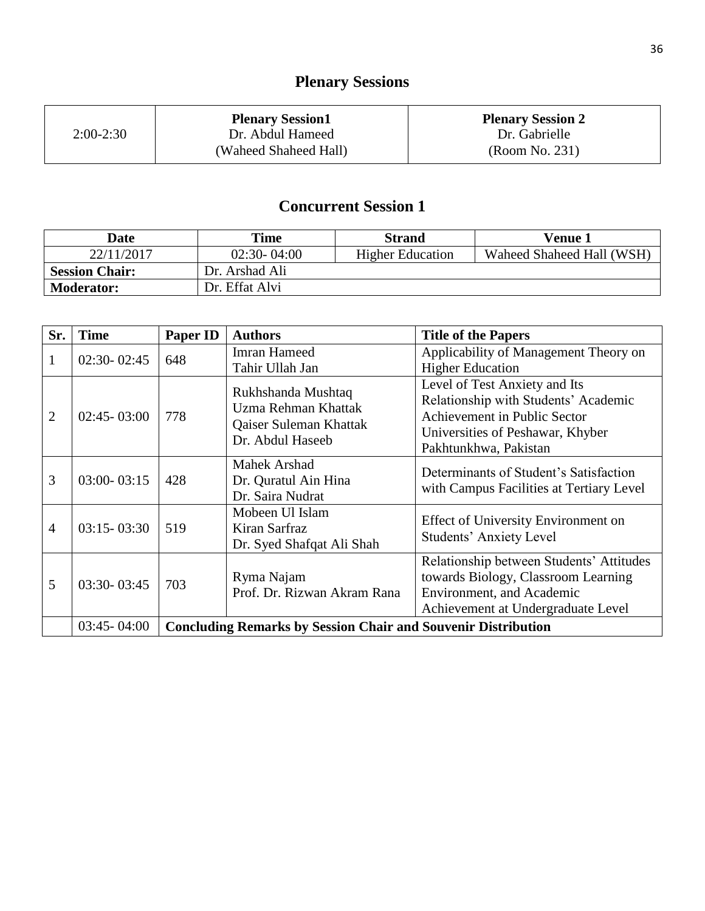## Plenary Sessions

| 2:00-2:30 | **Plenary Session1**<br>Dr. Abdul Hameed<br>(Waheed Shaheed Hall) | **Plenary Session 2**<br>Dr. Gabrielle<br>(Room No. 231) |
|---|---|---|

## Concurrent Session 1

| **Date** | **Time** | **Strand** | **Venue 1** |
|---|---|---|---|
| 22/11/2017 | 02:30- 04:00 | Higher Education | Waheed Shaheed Hall (WSH) |
| **Session Chair:** | Dr. Arshad Ali | | |
| **Moderator:** | Dr. Effat Alvi | | |

| **Sr.** | **Time** | **Paper ID** | **Authors** | **Title of the Papers** |
|---|---|---|---|---|
| 1 | 02:30- 02:45 | 648 | Imran Hameed<br>Tahir Ullah Jan | Applicability of Management Theory on Higher Education |
| 2 | 02:45- 03:00 | 778 | Rukhshanda Mushtaq<br>Uzma Rehman Khattak<br>Qaiser Suleman Khattak<br>Dr. Abdul Haseeb | Level of Test Anxiety and Its Relationship with Students' Academic Achievement in Public Sector Universities of Peshawar, Khyber Pakhtunkhwa, Pakistan |
| 3 | 03:00- 03:15 | 428 | Mahek Arshad<br>Dr. Quratul Ain Hina<br>Dr. Saira Nudrat | Determinants of Student's Satisfaction with Campus Facilities at Tertiary Level |
| 4 | 03:15- 03:30 | 519 | Mobeen Ul Islam<br>Kiran Sarfraz<br>Dr. Syed Shafqat Ali Shah | Effect of University Environment on Students' Anxiety Level |
| 5 | 03:30- 03:45 | 703 | Ryma Najam<br>Prof. Dr. Rizwan Akram Rana | Relationship between Students' Attitudes towards Biology, Classroom Learning Environment, and Academic Achievement at Undergraduate Level |
| | 03:45- 04:00 | **Concluding Remarks by Session Chair and Souvenir Distribution** | | |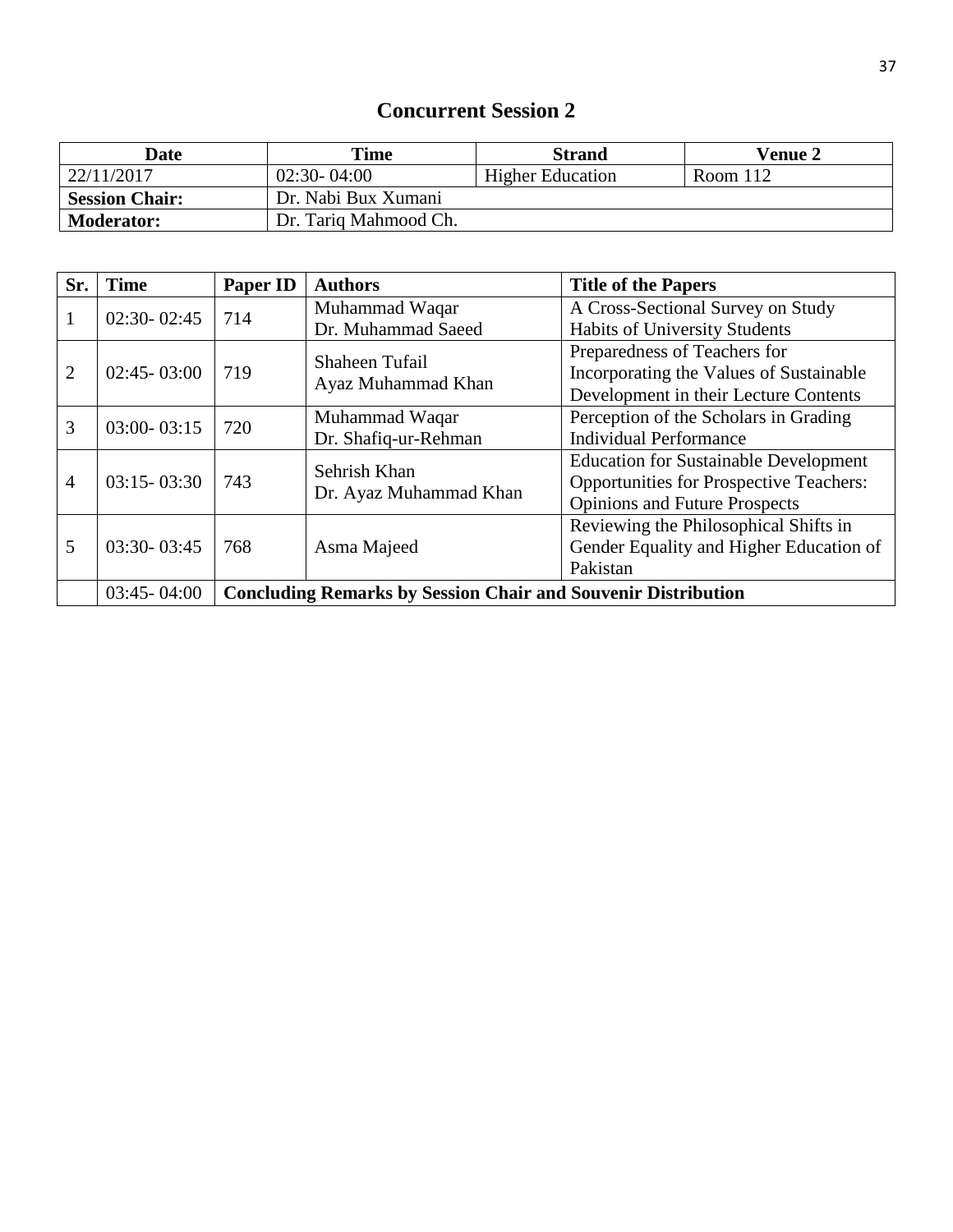# Concurrent Session 2

| Date | Time | Strand | Venue 2 |
|---|---|---|---|
| 22/11/2017 | 02:30- 04:00 | Higher Education | Room 112 |
| **Session Chair:** | Dr. Nabi Bux Xumani | | |
| **Moderator:** | Dr. Tariq Mahmood Ch. | | |

| Sr. | Time | Paper ID | Authors | Title of the Papers |
|---|---|---|---|---|
| 1 | 02:30- 02:45 | 714 | Muhammad Waqar<br>Dr. Muhammad Saeed | A Cross-Sectional Survey on Study Habits of University Students |
| 2 | 02:45- 03:00 | 719 | Shaheen Tufail<br>Ayaz Muhammad Khan | Preparedness of Teachers for Incorporating the Values of Sustainable Development in their Lecture Contents |
| 3 | 03:00- 03:15 | 720 | Muhammad Waqar<br>Dr. Shafiq-ur-Rehman | Perception of the Scholars in Grading Individual Performance |
| 4 | 03:15- 03:30 | 743 | Sehrish Khan<br>Dr. Ayaz Muhammad Khan | Education for Sustainable Development Opportunities for Prospective Teachers: Opinions and Future Prospects |
| 5 | 03:30- 03:45 | 768 | Asma Majeed | Reviewing the Philosophical Shifts in Gender Equality and Higher Education of Pakistan |
| | 03:45- 04:00 | **Concluding Remarks by Session Chair and Souvenir Distribution** | | |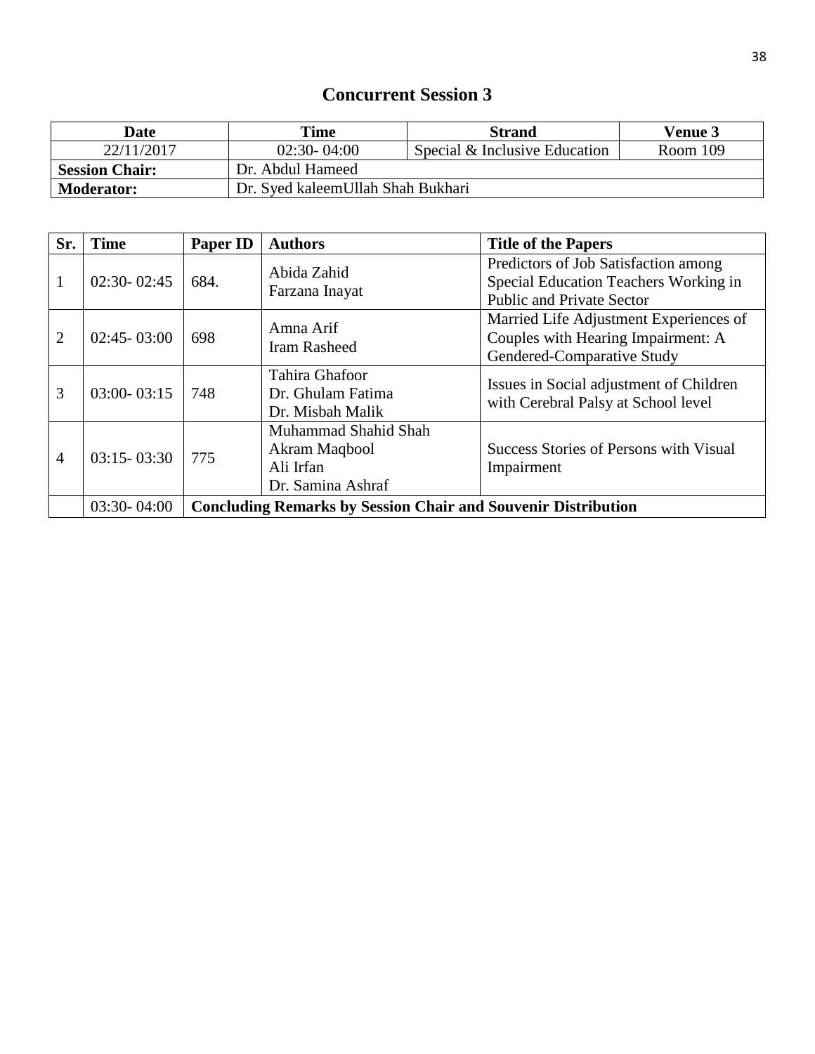## Concurrent Session 3

| Date | Time | Strand | Venue 3 |
|---|---|---|---|
| 22/11/2017 | 02:30- 04:00 | Special & Inclusive Education | Room 109 |
| **Session Chair:** | Dr. Abdul Hameed | | |
| **Moderator:** | Dr. Syed kaleemUllah Shah Bukhari | | |

| Sr. | Time | Paper ID | Authors | Title of the Papers |
|---|---|---|---|---|
| 1 | 02:30- 02:45 | 684. | Abida Zahid<br>Farzana Inayat | Predictors of Job Satisfaction among Special Education Teachers Working in Public and Private Sector |
| 2 | 02:45- 03:00 | 698 | Amna Arif<br>Iram Rasheed | Married Life Adjustment Experiences of Couples with Hearing Impairment: A Gendered-Comparative Study |
| 3 | 03:00- 03:15 | 748 | Tahira Ghafoor<br>Dr. Ghulam Fatima<br>Dr. Misbah Malik | Issues in Social adjustment of Children with Cerebral Palsy at School level |
| 4 | 03:15- 03:30 | 775 | Muhammad Shahid Shah<br>Akram Maqbool<br>Ali Irfan<br>Dr. Samina Ashraf | Success Stories of Persons with Visual Impairment |
| | 03:30- 04:00 | **Concluding Remarks by Session Chair and Souvenir Distribution** | | |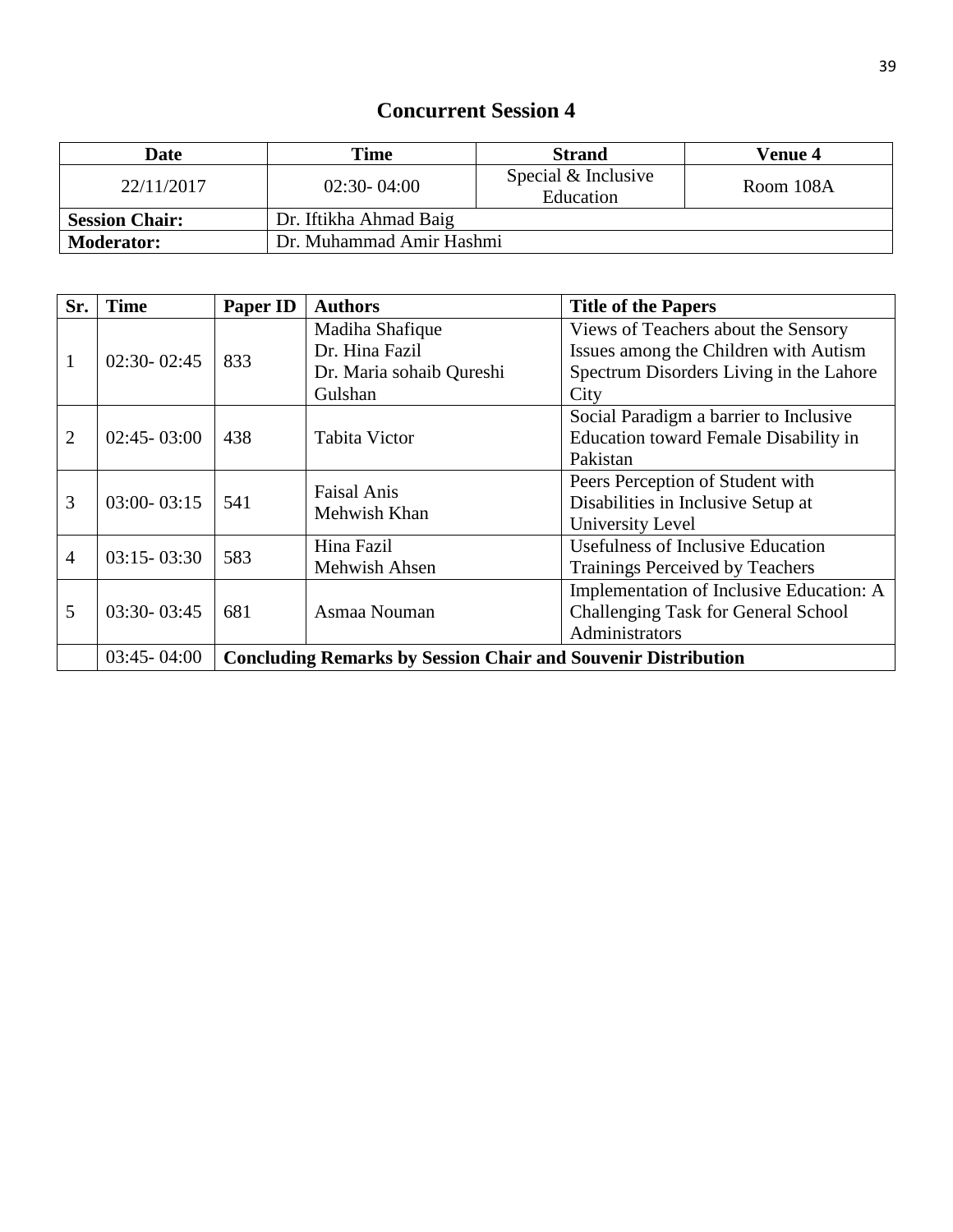## Concurrent Session 4

| Date | Time | Strand | Venue 4 |
|---|---|---|---|
| 22/11/2017 | 02:30- 04:00 | Special & Inclusive Education | Room 108A |
| **Session Chair:** | Dr. Iftikha Ahmad Baig | | |
| **Moderator:** | Dr. Muhammad Amir Hashmi | | |

| Sr. | Time | Paper ID | Authors | Title of the Papers |
|---|---|---|---|---|
| 1 | 02:30- 02:45 | 833 | Madiha Shafique<br>Dr. Hina Fazil<br>Dr. Maria sohaib Qureshi<br>Gulshan | Views of Teachers about the Sensory Issues among the Children with Autism Spectrum Disorders Living in the Lahore City |
| 2 | 02:45- 03:00 | 438 | Tabita Victor | Social Paradigm a barrier to Inclusive Education toward Female Disability in Pakistan |
| 3 | 03:00- 03:15 | 541 | Faisal Anis<br>Mehwish Khan | Peers Perception of Student with Disabilities in Inclusive Setup at University Level |
| 4 | 03:15- 03:30 | 583 | Hina Fazil<br>Mehwish Ahsen | Usefulness of Inclusive Education Trainings Perceived by Teachers |
| 5 | 03:30- 03:45 | 681 | Asmaa Nouman | Implementation of Inclusive Education: A Challenging Task for General School Administrators |
| | 03:45- 04:00 | **Concluding Remarks by Session Chair and Souvenir Distribution** | | |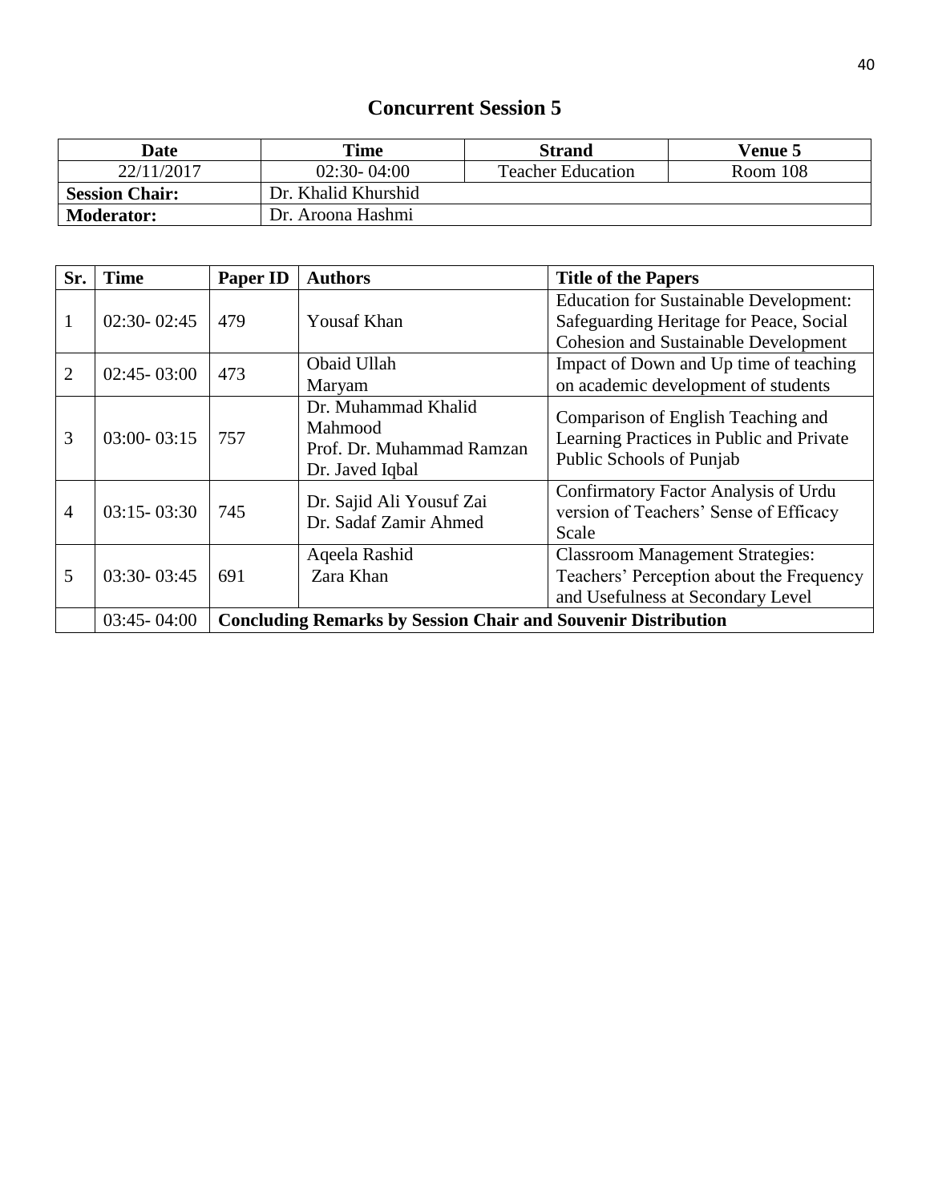## Concurrent Session 5

| Date | Time | Strand | Venue 5 |
|---|---|---|---|
| 22/11/2017 | 02:30- 04:00 | Teacher Education | Room 108 |
| **Session Chair:** | Dr. Khalid Khurshid | | |
| **Moderator:** | Dr. Aroona Hashmi | | |

| Sr. | Time | Paper ID | Authors | Title of the Papers |
|---|---|---|---|---|
| 1 | 02:30- 02:45 | 479 | Yousaf Khan | Education for Sustainable Development: Safeguarding Heritage for Peace, Social Cohesion and Sustainable Development |
| 2 | 02:45- 03:00 | 473 | Obaid Ullah<br>Maryam | Impact of Down and Up time of teaching on academic development of students |
| 3 | 03:00- 03:15 | 757 | Dr. Muhammad Khalid Mahmood<br>Prof. Dr. Muhammad Ramzan<br>Dr. Javed Iqbal | Comparison of English Teaching and Learning Practices in Public and Private Public Schools of Punjab |
| 4 | 03:15- 03:30 | 745 | Dr. Sajid Ali Yousuf Zai<br>Dr. Sadaf Zamir Ahmed | Confirmatory Factor Analysis of Urdu version of Teachers' Sense of Efficacy Scale |
| 5 | 03:30- 03:45 | 691 | Aqeela Rashid<br>Zara Khan | Classroom Management Strategies: Teachers' Perception about the Frequency and Usefulness at Secondary Level |
| | 03:45- 04:00 | **Concluding Remarks by Session Chair and Souvenir Distribution** | | |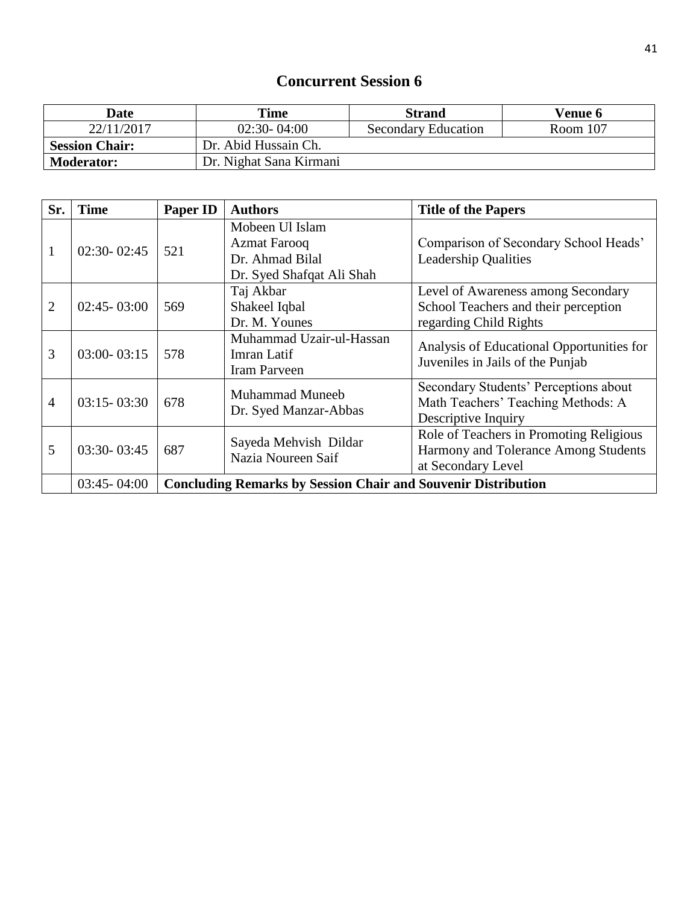# Concurrent Session 6

| Date | Time | Strand | Venue 6 |
|---|---|---|---|
| 22/11/2017 | 02:30- 04:00 | Secondary Education | Room 107 |
| **Session Chair:** | Dr. Abid Hussain Ch. | | |
| **Moderator:** | Dr. Nighat Sana Kirmani | | |

| Sr. | Time | Paper ID | Authors | Title of the Papers |
|---|---|---|---|---|
| 1 | 02:30- 02:45 | 521 | Mobeen Ul Islam<br>Azmat Farooq<br>Dr. Ahmad Bilal<br>Dr. Syed Shafqat Ali Shah | Comparison of Secondary School Heads' Leadership Qualities |
| 2 | 02:45- 03:00 | 569 | Taj Akbar<br>Shakeel Iqbal<br>Dr. M. Younes | Level of Awareness among Secondary School Teachers and their perception regarding Child Rights |
| 3 | 03:00- 03:15 | 578 | Muhammad Uzair-ul-Hassan<br>Imran Latif<br>Iram Parveen | Analysis of Educational Opportunities for Juveniles in Jails of the Punjab |
| 4 | 03:15- 03:30 | 678 | Muhammad Muneeb<br>Dr. Syed Manzar-Abbas | Secondary Students' Perceptions about Math Teachers' Teaching Methods: A Descriptive Inquiry |
| 5 | 03:30- 03:45 | 687 | Sayeda Mehvish Dildar<br>Nazia Noureen Saif | Role of Teachers in Promoting Religious Harmony and Tolerance Among Students at Secondary Level |
| | 03:45- 04:00 | **Concluding Remarks by Session Chair and Souvenir Distribution** | | |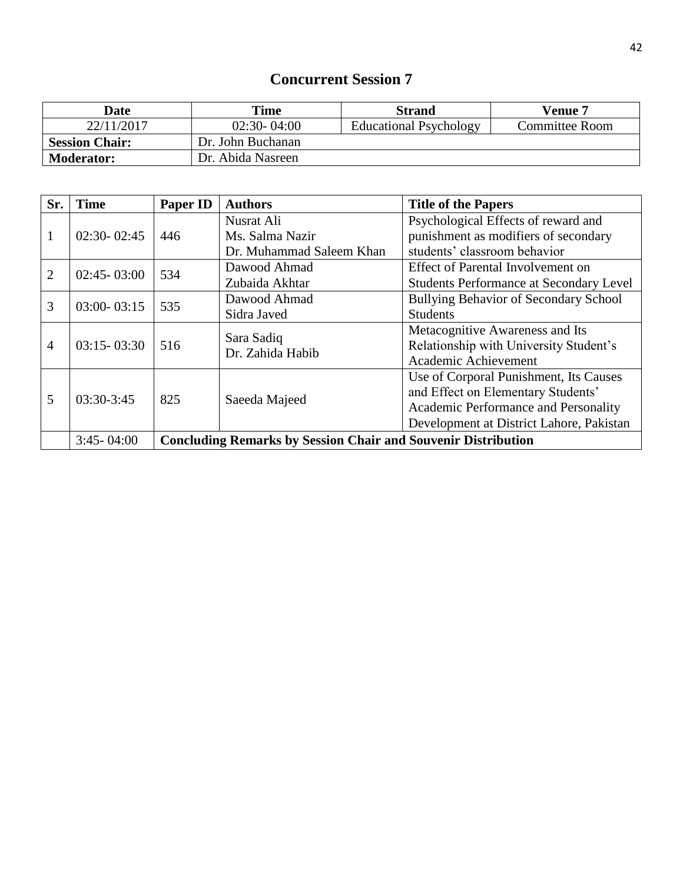## Concurrent Session 7

| Date | Time | Strand | Venue 7 |
|---|---|---|---|
| 22/11/2017 | 02:30- 04:00 | Educational Psychology | Committee Room |
| **Session Chair:** | Dr. John Buchanan | | |
| **Moderator:** | Dr. Abida Nasreen | | |

| Sr. | Time | Paper ID | Authors | Title of the Papers |
|---|---|---|---|---|
| 1 | 02:30- 02:45 | 446 | Nusrat Ali<br>Ms. Salma Nazir<br>Dr. Muhammad Saleem Khan | Psychological Effects of reward and punishment as modifiers of secondary students' classroom behavior |
| 2 | 02:45- 03:00 | 534 | Dawood Ahmad<br>Zubaida Akhtar | Effect of Parental Involvement on Students Performance at Secondary Level |
| 3 | 03:00- 03:15 | 535 | Dawood Ahmad<br>Sidra Javed | Bullying Behavior of Secondary School Students |
| 4 | 03:15- 03:30 | 516 | Sara Sadiq<br>Dr. Zahida Habib | Metacognitive Awareness and Its Relationship with University Student's Academic Achievement |
| 5 | 03:30-3:45 | 825 | Saeeda Majeed | Use of Corporal Punishment, Its Causes and Effect on Elementary Students' Academic Performance and Personality Development at District Lahore, Pakistan |
| | 3:45- 04:00 | **Concluding Remarks by Session Chair and Souvenir Distribution** | | |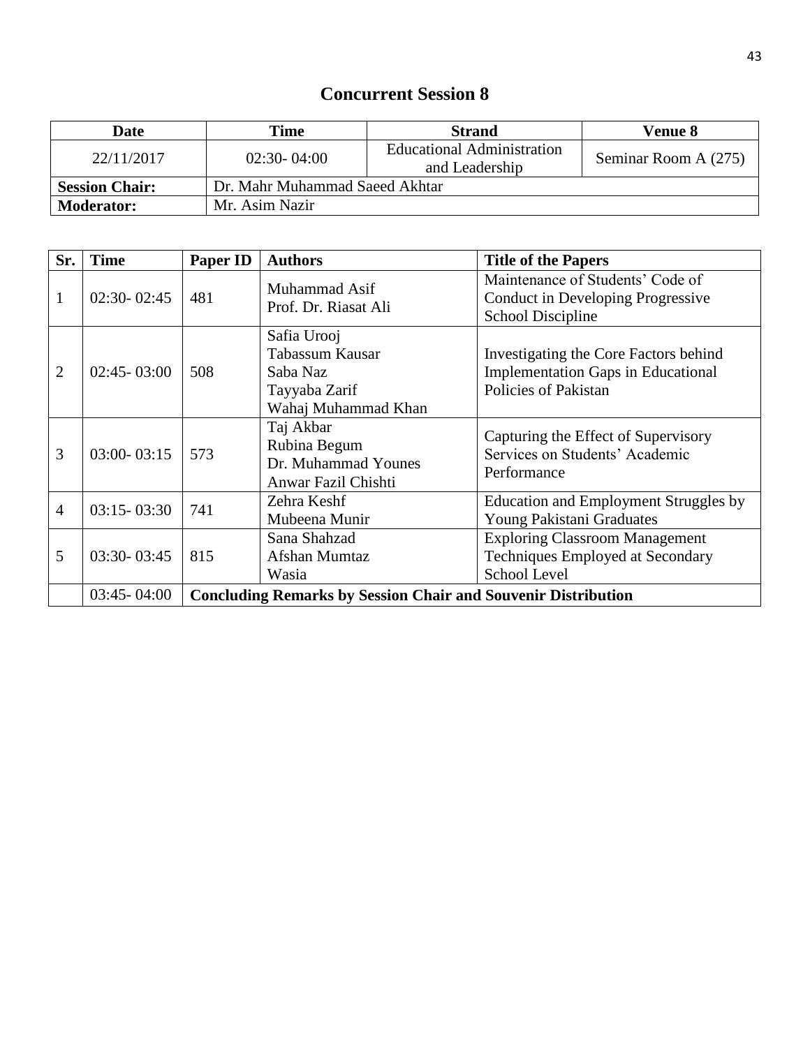## Concurrent Session 8

| Date | Time | Strand | Venue 8 |
|---|---|---|---|
| 22/11/2017 | 02:30- 04:00 | Educational Administration and Leadership | Seminar Room A (275) |
| **Session Chair:** | Dr. Mahr Muhammad Saeed Akhtar | | |
| **Moderator:** | Mr. Asim Nazir | | |

| Sr. | Time | Paper ID | Authors | Title of the Papers |
|---|---|---|---|---|
| 1 | 02:30- 02:45 | 481 | Muhammad Asif<br>Prof. Dr. Riasat Ali | Maintenance of Students' Code of Conduct in Developing Progressive School Discipline |
| 2 | 02:45- 03:00 | 508 | Safia Urooj<br>Tabassum Kausar<br>Saba Naz<br>Tayyaba Zarif<br>Wahaj Muhammad Khan | Investigating the Core Factors behind Implementation Gaps in Educational Policies of Pakistan |
| 3 | 03:00- 03:15 | 573 | Taj Akbar<br>Rubina Begum<br>Dr. Muhammad Younes<br>Anwar Fazil Chishti | Capturing the Effect of Supervisory Services on Students' Academic Performance |
| 4 | 03:15- 03:30 | 741 | Zehra Keshf<br>Mubeena Munir | Education and Employment Struggles by Young Pakistani Graduates |
| 5 | 03:30- 03:45 | 815 | Sana Shahzad<br>Afshan Mumtaz<br>Wasia | Exploring Classroom Management Techniques Employed at Secondary School Level |
| | 03:45- 04:00 | **Concluding Remarks by Session Chair and Souvenir Distribution** | | |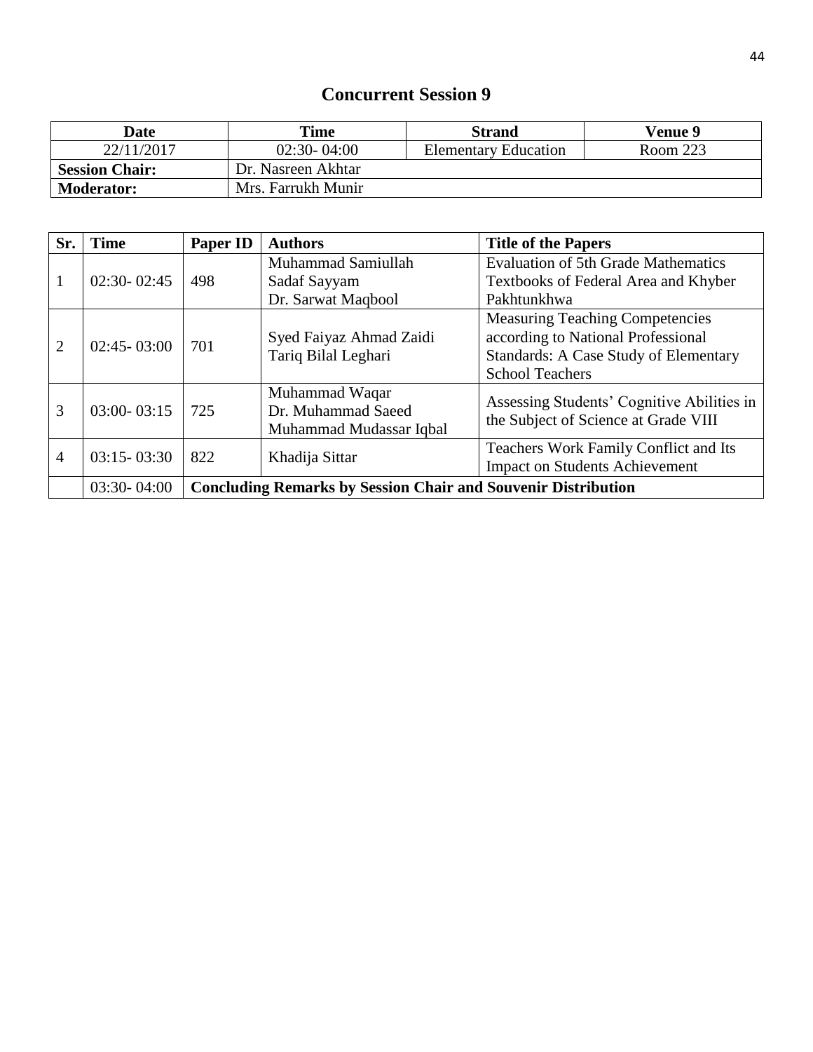# Concurrent Session 9

| Date | Time | Strand | Venue 9 |
|---|---|---|---|
| 22/11/2017 | 02:30- 04:00 | Elementary Education | Room 223 |
| **Session Chair:** | Dr. Nasreen Akhtar | | |
| **Moderator:** | Mrs. Farrukh Munir | | |

| Sr. | Time | Paper ID | Authors | Title of the Papers |
|---|---|---|---|---|
| 1 | 02:30- 02:45 | 498 | Muhammad Samiullah<br>Sadaf Sayyam<br>Dr. Sarwat Maqbool | Evaluation of 5th Grade Mathematics Textbooks of Federal Area and Khyber Pakhtunkhwa |
| 2 | 02:45- 03:00 | 701 | Syed Faiyaz Ahmad Zaidi<br>Tariq Bilal Leghari | Measuring Teaching Competencies according to National Professional Standards: A Case Study of Elementary School Teachers |
| 3 | 03:00- 03:15 | 725 | Muhammad Waqar<br>Dr. Muhammad Saeed<br>Muhammad Mudassar Iqbal | Assessing Students' Cognitive Abilities in the Subject of Science at Grade VIII |
| 4 | 03:15- 03:30 | 822 | Khadija Sittar | Teachers Work Family Conflict and Its Impact on Students Achievement |
| | 03:30- 04:00 | **Concluding Remarks by Session Chair and Souvenir Distribution** | | |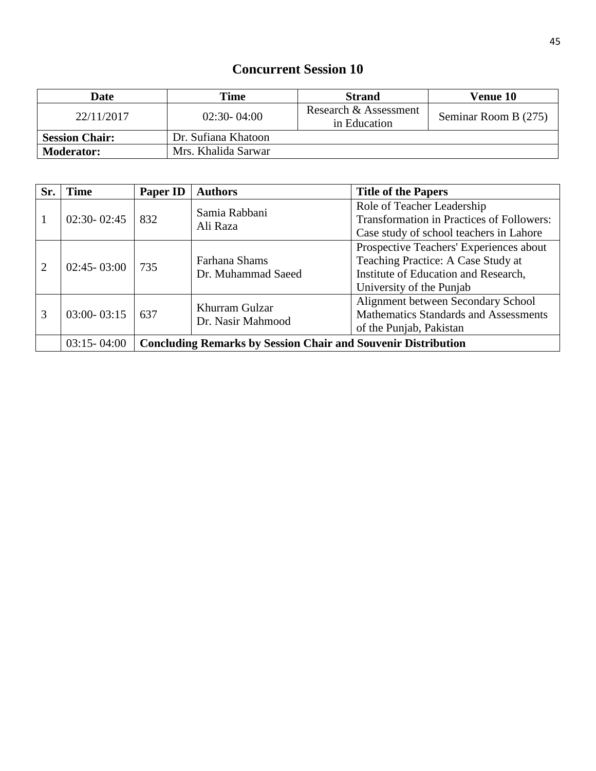# Concurrent Session 10

| Date | Time | Strand | Venue 10 |
|---|---|---|---|
| 22/11/2017 | 02:30- 04:00 | Research & Assessment in Education | Seminar Room B (275) |
| **Session Chair:** | Dr. Sufiana Khatoon | | |
| **Moderator:** | Mrs. Khalida Sarwar | | |

| Sr. | Time | Paper ID | Authors | Title of the Papers |
|---|---|---|---|---|
| 1 | 02:30- 02:45 | 832 | Samia Rabbani<br>Ali Raza | Role of Teacher Leadership Transformation in Practices of Followers: Case study of school teachers in Lahore |
| 2 | 02:45- 03:00 | 735 | Farhana Shams<br>Dr. Muhammad Saeed | Prospective Teachers' Experiences about Teaching Practice: A Case Study at Institute of Education and Research, University of the Punjab |
| 3 | 03:00- 03:15 | 637 | Khurram Gulzar<br>Dr. Nasir Mahmood | Alignment between Secondary School Mathematics Standards and Assessments of the Punjab, Pakistan |
| | 03:15- 04:00 | **Concluding Remarks by Session Chair and Souvenir Distribution** | | |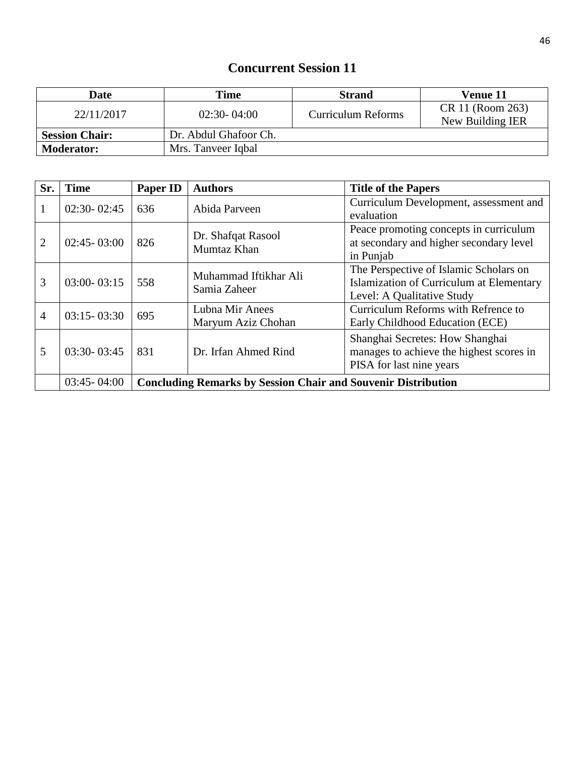## Concurrent Session 11

| Date | Time | Strand | Venue 11 |
|---|---|---|---|
| 22/11/2017 | 02:30- 04:00 | Curriculum Reforms | CR 11 (Room 263) New Building IER |
| **Session Chair:** | Dr. Abdul Ghafoor Ch. | | |
| **Moderator:** | Mrs. Tanveer Iqbal | | |

| Sr. | Time | Paper ID | Authors | Title of the Papers |
|---|---|---|---|---|
| 1 | 02:30- 02:45 | 636 | Abida Parveen | Curriculum Development, assessment and evaluation |
| 2 | 02:45- 03:00 | 826 | Dr. Shafqat Rasool<br>Mumtaz Khan | Peace promoting concepts in curriculum at secondary and higher secondary level in Punjab |
| 3 | 03:00- 03:15 | 558 | Muhammad Iftikhar Ali<br>Samia Zaheer | The Perspective of Islamic Scholars on Islamization of Curriculum at Elementary Level: A Qualitative Study |
| 4 | 03:15- 03:30 | 695 | Lubna Mir Anees<br>Maryum Aziz Chohan | Curriculum Reforms with Refrence to Early Childhood Education (ECE) |
| 5 | 03:30- 03:45 | 831 | Dr. Irfan Ahmed Rind | Shanghai Secretes: How Shanghai manages to achieve the highest scores in PISA for last nine years |
| | 03:45- 04:00 | **Concluding Remarks by Session Chair and Souvenir Distribution** | | |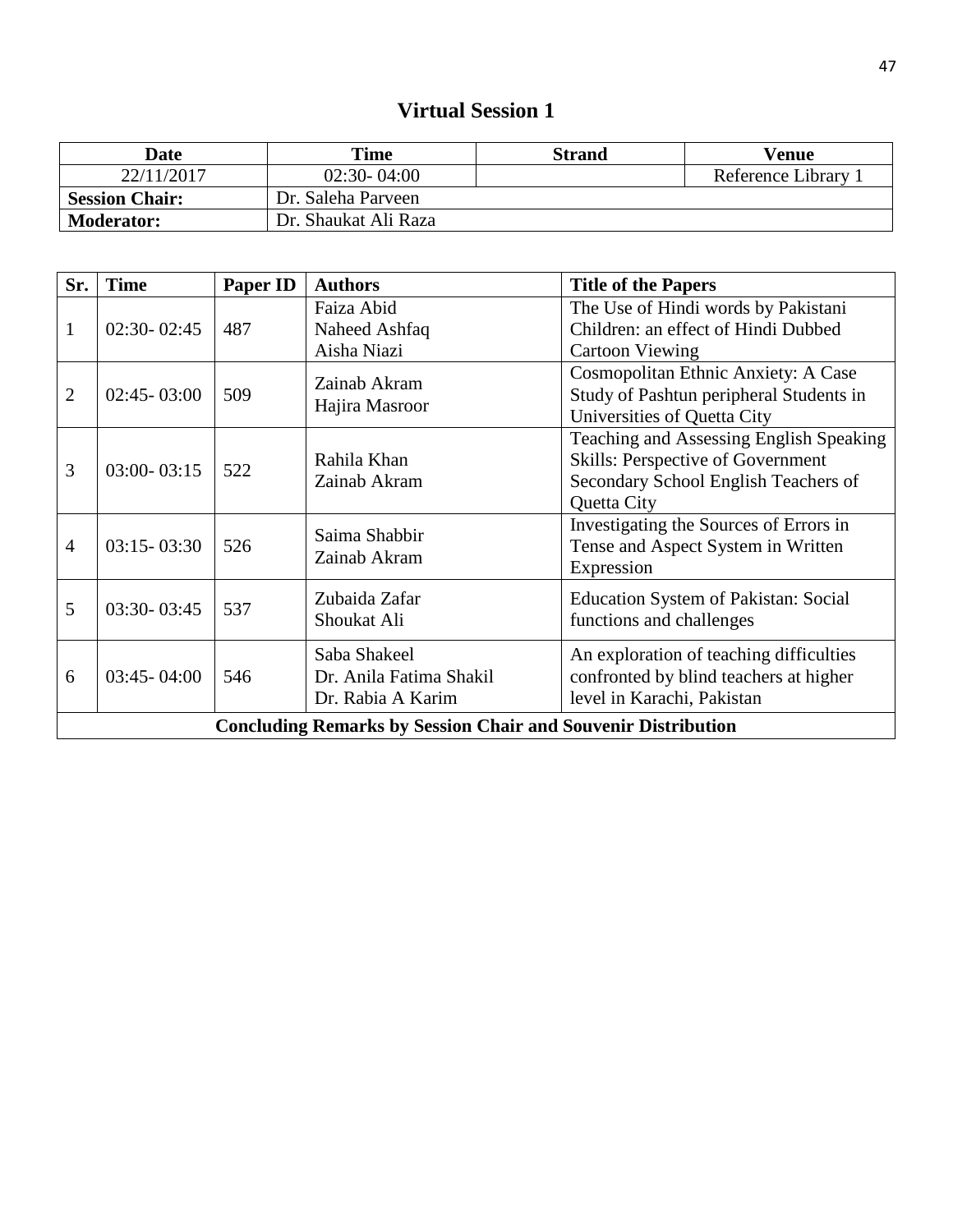# Virtual Session 1

| Date | Time | Strand | Venue |
|---|---|---|---|
| 22/11/2017 | 02:30- 04:00 | | Reference Library 1 |
| **Session Chair:** | Dr. Saleha Parveen | | |
| **Moderator:** | Dr. Shaukat Ali Raza | | |

| Sr. | Time | Paper ID | Authors | Title of the Papers |
|---|---|---|---|---|
| 1 | 02:30- 02:45 | 487 | Faiza Abid<br>Naheed Ashfaq<br>Aisha Niazi | The Use of Hindi words by Pakistani Children: an effect of Hindi Dubbed Cartoon Viewing |
| 2 | 02:45- 03:00 | 509 | Zainab Akram<br>Hajira Masroor | Cosmopolitan Ethnic Anxiety: A Case Study of Pashtun peripheral Students in Universities of Quetta City |
| 3 | 03:00- 03:15 | 522 | Rahila Khan<br>Zainab Akram | Teaching and Assessing English Speaking Skills: Perspective of Government Secondary School English Teachers of Quetta City |
| 4 | 03:15- 03:30 | 526 | Saima Shabbir<br>Zainab Akram | Investigating the Sources of Errors in Tense and Aspect System in Written Expression |
| 5 | 03:30- 03:45 | 537 | Zubaida Zafar<br>Shoukat Ali | Education System of Pakistan: Social functions and challenges |
| 6 | 03:45- 04:00 | 546 | Saba Shakeel<br>Dr. Anila Fatima Shakil<br>Dr. Rabia A Karim | An exploration of teaching difficulties confronted by blind teachers at higher level in Karachi, Pakistan |
| **Concluding Remarks by Session Chair and Souvenir Distribution** | | | | |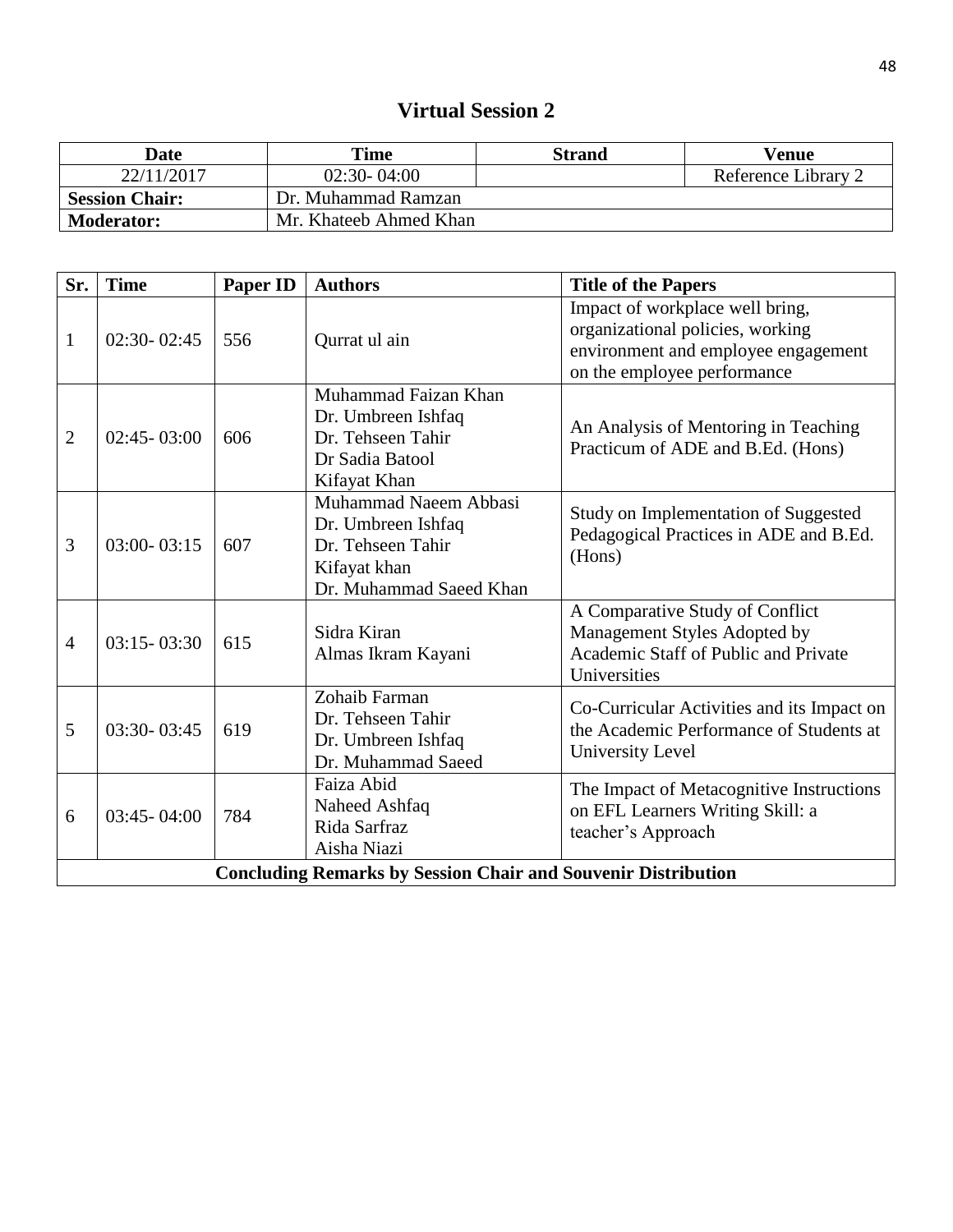# Virtual Session 2

| Date | Time | Strand | Venue |
|---|---|---|---|
| 22/11/2017 | 02:30- 04:00 | | Reference Library 2 |
| **Session Chair:** | Dr. Muhammad Ramzan | | |
| **Moderator:** | Mr. Khateeb Ahmed Khan | | |

| Sr. | Time | Paper ID | Authors | Title of the Papers |
|---|---|---|---|---|
| 1 | 02:30- 02:45 | 556 | Qurrat ul ain | Impact of workplace well bring, organizational policies, working environment and employee engagement on the employee performance |
| 2 | 02:45- 03:00 | 606 | Muhammad Faizan Khan<br>Dr. Umbreen Ishfaq<br>Dr. Tehseen Tahir<br>Dr Sadia Batool<br>Kifayat Khan | An Analysis of Mentoring in Teaching Practicum of ADE and B.Ed. (Hons) |
| 3 | 03:00- 03:15 | 607 | Muhammad Naeem Abbasi<br>Dr. Umbreen Ishfaq<br>Dr. Tehseen Tahir<br>Kifayat khan<br>Dr. Muhammad Saeed Khan | Study on Implementation of Suggested Pedagogical Practices in ADE and B.Ed. (Hons) |
| 4 | 03:15- 03:30 | 615 | Sidra Kiran<br>Almas Ikram Kayani | A Comparative Study of Conflict Management Styles Adopted by Academic Staff of Public and Private Universities |
| 5 | 03:30- 03:45 | 619 | Zohaib Farman<br>Dr. Tehseen Tahir<br>Dr. Umbreen Ishfaq<br>Dr. Muhammad Saeed | Co-Curricular Activities and its Impact on the Academic Performance of Students at University Level |
| 6 | 03:45- 04:00 | 784 | Faiza Abid<br>Naheed Ashfaq<br>Rida Sarfraz<br>Aisha Niazi | The Impact of Metacognitive Instructions on EFL Learners Writing Skill: a teacher's Approach |
| **Concluding Remarks by Session Chair and Souvenir Distribution** | | | | |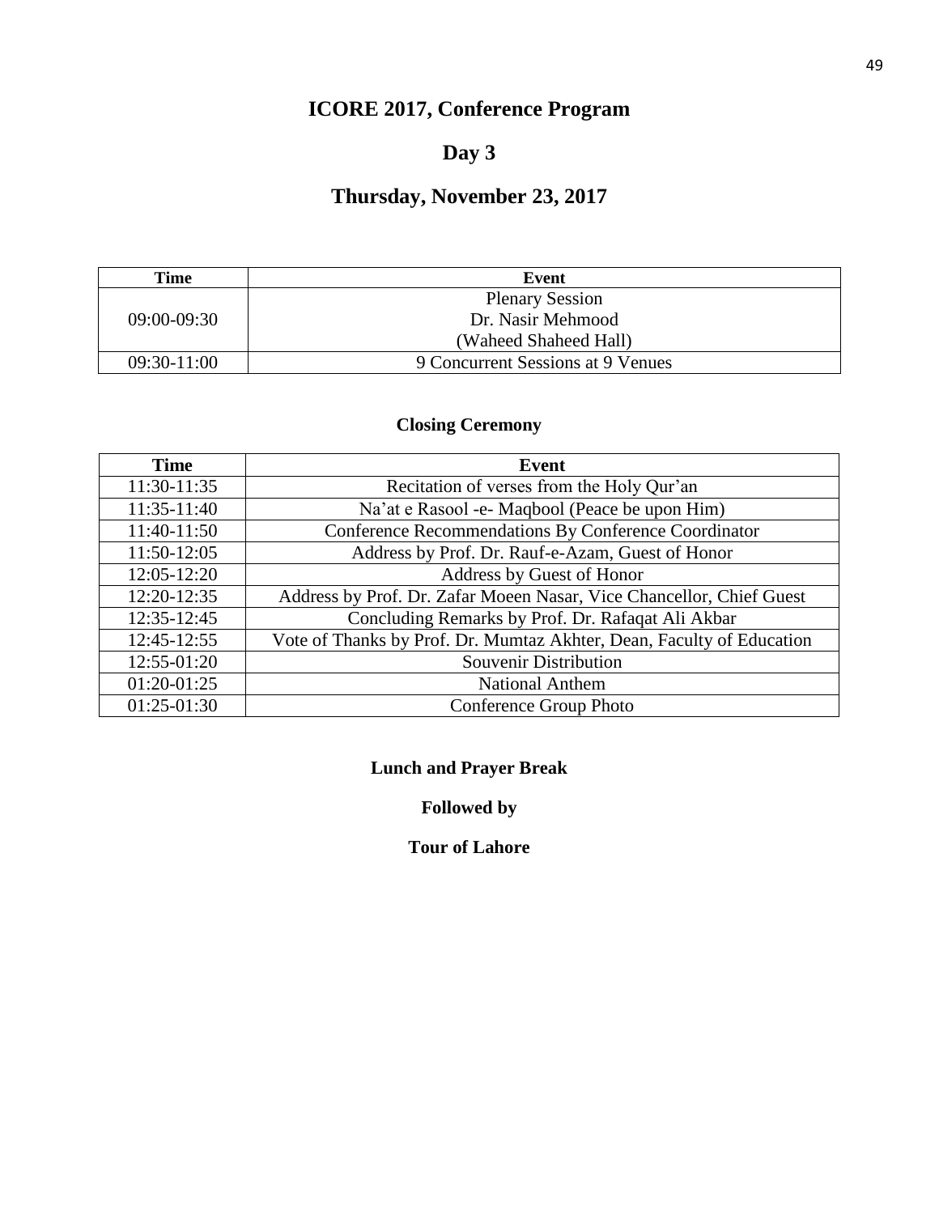# ICORE 2017, Conference Program

## Day 3

## Thursday, November 23, 2017

| Time | Event |
|---|---|
| 09:00-09:30 | Plenary Session<br>Dr. Nasir Mehmood<br>(Waheed Shaheed Hall) |
| 09:30-11:00 | 9 Concurrent Sessions at 9 Venues |

### Closing Ceremony

| Time | Event |
|---|---|
| 11:30-11:35 | Recitation of verses from the Holy Qur'an |
| 11:35-11:40 | Na'at e Rasool -e- Maqbool (Peace be upon Him) |
| 11:40-11:50 | Conference Recommendations By Conference Coordinator |
| 11:50-12:05 | Address by Prof. Dr. Rauf-e-Azam, Guest of Honor |
| 12:05-12:20 | Address by Guest of Honor |
| 12:20-12:35 | Address by Prof. Dr. Zafar Moeen Nasar, Vice Chancellor, Chief Guest |
| 12:35-12:45 | Concluding Remarks by Prof. Dr. Rafaqat Ali Akbar |
| 12:45-12:55 | Vote of Thanks by Prof. Dr. Mumtaz Akhter, Dean, Faculty of Education |
| 12:55-01:20 | Souvenir Distribution |
| 01:20-01:25 | National Anthem |
| 01:25-01:30 | Conference Group Photo |

**Lunch and Prayer Break**

**Followed by**

**Tour of Lahore**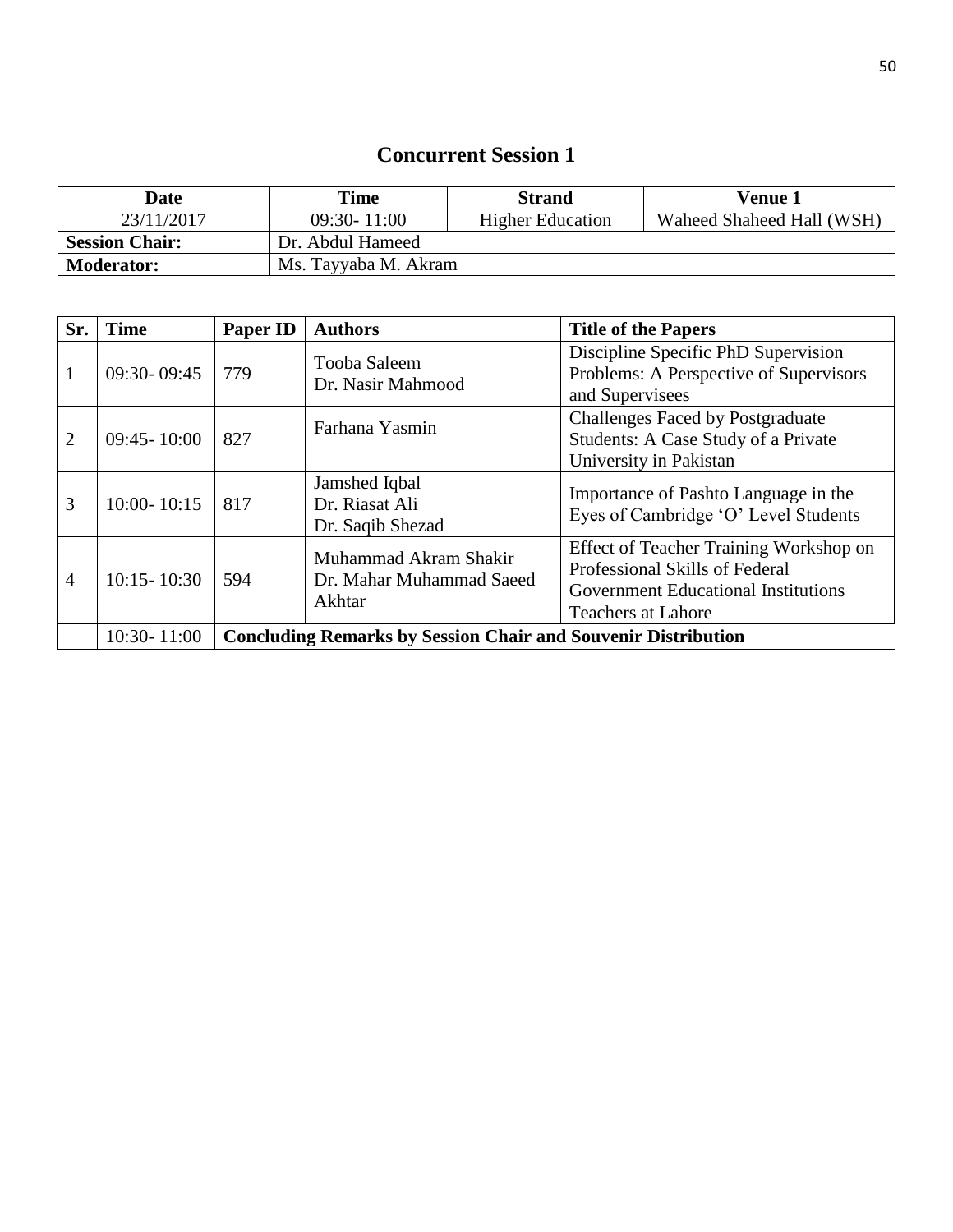## Concurrent Session 1

| Date | Time | Strand | Venue 1 |
|---|---|---|---|
| 23/11/2017 | 09:30- 11:00 | Higher Education | Waheed Shaheed Hall (WSH) |
| **Session Chair:** | Dr. Abdul Hameed | | |
| **Moderator:** | Ms. Tayyaba M. Akram | | |

| Sr. | Time | Paper ID | Authors | Title of the Papers |
|---|---|---|---|---|
| 1 | 09:30- 09:45 | 779 | Tooba Saleem<br>Dr. Nasir Mahmood | Discipline Specific PhD Supervision Problems: A Perspective of Supervisors and Supervisees |
| 2 | 09:45- 10:00 | 827 | Farhana Yasmin | Challenges Faced by Postgraduate Students: A Case Study of a Private University in Pakistan |
| 3 | 10:00- 10:15 | 817 | Jamshed Iqbal<br>Dr. Riasat Ali<br>Dr. Saqib Shezad | Importance of Pashto Language in the Eyes of Cambridge 'O' Level Students |
| 4 | 10:15- 10:30 | 594 | Muhammad Akram Shakir<br>Dr. Mahar Muhammad Saeed Akhtar | Effect of Teacher Training Workshop on Professional Skills of Federal Government Educational Institutions Teachers at Lahore |
| | 10:30- 11:00 | **Concluding Remarks by Session Chair and Souvenir Distribution** | | |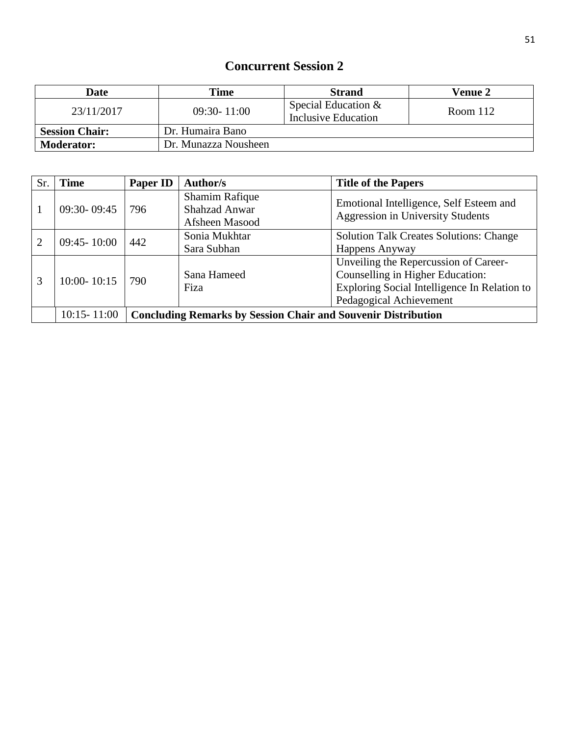## Concurrent Session 2

| Date | Time | Strand | Venue 2 |
|---|---|---|---|
| 23/11/2017 | 09:30- 11:00 | Special Education & Inclusive Education | Room 112 |
| **Session Chair:** | Dr. Humaira Bano | | |
| **Moderator:** | Dr. Munazza Nousheen | | |

| Sr. | Time | Paper ID | Author/s | Title of the Papers |
|---|---|---|---|---|
| 1 | 09:30- 09:45 | 796 | Shamim Rafique<br>Shahzad Anwar<br>Afsheen Masood | Emotional Intelligence, Self Esteem and Aggression in University Students |
| 2 | 09:45- 10:00 | 442 | Sonia Mukhtar<br>Sara Subhan | Solution Talk Creates Solutions: Change Happens Anyway |
| 3 | 10:00- 10:15 | 790 | Sana Hameed<br>Fiza | Unveiling the Repercussion of Career-Counselling in Higher Education: Exploring Social Intelligence In Relation to Pedagogical Achievement |
| | 10:15- 11:00 | **Concluding Remarks by Session Chair and Souvenir Distribution** | | |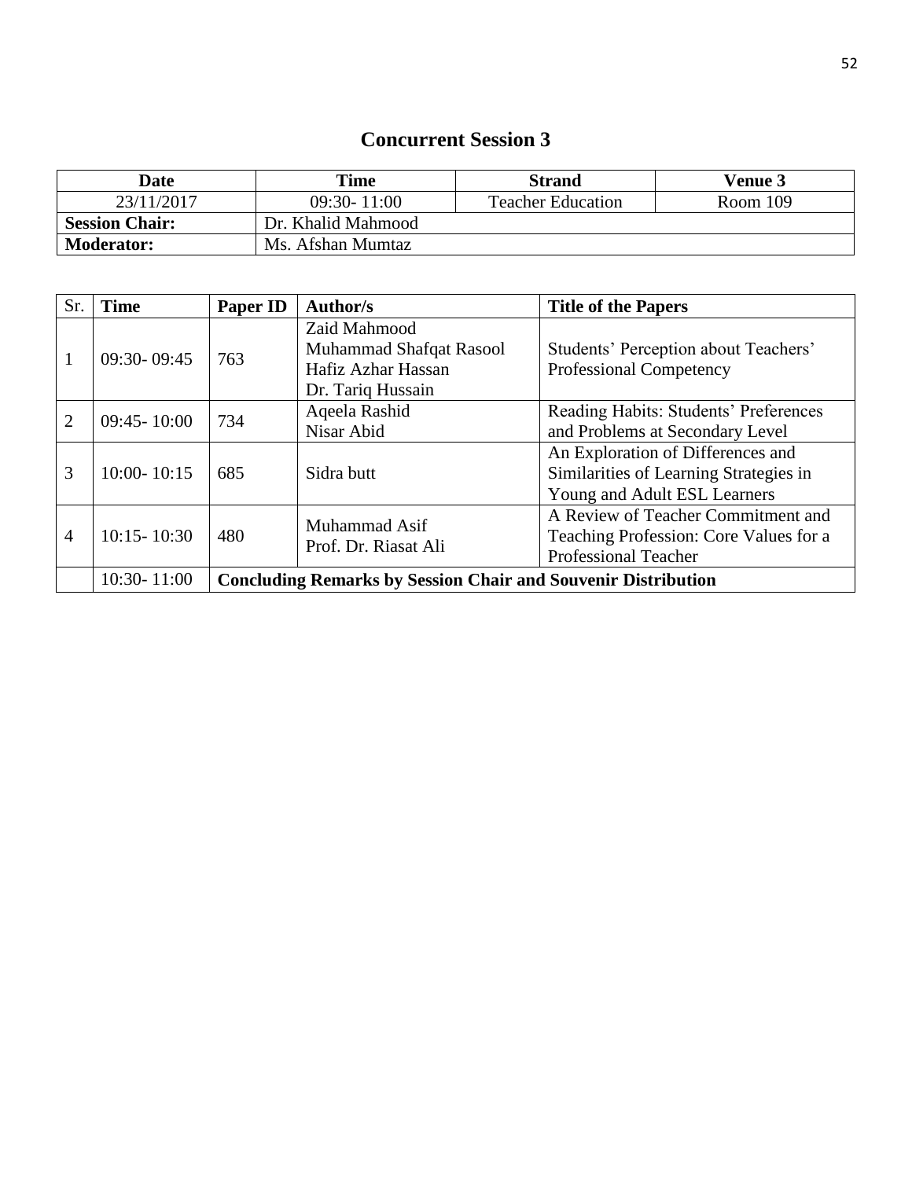# Concurrent Session 3

| Date | Time | Strand | Venue 3 |
|---|---|---|---|
| 23/11/2017 | 09:30- 11:00 | Teacher Education | Room 109 |
| **Session Chair:** | Dr. Khalid Mahmood | | |
| **Moderator:** | Ms. Afshan Mumtaz | | |

| Sr. | Time | Paper ID | Author/s | Title of the Papers |
|---|---|---|---|---|
| 1 | 09:30- 09:45 | 763 | Zaid Mahmood<br>Muhammad Shafqat Rasool<br>Hafiz Azhar Hassan<br>Dr. Tariq Hussain | Students' Perception about Teachers' Professional Competency |
| 2 | 09:45- 10:00 | 734 | Aqeela Rashid<br>Nisar Abid | Reading Habits: Students' Preferences and Problems at Secondary Level |
| 3 | 10:00- 10:15 | 685 | Sidra butt | An Exploration of Differences and Similarities of Learning Strategies in Young and Adult ESL Learners |
| 4 | 10:15- 10:30 | 480 | Muhammad Asif<br>Prof. Dr. Riasat Ali | A Review of Teacher Commitment and Teaching Profession: Core Values for a Professional Teacher |
| | 10:30- 11:00 | **Concluding Remarks by Session Chair and Souvenir Distribution** | | |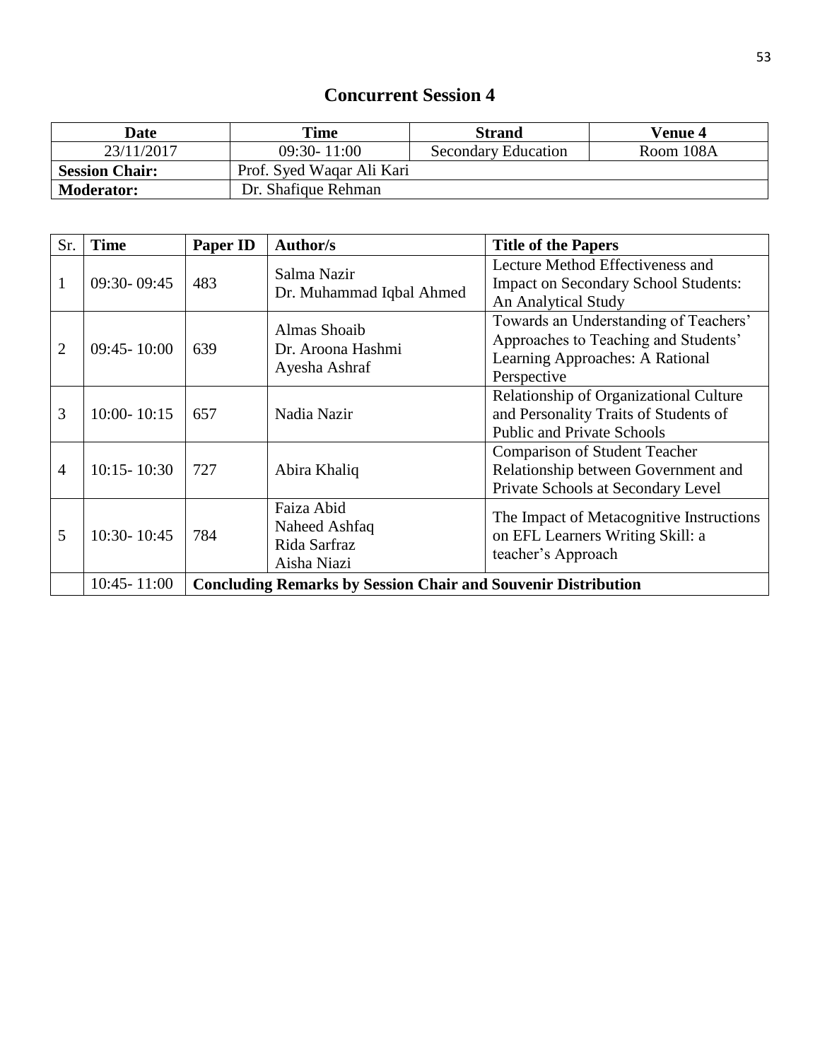## Concurrent Session 4

| Date | Time | Strand | Venue 4 |
|---|---|---|---|
| 23/11/2017 | 09:30- 11:00 | Secondary Education | Room 108A |
| **Session Chair:** | Prof. Syed Waqar Ali Kari | | |
| **Moderator:** | Dr. Shafique Rehman | | |

| Sr. | Time | Paper ID | Author/s | Title of the Papers |
|---|---|---|---|---|
| 1 | 09:30- 09:45 | 483 | Salma Nazir<br>Dr. Muhammad Iqbal Ahmed | Lecture Method Effectiveness and Impact on Secondary School Students: An Analytical Study |
| 2 | 09:45- 10:00 | 639 | Almas Shoaib<br>Dr. Aroona Hashmi<br>Ayesha Ashraf | Towards an Understanding of Teachers' Approaches to Teaching and Students' Learning Approaches: A Rational Perspective |
| 3 | 10:00- 10:15 | 657 | Nadia Nazir | Relationship of Organizational Culture and Personality Traits of Students of Public and Private Schools |
| 4 | 10:15- 10:30 | 727 | Abira Khaliq | Comparison of Student Teacher Relationship between Government and Private Schools at Secondary Level |
| 5 | 10:30- 10:45 | 784 | Faiza Abid<br>Naheed Ashfaq<br>Rida Sarfraz<br>Aisha Niazi | The Impact of Metacognitive Instructions on EFL Learners Writing Skill: a teacher's Approach |
| | 10:45- 11:00 | **Concluding Remarks by Session Chair and Souvenir Distribution** | | |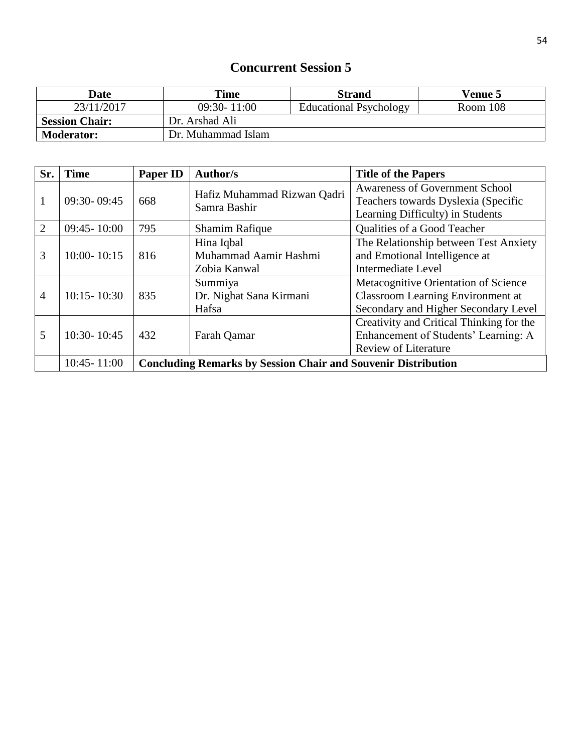## Concurrent Session 5

| **Date** | **Time** | **Strand** | **Venue 5** |
|---|---|---|---|
| 23/11/2017 | 09:30- 11:00 | Educational Psychology | Room 108 |
| **Session Chair:** | Dr. Arshad Ali | | |
| **Moderator:** | Dr. Muhammad Islam | | |

| **Sr.** | **Time** | **Paper ID** | **Author/s** | **Title of the Papers** |
|---|---|---|---|---|
| 1 | 09:30- 09:45 | 668 | Hafiz Muhammad Rizwan Qadri<br>Samra Bashir | Awareness of Government School Teachers towards Dyslexia (Specific Learning Difficulty) in Students |
| 2 | 09:45- 10:00 | 795 | Shamim Rafique | Qualities of a Good Teacher |
| 3 | 10:00- 10:15 | 816 | Hina Iqbal<br>Muhammad Aamir Hashmi<br>Zobia Kanwal | The Relationship between Test Anxiety and Emotional Intelligence at Intermediate Level |
| 4 | 10:15- 10:30 | 835 | Summiya<br>Dr. Nighat Sana Kirmani<br>Hafsa | Metacognitive Orientation of Science Classroom Learning Environment at Secondary and Higher Secondary Level |
| 5 | 10:30- 10:45 | 432 | Farah Qamar | Creativity and Critical Thinking for the Enhancement of Students' Learning: A Review of Literature |
| | 10:45- 11:00 | **Concluding Remarks by Session Chair and Souvenir Distribution** | | |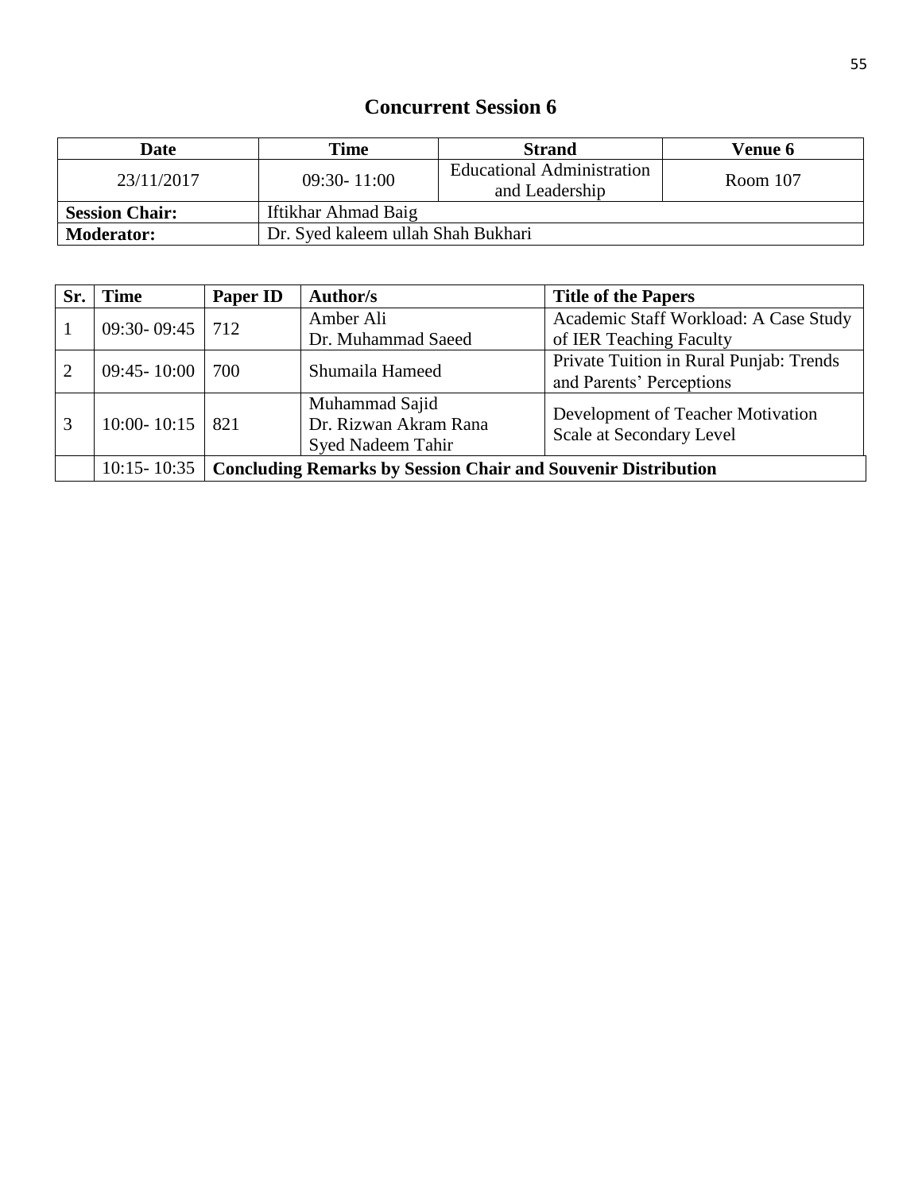# Concurrent Session 6

| Date | Time | Strand | Venue 6 |
|---|---|---|---|
| 23/11/2017 | 09:30- 11:00 | Educational Administration and Leadership | Room 107 |
| **Session Chair:** | Iftikhar Ahmad Baig | | |
| **Moderator:** | Dr. Syed kaleem ullah Shah Bukhari | | |

| Sr. | Time | Paper ID | Author/s | Title of the Papers |
|---|---|---|---|---|
| 1 | 09:30- 09:45 | 712 | Amber Ali<br>Dr. Muhammad Saeed | Academic Staff Workload: A Case Study of IER Teaching Faculty |
| 2 | 09:45- 10:00 | 700 | Shumaila Hameed | Private Tuition in Rural Punjab: Trends and Parents' Perceptions |
| 3 | 10:00- 10:15 | 821 | Muhammad Sajid<br>Dr. Rizwan Akram Rana<br>Syed Nadeem Tahir | Development of Teacher Motivation Scale at Secondary Level |
| | 10:15- 10:35 | **Concluding Remarks by Session Chair and Souvenir Distribution** | | |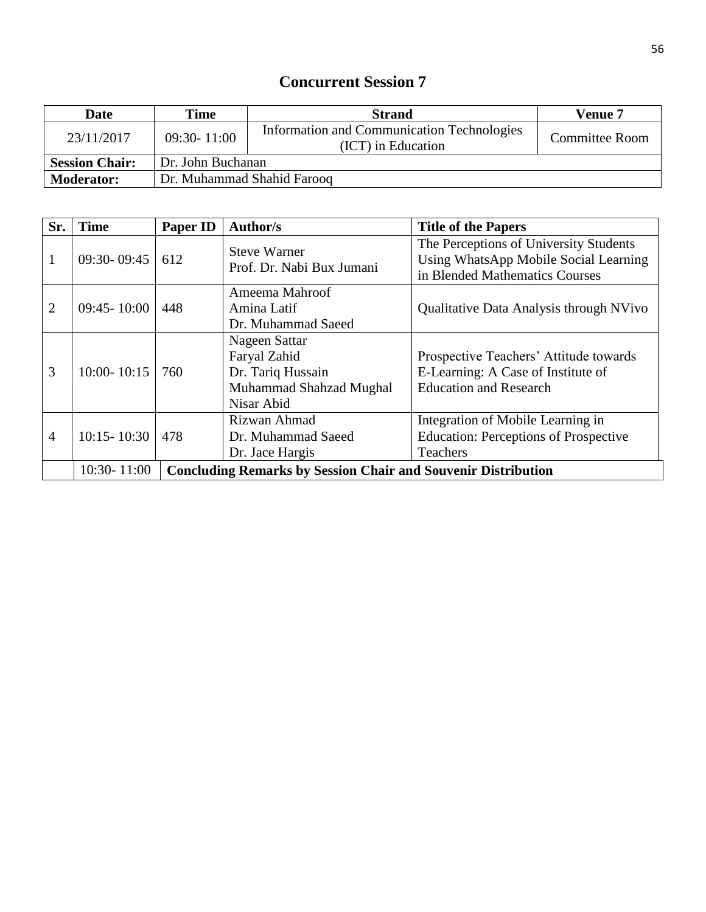## Concurrent Session 7

| Date | Time | Strand | Venue 7 |
|---|---|---|---|
| 23/11/2017 | 09:30- 11:00 | Information and Communication Technologies (ICT) in Education | Committee Room |
| **Session Chair:** | Dr. John Buchanan | | |
| **Moderator:** | Dr. Muhammad Shahid Farooq | | |

| Sr. | Time | Paper ID | Author/s | Title of the Papers |
|---|---|---|---|---|
| 1 | 09:30- 09:45 | 612 | Steve Warner<br>Prof. Dr. Nabi Bux Jumani | The Perceptions of University Students Using WhatsApp Mobile Social Learning in Blended Mathematics Courses |
| 2 | 09:45- 10:00 | 448 | Ameema Mahroof<br>Amina Latif<br>Dr. Muhammad Saeed | Qualitative Data Analysis through NVivo |
| 3 | 10:00- 10:15 | 760 | Nageen Sattar<br>Faryal Zahid<br>Dr. Tariq Hussain<br>Muhammad Shahzad Mughal<br>Nisar Abid | Prospective Teachers' Attitude towards E-Learning: A Case of Institute of Education and Research |
| 4 | 10:15- 10:30 | 478 | Rizwan Ahmad<br>Dr. Muhammad Saeed<br>Dr. Jace Hargis | Integration of Mobile Learning in Education: Perceptions of Prospective Teachers |
| | 10:30- 11:00 | **Concluding Remarks by Session Chair and Souvenir Distribution** | | |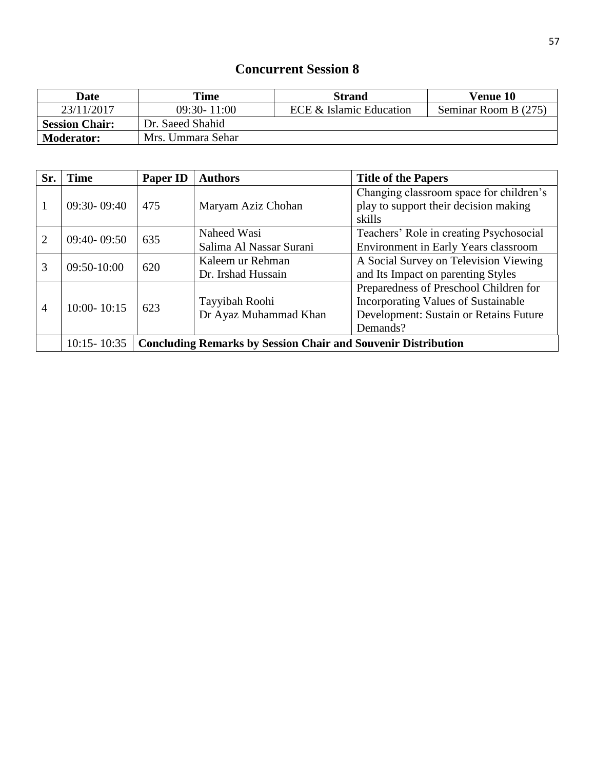# Concurrent Session 8

| Date | Time | Strand | Venue 10 |
|---|---|---|---|
| 23/11/2017 | 09:30- 11:00 | ECE & Islamic Education | Seminar Room B (275) |
| **Session Chair:** | Dr. Saeed Shahid | | |
| **Moderator:** | Mrs. Ummara Sehar | | |

| Sr. | Time | Paper ID | Authors | Title of the Papers |
|---|---|---|---|---|
| 1 | 09:30- 09:40 | 475 | Maryam Aziz Chohan | Changing classroom space for children's play to support their decision making skills |
| 2 | 09:40- 09:50 | 635 | Naheed Wasi<br>Salima Al Nassar Surani | Teachers' Role in creating Psychosocial Environment in Early Years classroom |
| 3 | 09:50-10:00 | 620 | Kaleem ur Rehman<br>Dr. Irshad Hussain | A Social Survey on Television Viewing and Its Impact on parenting Styles |
| 4 | 10:00- 10:15 | 623 | Tayyibah Roohi<br>Dr Ayaz Muhammad Khan | Preparedness of Preschool Children for Incorporating Values of Sustainable Development: Sustain or Retains Future Demands? |
| | 10:15- 10:35 | **Concluding Remarks by Session Chair and Souvenir Distribution** | | |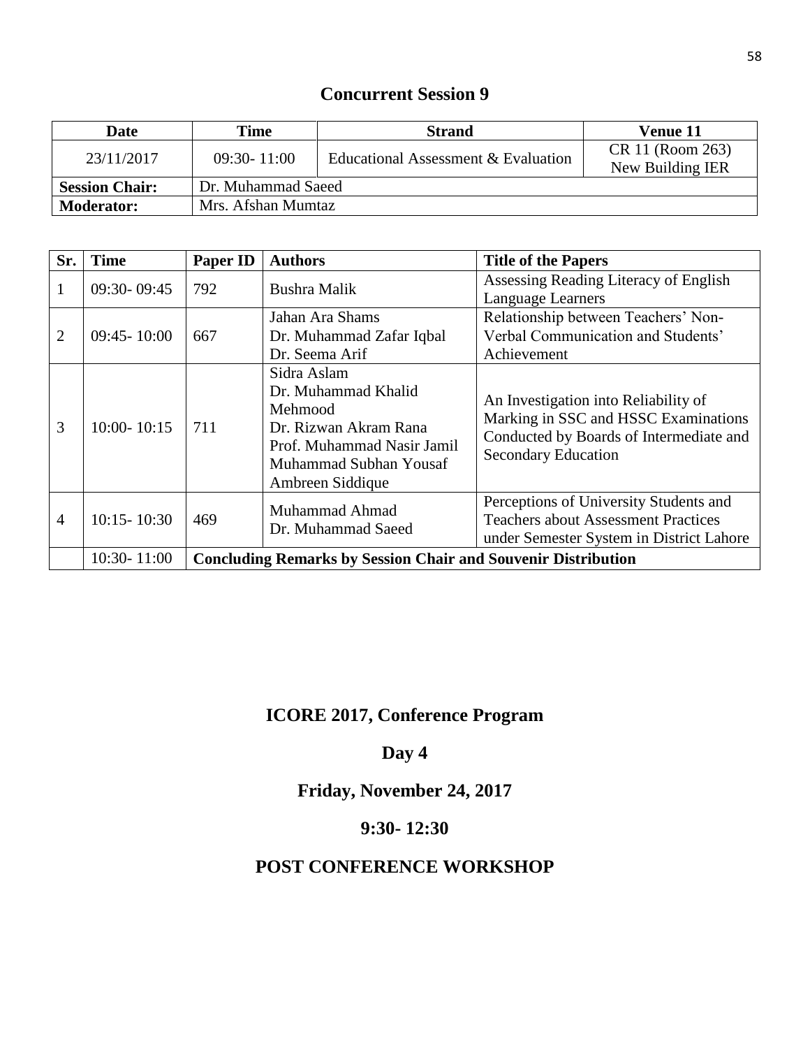## Concurrent Session 9

| Date | Time | Strand | Venue 11 |
|---|---|---|---|
| 23/11/2017 | 09:30- 11:00 | Educational Assessment & Evaluation | CR 11 (Room 263) New Building IER |
| **Session Chair:** | Dr. Muhammad Saeed | | |
| **Moderator:** | Mrs. Afshan Mumtaz | | |

| Sr. | Time | Paper ID | Authors | Title of the Papers |
|---|---|---|---|---|
| 1 | 09:30- 09:45 | 792 | Bushra Malik | Assessing Reading Literacy of English Language Learners |
| 2 | 09:45- 10:00 | 667 | Jahan Ara Shams<br>Dr. Muhammad Zafar Iqbal<br>Dr. Seema Arif | Relationship between Teachers' Non-Verbal Communication and Students' Achievement |
| 3 | 10:00- 10:15 | 711 | Sidra Aslam<br>Dr. Muhammad Khalid Mehmood<br>Dr. Rizwan Akram Rana<br>Prof. Muhammad Nasir Jamil<br>Muhammad Subhan Yousaf<br>Ambreen Siddique | An Investigation into Reliability of Marking in SSC and HSSC Examinations Conducted by Boards of Intermediate and Secondary Education |
| 4 | 10:15- 10:30 | 469 | Muhammad Ahmad<br>Dr. Muhammad Saeed | Perceptions of University Students and Teachers about Assessment Practices under Semester System in District Lahore |
| | 10:30- 11:00 | **Concluding Remarks by Session Chair and Souvenir Distribution** | | |

# ICORE 2017, Conference Program

## Day 4

## Friday, November 24, 2017

## 9:30- 12:30

## POST CONFERENCE WORKSHOP